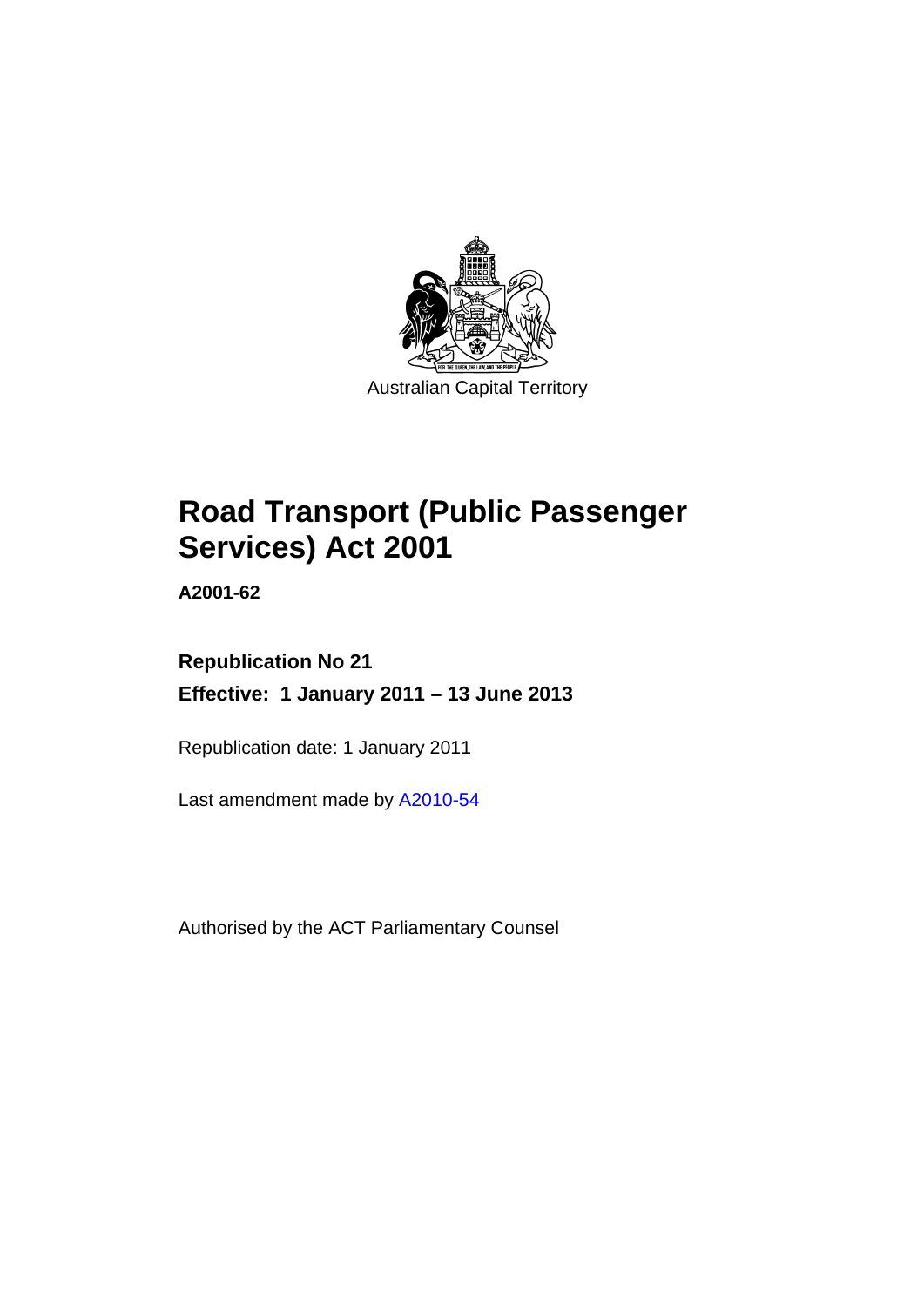Australian Capital Territory

# Road Transport (Public Passenger Services) Act 2001

**A2001-62**

**Republication No 21**

**Effective: 1 January 2011 – 13 June 2013**

Republication date: 1 January 2011

Last amendment made by A2010-54

Authorised by the ACT Parliamentary Counsel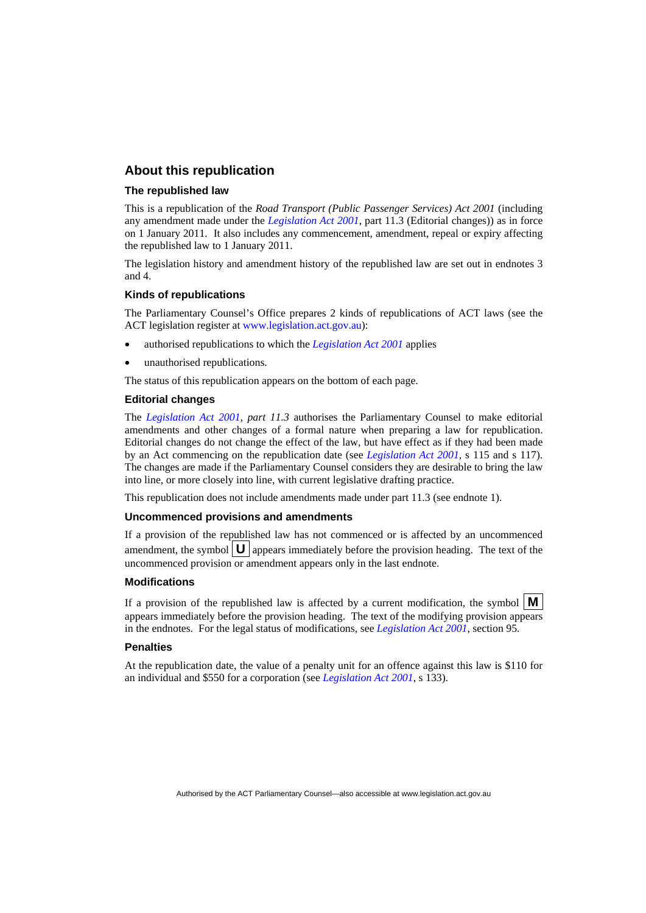## About this republication

### The republished law

This is a republication of the *Road Transport (Public Passenger Services) Act 2001* (including any amendment made under the *Legislation Act 2001*, part 11.3 (Editorial changes)) as in force on 1 January 2011. It also includes any commencement, amendment, repeal or expiry affecting the republished law to 1 January 2011.

The legislation history and amendment history of the republished law are set out in endnotes 3 and 4.

### Kinds of republications

The Parliamentary Counsel's Office prepares 2 kinds of republications of ACT laws (see the ACT legislation register at www.legislation.act.gov.au):

- authorised republications to which the *Legislation Act 2001* applies
- unauthorised republications.

The status of this republication appears on the bottom of each page.

### Editorial changes

The *Legislation Act 2001, part 11.3* authorises the Parliamentary Counsel to make editorial amendments and other changes of a formal nature when preparing a law for republication. Editorial changes do not change the effect of the law, but have effect as if they had been made by an Act commencing on the republication date (see *Legislation Act 2001*, s 115 and s 117). The changes are made if the Parliamentary Counsel considers they are desirable to bring the law into line, or more closely into line, with current legislative drafting practice.

This republication does not include amendments made under part 11.3 (see endnote 1).

### Uncommenced provisions and amendments

If a provision of the republished law has not commenced or is affected by an uncommenced amendment, the symbol **U** appears immediately before the provision heading. The text of the uncommenced provision or amendment appears only in the last endnote.

### Modifications

If a provision of the republished law is affected by a current modification, the symbol **M** appears immediately before the provision heading. The text of the modifying provision appears in the endnotes. For the legal status of modifications, see *Legislation Act 2001*, section 95.

### Penalties

At the republication date, the value of a penalty unit for an offence against this law is $110 for an individual and $550 for a corporation (see *Legislation Act 2001*, s 133).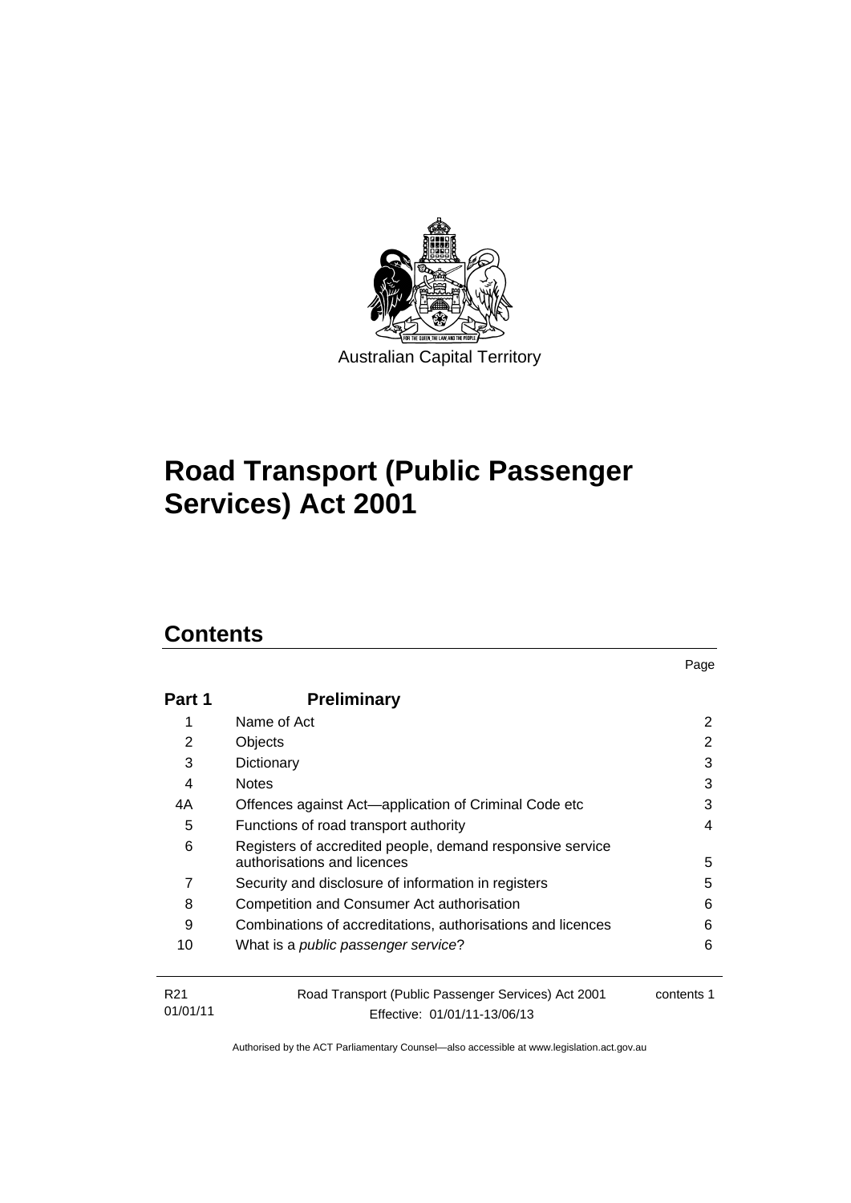Australian Capital Territory

# Road Transport (Public Passenger Services) Act 2001

## Contents

| | | Page |
|---|---|---|
| **Part 1** | **Preliminary** | |
| 1 | Name of Act | 2 |
| 2 | Objects | 2 |
| 3 | Dictionary | 3 |
| 4 | Notes | 3 |
| 4A | Offences against Act—application of Criminal Code etc | 3 |
| 5 | Functions of road transport authority | 4 |
| 6 | Registers of accredited people, demand responsive service authorisations and licences | 5 |
| 7 | Security and disclosure of information in registers | 5 |
| 8 | Competition and Consumer Act authorisation | 6 |
| 9 | Combinations of accreditations, authorisations and licences | 6 |
| 10 | What is a *public passenger service*? | 6 |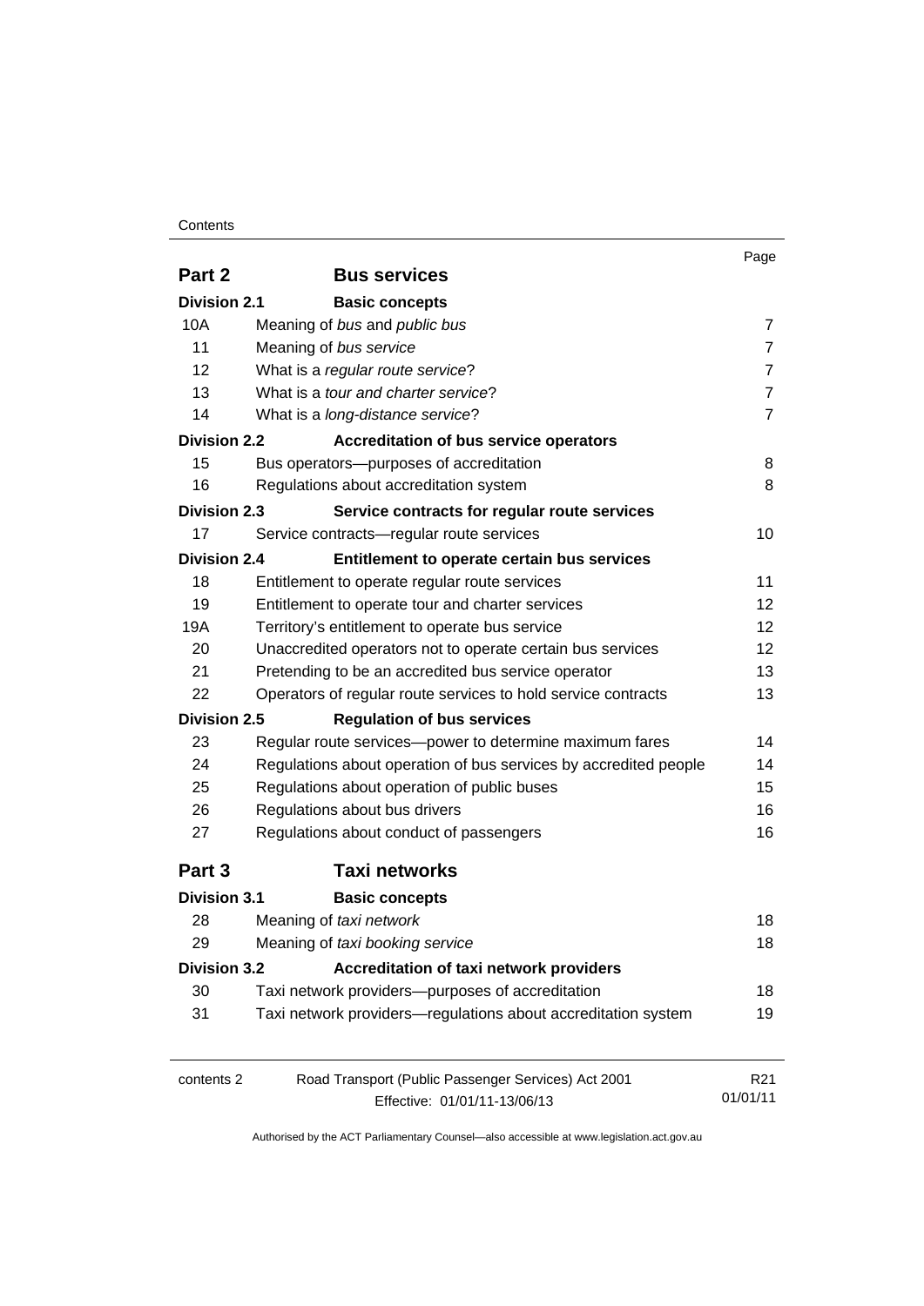| | | Page |
|---|---|---|
| **Part 2** | **Bus services** | |
| **Division 2.1** | **Basic concepts** | |
| 10A | Meaning of *bus* and *public bus* | 7 |
| 11 | Meaning of *bus service* | 7 |
| 12 | What is a *regular route service*? | 7 |
| 13 | What is a *tour and charter service*? | 7 |
| 14 | What is a *long-distance service*? | 7 |
| **Division 2.2** | **Accreditation of bus service operators** | |
| 15 | Bus operators—purposes of accreditation | 8 |
| 16 | Regulations about accreditation system | 8 |
| **Division 2.3** | **Service contracts for regular route services** | |
| 17 | Service contracts—regular route services | 10 |
| **Division 2.4** | **Entitlement to operate certain bus services** | |
| 18 | Entitlement to operate regular route services | 11 |
| 19 | Entitlement to operate tour and charter services | 12 |
| 19A | Territory's entitlement to operate bus service | 12 |
| 20 | Unaccredited operators not to operate certain bus services | 12 |
| 21 | Pretending to be an accredited bus service operator | 13 |
| 22 | Operators of regular route services to hold service contracts | 13 |
| **Division 2.5** | **Regulation of bus services** | |
| 23 | Regular route services—power to determine maximum fares | 14 |
| 24 | Regulations about operation of bus services by accredited people | 14 |
| 25 | Regulations about operation of public buses | 15 |
| 26 | Regulations about bus drivers | 16 |
| 27 | Regulations about conduct of passengers | 16 |
| **Part 3** | **Taxi networks** | |
| **Division 3.1** | **Basic concepts** | |
| 28 | Meaning of *taxi network* | 18 |
| 29 | Meaning of *taxi booking service* | 18 |
| **Division 3.2** | **Accreditation of taxi network providers** | |
| 30 | Taxi network providers—purposes of accreditation | 18 |
| 31 | Taxi network providers—regulations about accreditation system | 19 |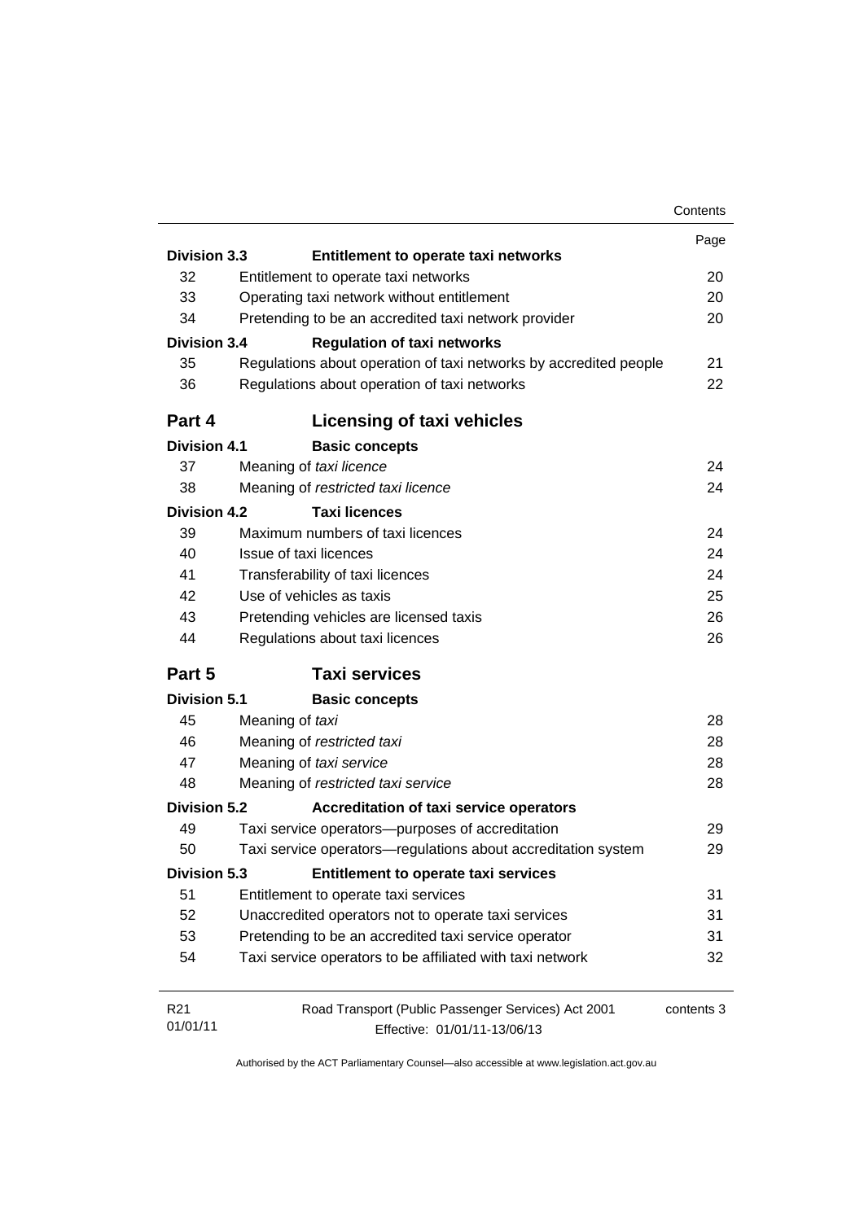| | | Page |
|---|---|---|
| **Division 3.3** | **Entitlement to operate taxi networks** | |
| 32 | Entitlement to operate taxi networks | 20 |
| 33 | Operating taxi network without entitlement | 20 |
| 34 | Pretending to be an accredited taxi network provider | 20 |
| **Division 3.4** | **Regulation of taxi networks** | |
| 35 | Regulations about operation of taxi networks by accredited people | 21 |
| 36 | Regulations about operation of taxi networks | 22 |
| **Part 4** | **Licensing of taxi vehicles** | |
| **Division 4.1** | **Basic concepts** | |
| 37 | Meaning of *taxi licence* | 24 |
| 38 | Meaning of *restricted taxi licence* | 24 |
| **Division 4.2** | **Taxi licences** | |
| 39 | Maximum numbers of taxi licences | 24 |
| 40 | Issue of taxi licences | 24 |
| 41 | Transferability of taxi licences | 24 |
| 42 | Use of vehicles as taxis | 25 |
| 43 | Pretending vehicles are licensed taxis | 26 |
| 44 | Regulations about taxi licences | 26 |
| **Part 5** | **Taxi services** | |
| **Division 5.1** | **Basic concepts** | |
| 45 | Meaning of *taxi* | 28 |
| 46 | Meaning of *restricted taxi* | 28 |
| 47 | Meaning of *taxi service* | 28 |
| 48 | Meaning of *restricted taxi service* | 28 |
| **Division 5.2** | **Accreditation of taxi service operators** | |
| 49 | Taxi service operators—purposes of accreditation | 29 |
| 50 | Taxi service operators—regulations about accreditation system | 29 |
| **Division 5.3** | **Entitlement to operate taxi services** | |
| 51 | Entitlement to operate taxi services | 31 |
| 52 | Unaccredited operators not to operate taxi services | 31 |
| 53 | Pretending to be an accredited taxi service operator | 31 |
| 54 | Taxi service operators to be affiliated with taxi network | 32 |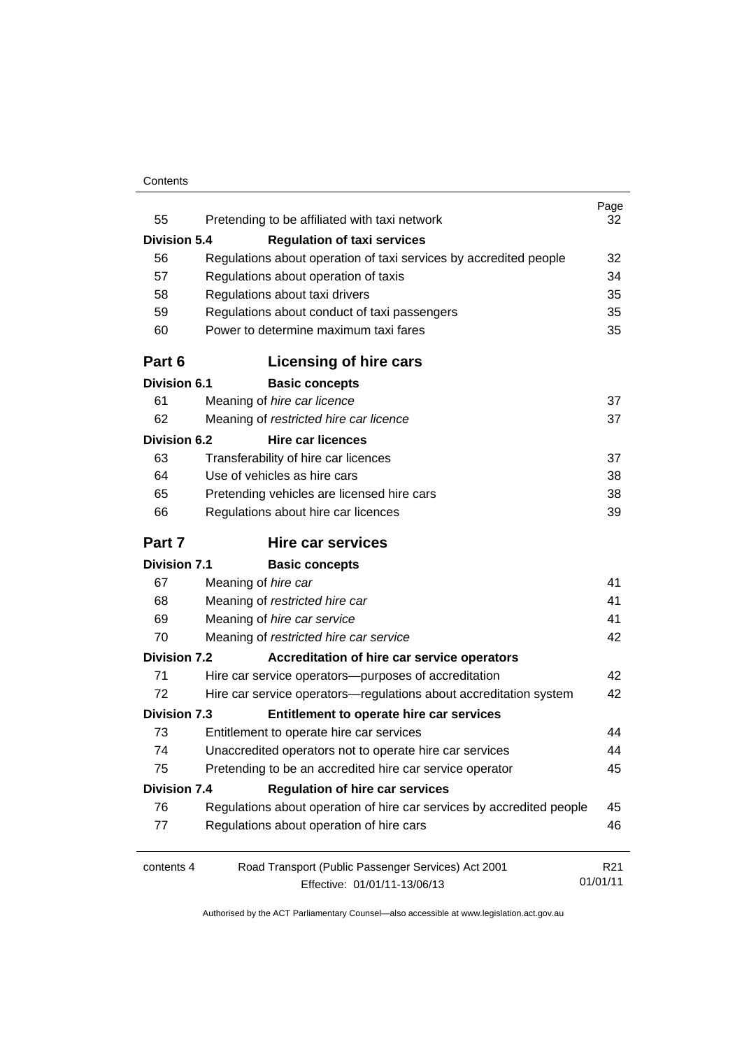| | | Page |
|---|---|---|
| 55 | Pretending to be affiliated with taxi network | 32 |
| **Division 5.4** | **Regulation of taxi services** | |
| 56 | Regulations about operation of taxi services by accredited people | 32 |
| 57 | Regulations about operation of taxis | 34 |
| 58 | Regulations about taxi drivers | 35 |
| 59 | Regulations about conduct of taxi passengers | 35 |
| 60 | Power to determine maximum taxi fares | 35 |
| **Part 6** | **Licensing of hire cars** | |
| **Division 6.1** | **Basic concepts** | |
| 61 | Meaning of *hire car licence* | 37 |
| 62 | Meaning of *restricted hire car licence* | 37 |
| **Division 6.2** | **Hire car licences** | |
| 63 | Transferability of hire car licences | 37 |
| 64 | Use of vehicles as hire cars | 38 |
| 65 | Pretending vehicles are licensed hire cars | 38 |
| 66 | Regulations about hire car licences | 39 |
| **Part 7** | **Hire car services** | |
| **Division 7.1** | **Basic concepts** | |
| 67 | Meaning of *hire car* | 41 |
| 68 | Meaning of *restricted hire car* | 41 |
| 69 | Meaning of *hire car service* | 41 |
| 70 | Meaning of *restricted hire car service* | 42 |
| **Division 7.2** | **Accreditation of hire car service operators** | |
| 71 | Hire car service operators—purposes of accreditation | 42 |
| 72 | Hire car service operators—regulations about accreditation system | 42 |
| **Division 7.3** | **Entitlement to operate hire car services** | |
| 73 | Entitlement to operate hire car services | 44 |
| 74 | Unaccredited operators not to operate hire car services | 44 |
| 75 | Pretending to be an accredited hire car service operator | 45 |
| **Division 7.4** | **Regulation of hire car services** | |
| 76 | Regulations about operation of hire car services by accredited people | 45 |
| 77 | Regulations about operation of hire cars | 46 |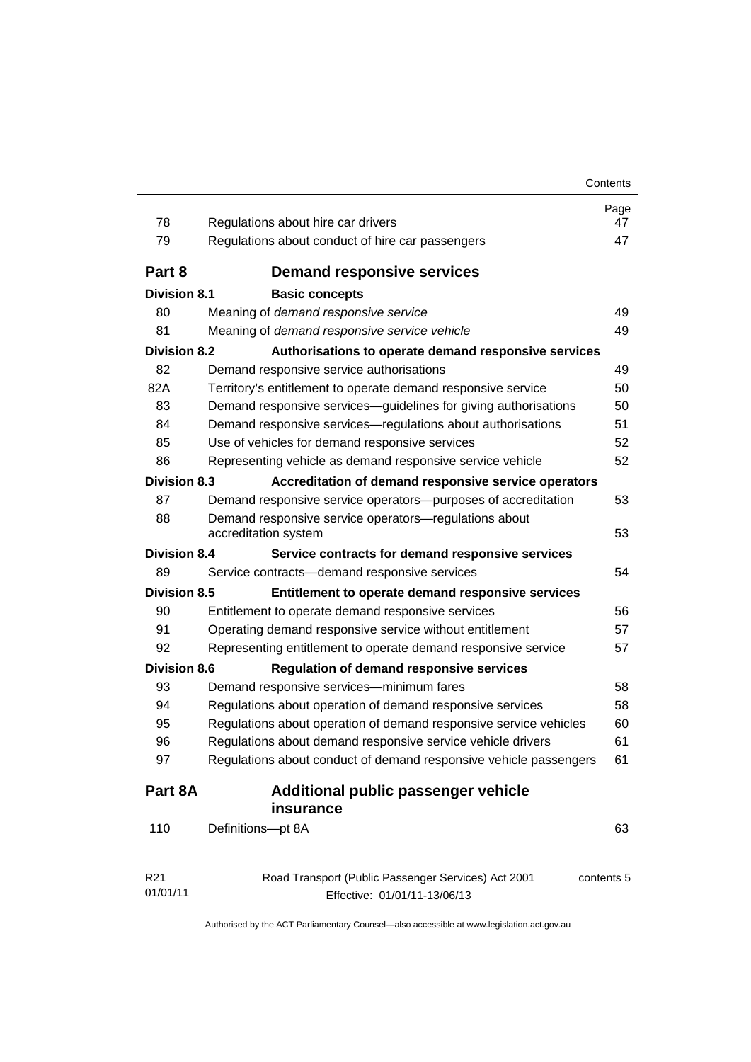| | | Page |
|---|---|---|
| 78 | Regulations about hire car drivers | 47 |
| 79 | Regulations about conduct of hire car passengers | 47 |
| **Part 8** | **Demand responsive services** | |
| **Division 8.1** | **Basic concepts** | |
| 80 | Meaning of *demand responsive service* | 49 |
| 81 | Meaning of *demand responsive service vehicle* | 49 |
| **Division 8.2** | **Authorisations to operate demand responsive services** | |
| 82 | Demand responsive service authorisations | 49 |
| 82A | Territory's entitlement to operate demand responsive service | 50 |
| 83 | Demand responsive services—guidelines for giving authorisations | 50 |
| 84 | Demand responsive services—regulations about authorisations | 51 |
| 85 | Use of vehicles for demand responsive services | 52 |
| 86 | Representing vehicle as demand responsive service vehicle | 52 |
| **Division 8.3** | **Accreditation of demand responsive service operators** | |
| 87 | Demand responsive service operators—purposes of accreditation | 53 |
| 88 | Demand responsive service operators—regulations about accreditation system | 53 |
| **Division 8.4** | **Service contracts for demand responsive services** | |
| 89 | Service contracts—demand responsive services | 54 |
| **Division 8.5** | **Entitlement to operate demand responsive services** | |
| 90 | Entitlement to operate demand responsive services | 56 |
| 91 | Operating demand responsive service without entitlement | 57 |
| 92 | Representing entitlement to operate demand responsive service | 57 |
| **Division 8.6** | **Regulation of demand responsive services** | |
| 93 | Demand responsive services—minimum fares | 58 |
| 94 | Regulations about operation of demand responsive services | 58 |
| 95 | Regulations about operation of demand responsive service vehicles | 60 |
| 96 | Regulations about demand responsive service vehicle drivers | 61 |
| 97 | Regulations about conduct of demand responsive vehicle passengers | 61 |
| **Part 8A** | **Additional public passenger vehicle insurance** | |
| 110 | Definitions—pt 8A | 63 |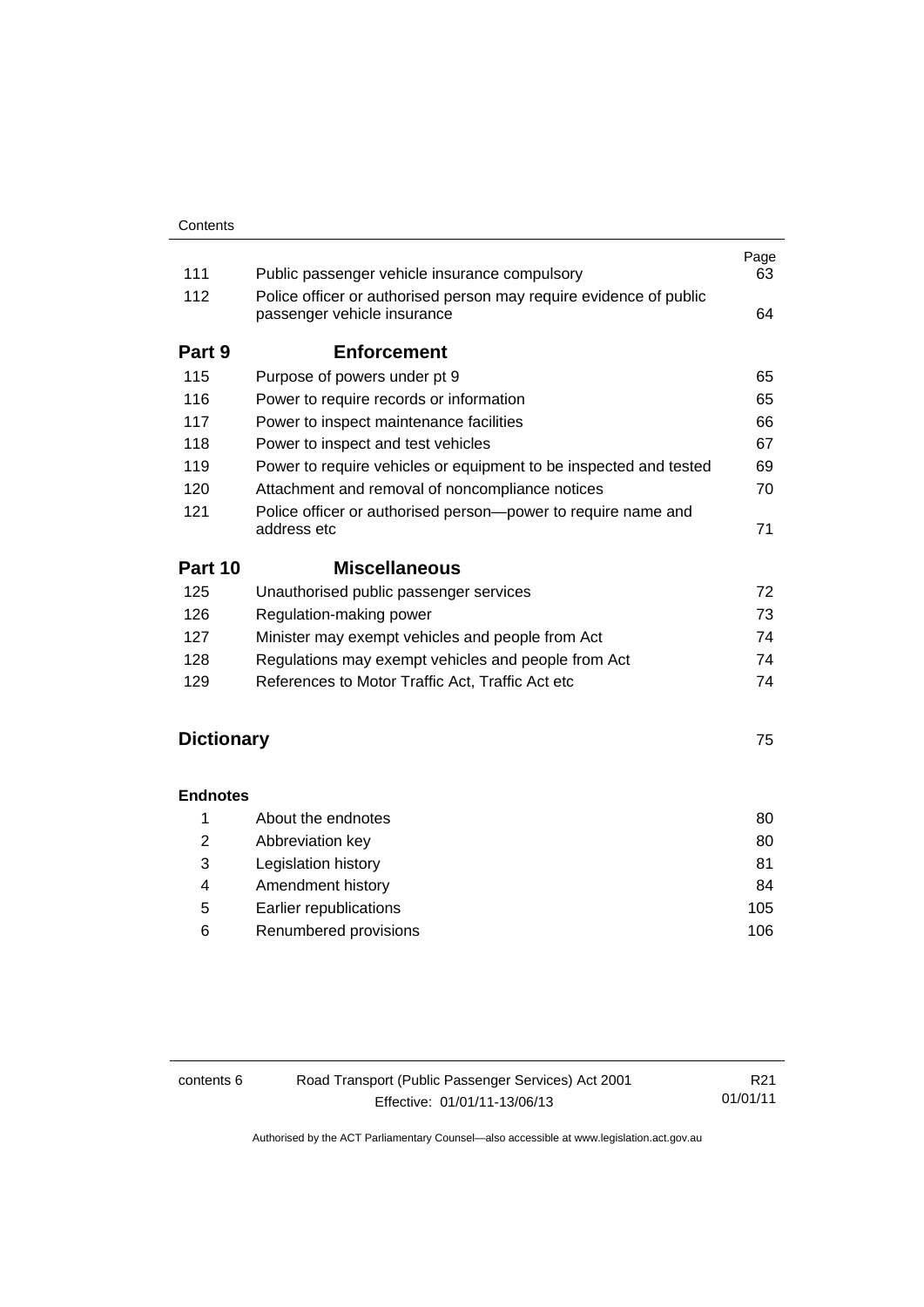| | | Page |
|---|---|---|
| 111 | Public passenger vehicle insurance compulsory | 63 |
| 112 | Police officer or authorised person may require evidence of public passenger vehicle insurance | 64 |
| **Part 9** | **Enforcement** | |
| 115 | Purpose of powers under pt 9 | 65 |
| 116 | Power to require records or information | 65 |
| 117 | Power to inspect maintenance facilities | 66 |
| 118 | Power to inspect and test vehicles | 67 |
| 119 | Power to require vehicles or equipment to be inspected and tested | 69 |
| 120 | Attachment and removal of noncompliance notices | 70 |
| 121 | Police officer or authorised person—power to require name and address etc | 71 |
| **Part 10** | **Miscellaneous** | |
| 125 | Unauthorised public passenger services | 72 |
| 126 | Regulation-making power | 73 |
| 127 | Minister may exempt vehicles and people from Act | 74 |
| 128 | Regulations may exempt vehicles and people from Act | 74 |
| 129 | References to Motor Traffic Act, Traffic Act etc | 74 |

**Dictionary** 75

**Endnotes**

| | | |
|---|---|---|
| 1 | About the endnotes | 80 |
| 2 | Abbreviation key | 80 |
| 3 | Legislation history | 81 |
| 4 | Amendment history | 84 |
| 5 | Earlier republications | 105 |
| 6 | Renumbered provisions | 106 |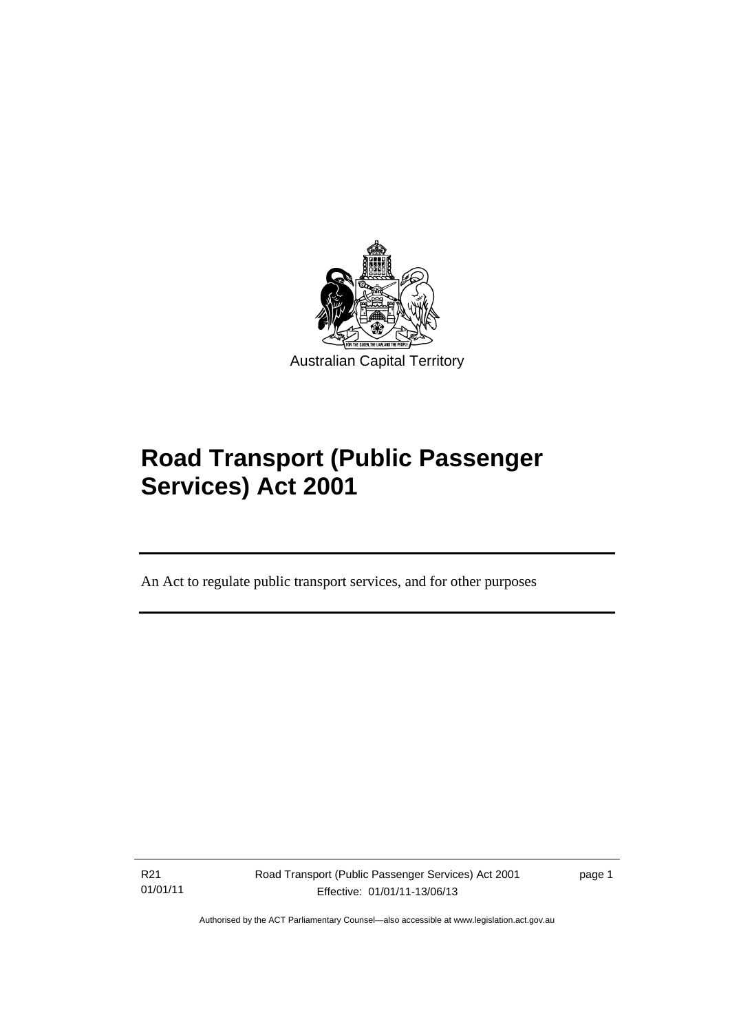Australian Capital Territory

# Road Transport (Public Passenger Services) Act 2001

An Act to regulate public transport services, and for other purposes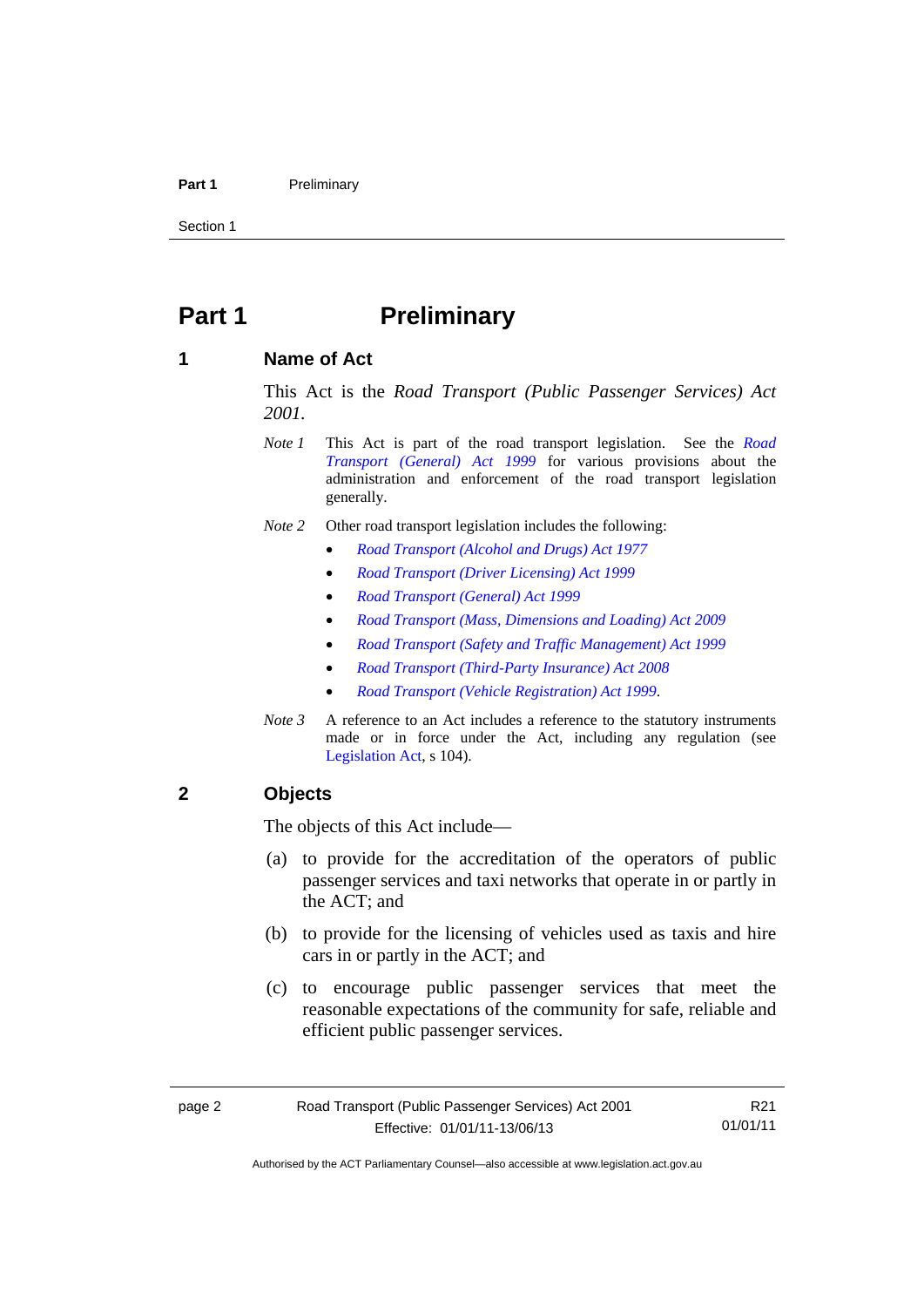# Part 1 Preliminary

## 1 Name of Act

This Act is the *Road Transport (Public Passenger Services) Act 2001*.

*Note 1* This Act is part of the road transport legislation. See the *Road Transport (General) Act 1999* for various provisions about the administration and enforcement of the road transport legislation generally.

*Note 2* Other road transport legislation includes the following:

- *Road Transport (Alcohol and Drugs) Act 1977*
- *Road Transport (Driver Licensing) Act 1999*
- *Road Transport (General) Act 1999*
- *Road Transport (Mass, Dimensions and Loading) Act 2009*
- *Road Transport (Safety and Traffic Management) Act 1999*
- *Road Transport (Third-Party Insurance) Act 2008*
- *Road Transport (Vehicle Registration) Act 1999*.

*Note 3* A reference to an Act includes a reference to the statutory instruments made or in force under the Act, including any regulation (see Legislation Act, s 104).

## 2 Objects

The objects of this Act include—

(a) to provide for the accreditation of the operators of public passenger services and taxi networks that operate in or partly in the ACT; and

(b) to provide for the licensing of vehicles used as taxis and hire cars in or partly in the ACT; and

(c) to encourage public passenger services that meet the reasonable expectations of the community for safe, reliable and efficient public passenger services.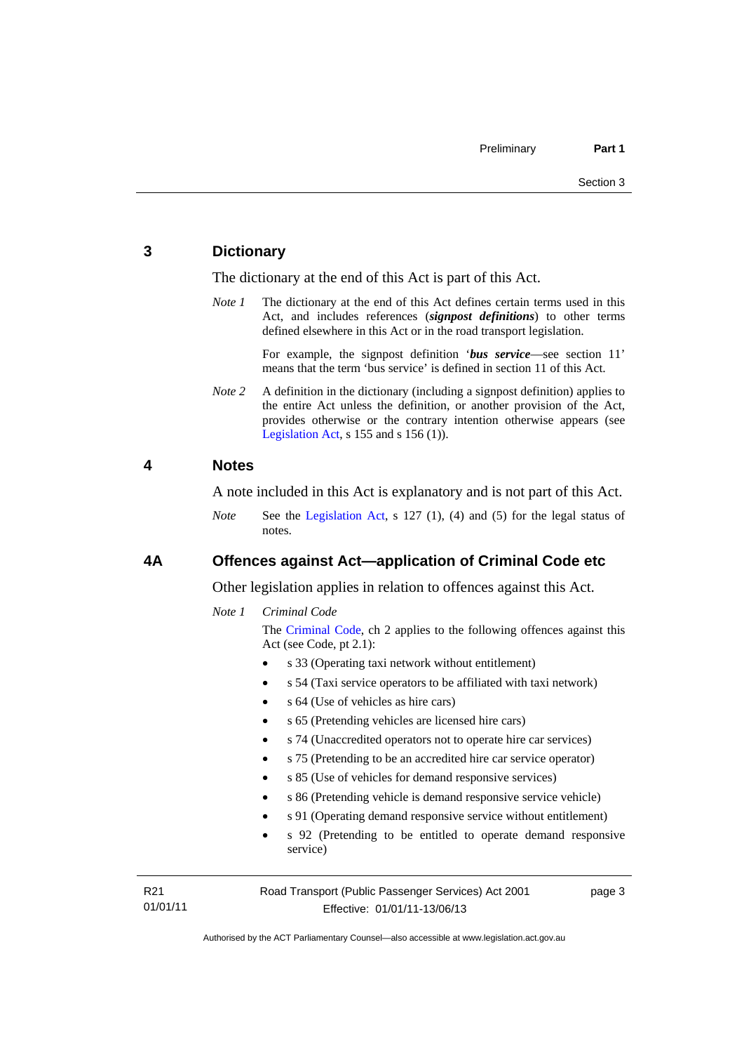## 3 Dictionary

The dictionary at the end of this Act is part of this Act.

*Note 1* The dictionary at the end of this Act defines certain terms used in this Act, and includes references (***signpost definitions***) to other terms defined elsewhere in this Act or in the road transport legislation.

For example, the signpost definition '***bus service***—see section 11' means that the term 'bus service' is defined in section 11 of this Act.

*Note 2* A definition in the dictionary (including a signpost definition) applies to the entire Act unless the definition, or another provision of the Act, provides otherwise or the contrary intention otherwise appears (see Legislation Act, s 155 and s 156 (1)).

## 4 Notes

A note included in this Act is explanatory and is not part of this Act.

*Note* See the Legislation Act, s 127 (1), (4) and (5) for the legal status of notes.

## 4A Offences against Act—application of Criminal Code etc

Other legislation applies in relation to offences against this Act.

*Note 1* *Criminal Code*

The Criminal Code, ch 2 applies to the following offences against this Act (see Code, pt 2.1):

- s 33 (Operating taxi network without entitlement)
- s 54 (Taxi service operators to be affiliated with taxi network)
- s 64 (Use of vehicles as hire cars)
- s 65 (Pretending vehicles are licensed hire cars)
- s 74 (Unaccredited operators not to operate hire car services)
- s 75 (Pretending to be an accredited hire car service operator)
- s 85 (Use of vehicles for demand responsive services)
- s 86 (Pretending vehicle is demand responsive service vehicle)
- s 91 (Operating demand responsive service without entitlement)
- s 92 (Pretending to be entitled to operate demand responsive service)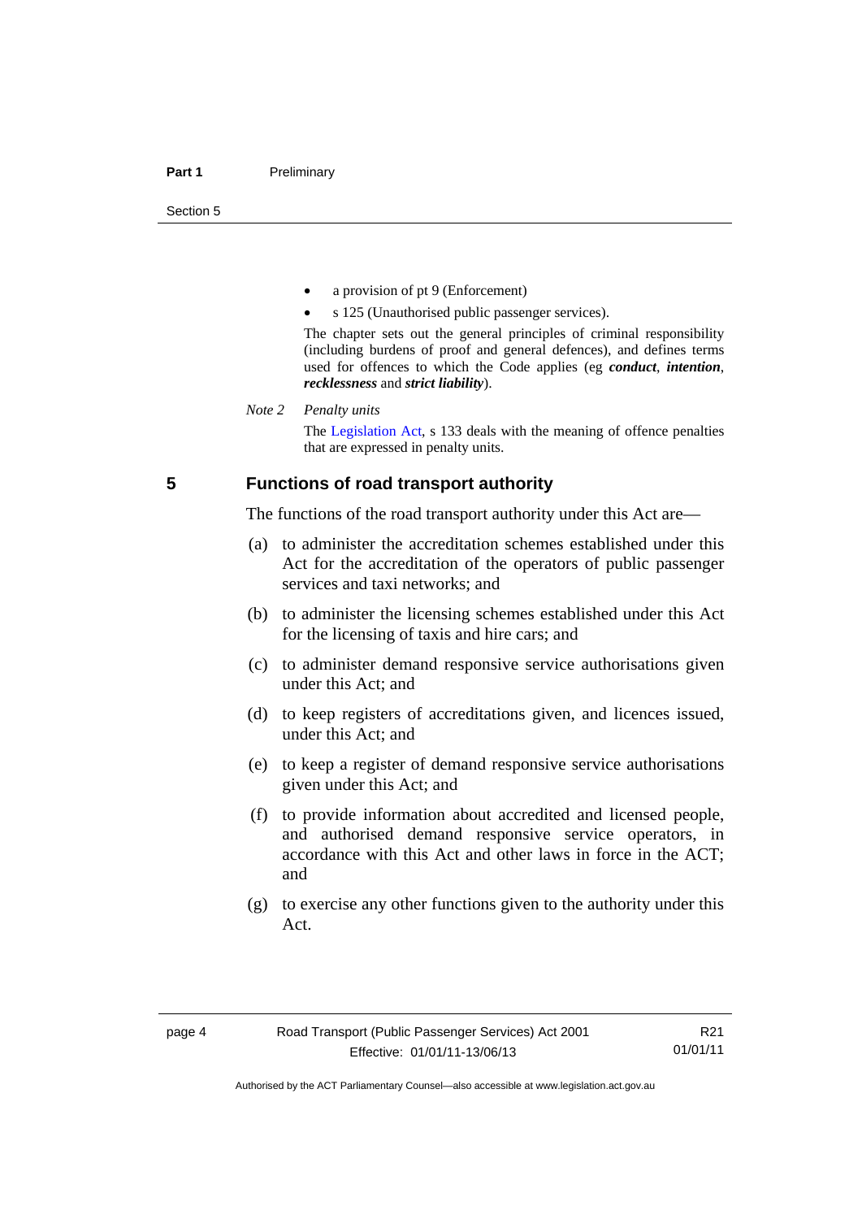- a provision of pt 9 (Enforcement)
- s 125 (Unauthorised public passenger services).

The chapter sets out the general principles of criminal responsibility (including burdens of proof and general defences), and defines terms used for offences to which the Code applies (eg ***conduct***, ***intention***, ***recklessness*** and ***strict liability***).

*Note 2 Penalty units*

The Legislation Act, s 133 deals with the meaning of offence penalties that are expressed in penalty units.

## 5 Functions of road transport authority

The functions of the road transport authority under this Act are—

(a) to administer the accreditation schemes established under this Act for the accreditation of the operators of public passenger services and taxi networks; and

(b) to administer the licensing schemes established under this Act for the licensing of taxis and hire cars; and

(c) to administer demand responsive service authorisations given under this Act; and

(d) to keep registers of accreditations given, and licences issued, under this Act; and

(e) to keep a register of demand responsive service authorisations given under this Act; and

(f) to provide information about accredited and licensed people, and authorised demand responsive service operators, in accordance with this Act and other laws in force in the ACT; and

(g) to exercise any other functions given to the authority under this Act.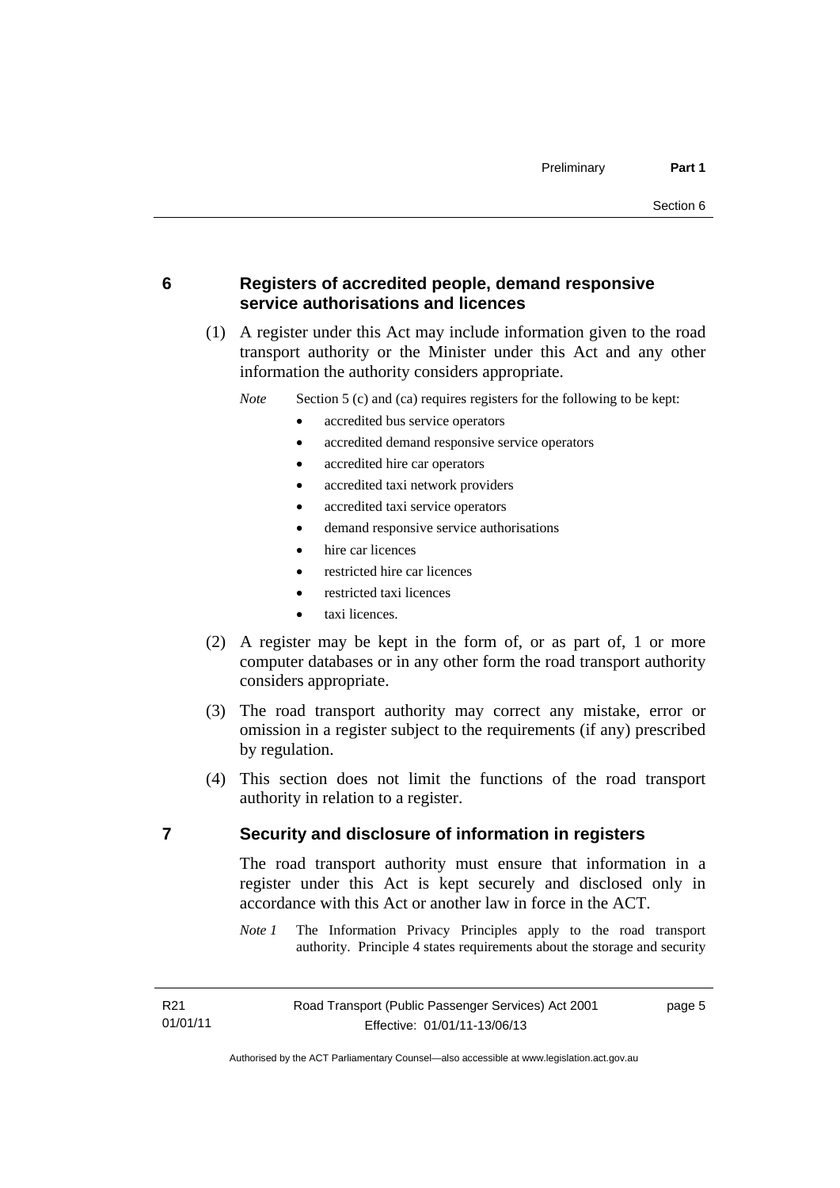## 6 Registers of accredited people, demand responsive service authorisations and licences

(1) A register under this Act may include information given to the road transport authority or the Minister under this Act and any other information the authority considers appropriate.

*Note* Section 5 (c) and (ca) requires registers for the following to be kept:

- accredited bus service operators
- accredited demand responsive service operators
- accredited hire car operators
- accredited taxi network providers
- accredited taxi service operators
- demand responsive service authorisations
- hire car licences
- restricted hire car licences
- restricted taxi licences
- taxi licences.

(2) A register may be kept in the form of, or as part of, 1 or more computer databases or in any other form the road transport authority considers appropriate.

(3) The road transport authority may correct any mistake, error or omission in a register subject to the requirements (if any) prescribed by regulation.

(4) This section does not limit the functions of the road transport authority in relation to a register.

## 7 Security and disclosure of information in registers

The road transport authority must ensure that information in a register under this Act is kept securely and disclosed only in accordance with this Act or another law in force in the ACT.

*Note 1* The Information Privacy Principles apply to the road transport authority. Principle 4 states requirements about the storage and security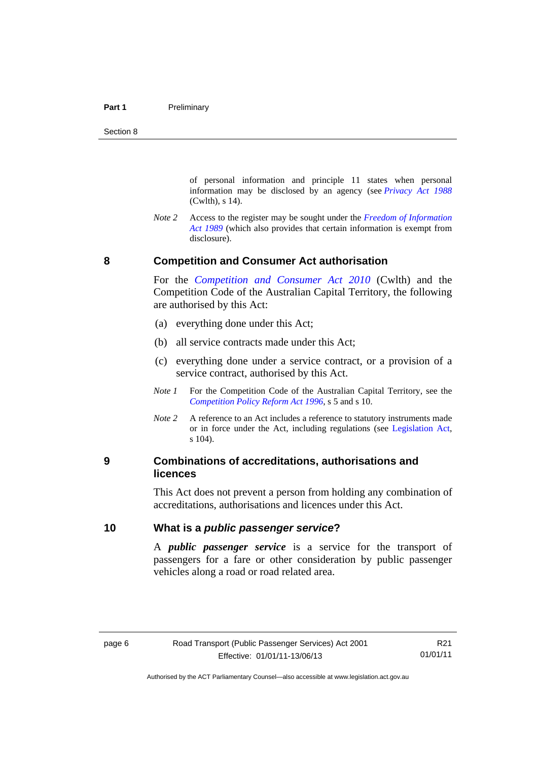of personal information and principle 11 states when personal information may be disclosed by an agency (see *Privacy Act 1988* (Cwlth), s 14).

*Note 2* Access to the register may be sought under the *Freedom of Information Act 1989* (which also provides that certain information is exempt from disclosure).

## 8 Competition and Consumer Act authorisation

For the *Competition and Consumer Act 2010* (Cwlth) and the Competition Code of the Australian Capital Territory, the following are authorised by this Act:

(a) everything done under this Act;

(b) all service contracts made under this Act;

(c) everything done under a service contract, or a provision of a service contract, authorised by this Act.

*Note 1* For the Competition Code of the Australian Capital Territory, see the *Competition Policy Reform Act 1996*, s 5 and s 10.

*Note 2* A reference to an Act includes a reference to statutory instruments made or in force under the Act, including regulations (see Legislation Act, s 104).

## 9 Combinations of accreditations, authorisations and licences

This Act does not prevent a person from holding any combination of accreditations, authorisations and licences under this Act.

## 10 What is a *public passenger service*?

A ***public passenger service*** is a service for the transport of passengers for a fare or other consideration by public passenger vehicles along a road or road related area.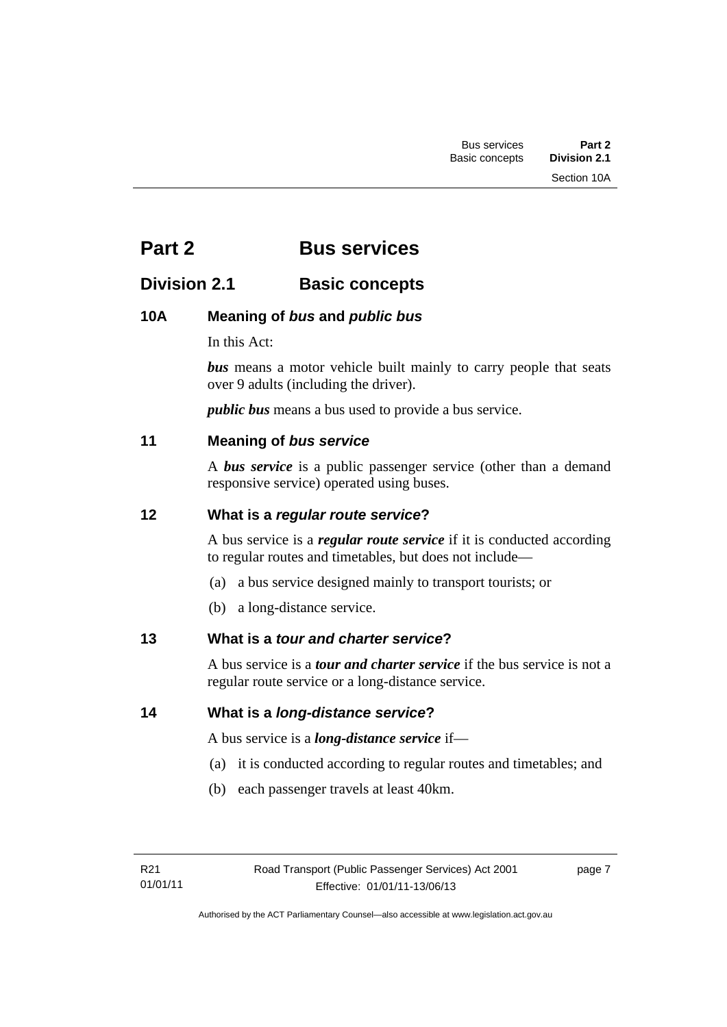# Part 2 Bus services

## Division 2.1 Basic concepts

### 10A Meaning of *bus* and *public bus*

In this Act:

***bus*** means a motor vehicle built mainly to carry people that seats over 9 adults (including the driver).

***public bus*** means a bus used to provide a bus service.

### 11 Meaning of *bus service*

A ***bus service*** is a public passenger service (other than a demand responsive service) operated using buses.

### 12 What is a *regular route service*?

A bus service is a ***regular route service*** if it is conducted according to regular routes and timetables, but does not include—

(a) a bus service designed mainly to transport tourists; or

(b) a long-distance service.

### 13 What is a *tour and charter service*?

A bus service is a ***tour and charter service*** if the bus service is not a regular route service or a long-distance service.

### 14 What is a *long-distance service*?

A bus service is a ***long-distance service*** if—

(a) it is conducted according to regular routes and timetables; and

(b) each passenger travels at least 40km.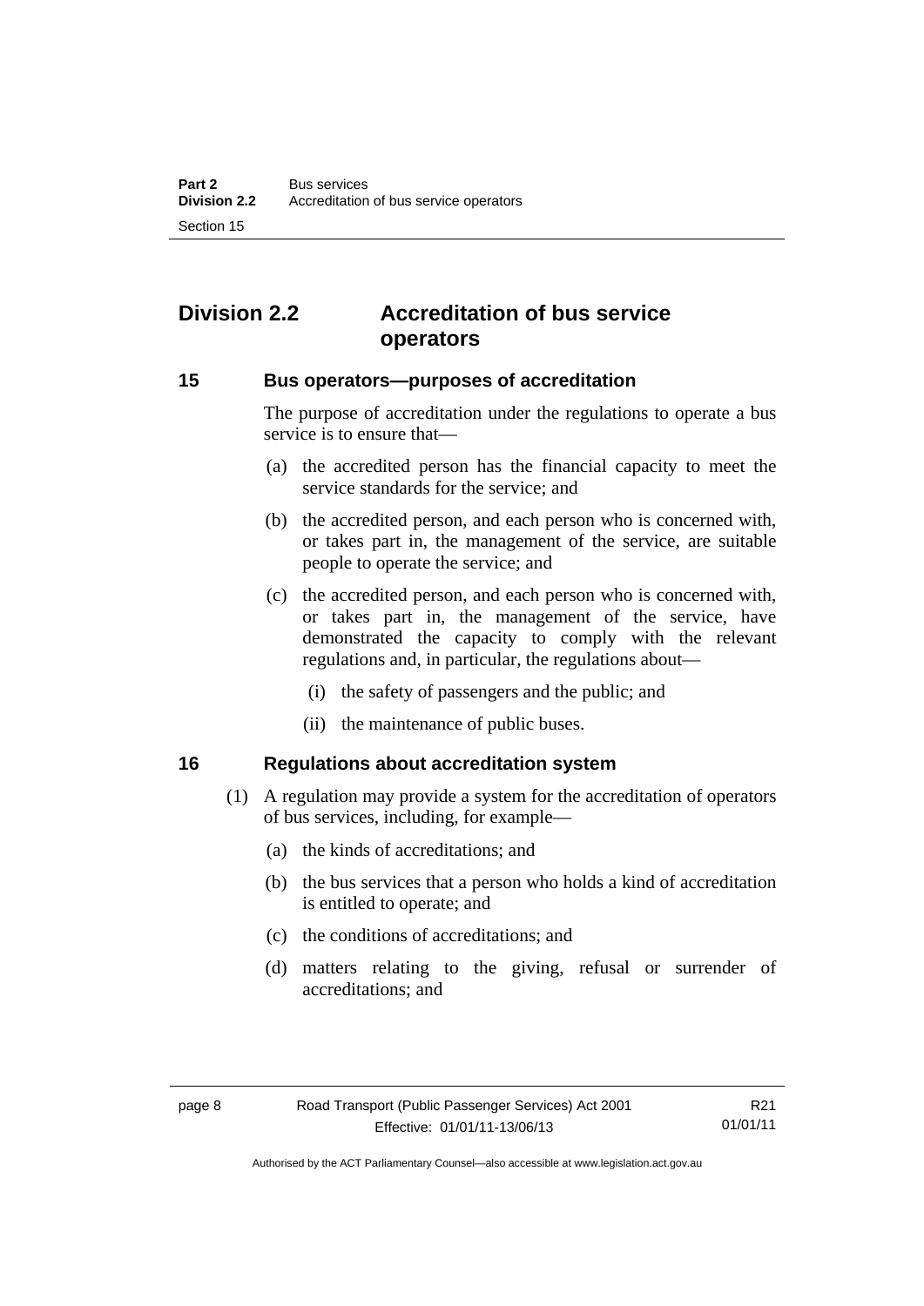## Division 2.2 Accreditation of bus service operators

### 15 Bus operators—purposes of accreditation

The purpose of accreditation under the regulations to operate a bus service is to ensure that—

(a) the accredited person has the financial capacity to meet the service standards for the service; and

(b) the accredited person, and each person who is concerned with, or takes part in, the management of the service, are suitable people to operate the service; and

(c) the accredited person, and each person who is concerned with, or takes part in, the management of the service, have demonstrated the capacity to comply with the relevant regulations and, in particular, the regulations about—

(i) the safety of passengers and the public; and

(ii) the maintenance of public buses.

### 16 Regulations about accreditation system

(1) A regulation may provide a system for the accreditation of operators of bus services, including, for example—

(a) the kinds of accreditations; and

(b) the bus services that a person who holds a kind of accreditation is entitled to operate; and

(c) the conditions of accreditations; and

(d) matters relating to the giving, refusal or surrender of accreditations; and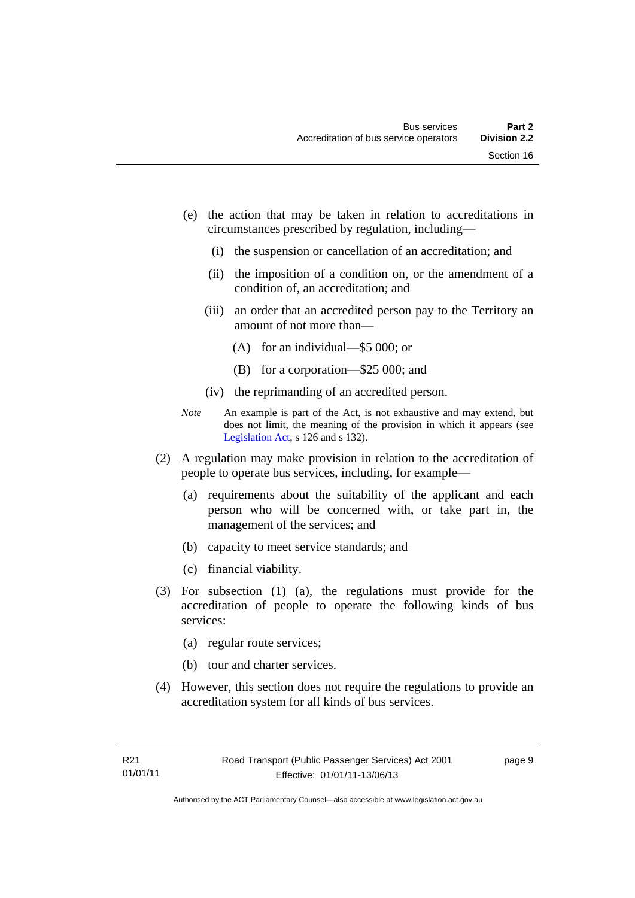(e) the action that may be taken in relation to accreditations in circumstances prescribed by regulation, including—

  (i) the suspension or cancellation of an accreditation; and

  (ii) the imposition of a condition on, or the amendment of a condition of, an accreditation; and

  (iii) an order that an accredited person pay to the Territory an amount of not more than—

    (A) for an individual—$5 000; or

    (B) for a corporation—$25 000; and

  (iv) the reprimanding of an accredited person.

*Note* An example is part of the Act, is not exhaustive and may extend, but does not limit, the meaning of the provision in which it appears (see Legislation Act, s 126 and s 132).

(2) A regulation may make provision in relation to the accreditation of people to operate bus services, including, for example—

  (a) requirements about the suitability of the applicant and each person who will be concerned with, or take part in, the management of the services; and

  (b) capacity to meet service standards; and

  (c) financial viability.

(3) For subsection (1) (a), the regulations must provide for the accreditation of people to operate the following kinds of bus services:

  (a) regular route services;

  (b) tour and charter services.

(4) However, this section does not require the regulations to provide an accreditation system for all kinds of bus services.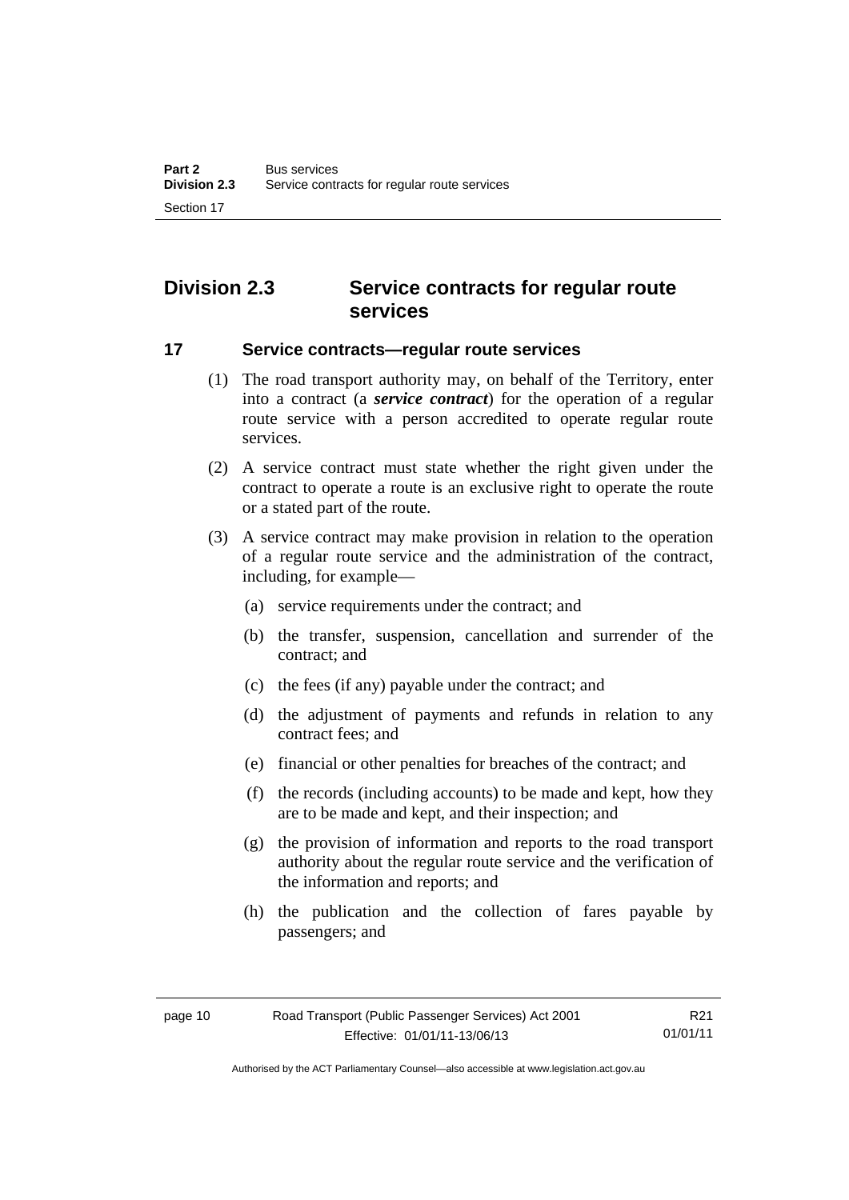## Division 2.3 Service contracts for regular route services

### 17 Service contracts—regular route services

(1) The road transport authority may, on behalf of the Territory, enter into a contract (a ***service contract***) for the operation of a regular route service with a person accredited to operate regular route services.

(2) A service contract must state whether the right given under the contract to operate a route is an exclusive right to operate the route or a stated part of the route.

(3) A service contract may make provision in relation to the operation of a regular route service and the administration of the contract, including, for example—

(a) service requirements under the contract; and

(b) the transfer, suspension, cancellation and surrender of the contract; and

(c) the fees (if any) payable under the contract; and

(d) the adjustment of payments and refunds in relation to any contract fees; and

(e) financial or other penalties for breaches of the contract; and

(f) the records (including accounts) to be made and kept, how they are to be made and kept, and their inspection; and

(g) the provision of information and reports to the road transport authority about the regular route service and the verification of the information and reports; and

(h) the publication and the collection of fares payable by passengers; and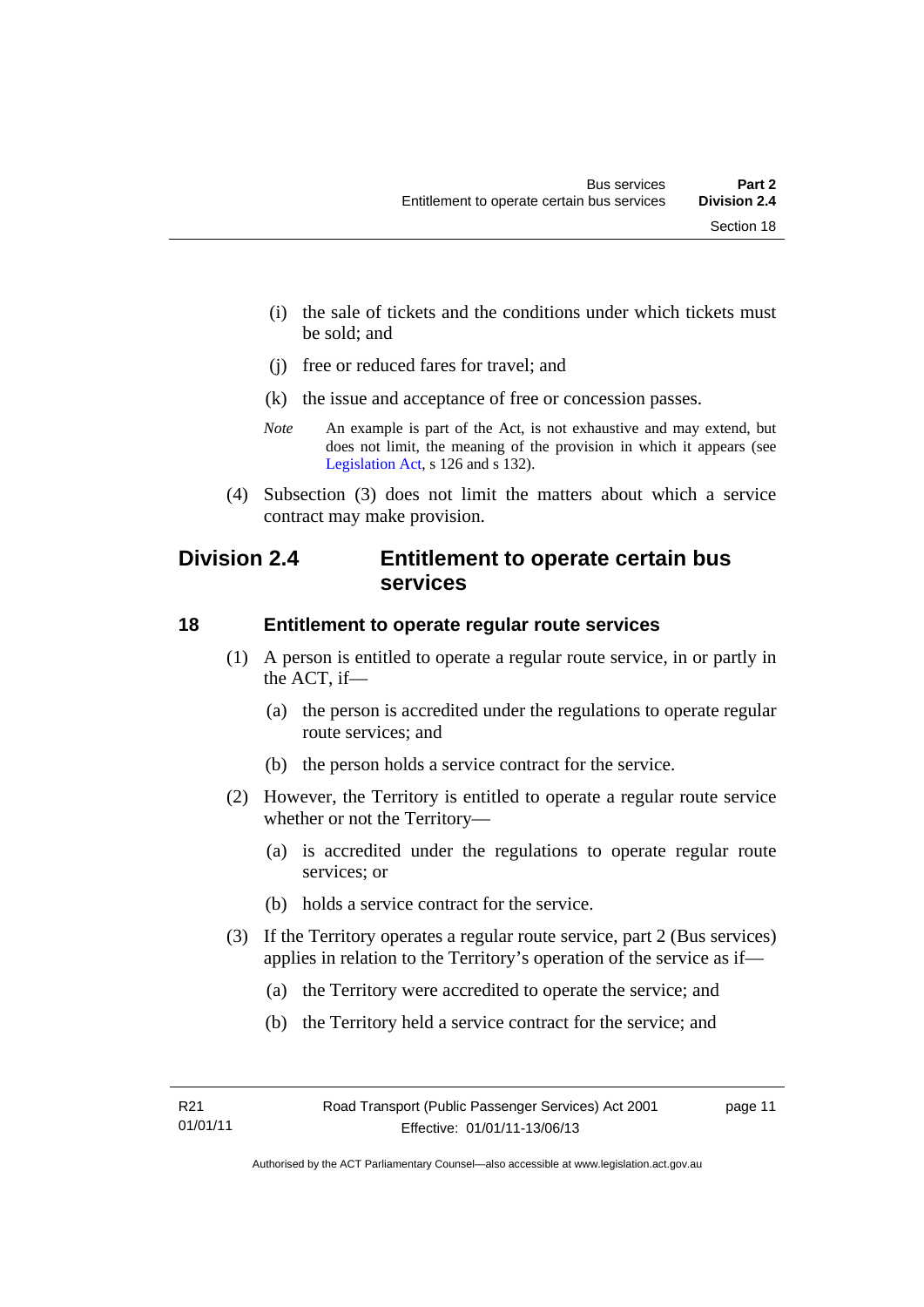(i) the sale of tickets and the conditions under which tickets must be sold; and

(j) free or reduced fares for travel; and

(k) the issue and acceptance of free or concession passes.

*Note* An example is part of the Act, is not exhaustive and may extend, but does not limit, the meaning of the provision in which it appears (see Legislation Act, s 126 and s 132).

(4) Subsection (3) does not limit the matters about which a service contract may make provision.

## Division 2.4 Entitlement to operate certain bus services

### 18 Entitlement to operate regular route services

(1) A person is entitled to operate a regular route service, in or partly in the ACT, if—

(a) the person is accredited under the regulations to operate regular route services; and

(b) the person holds a service contract for the service.

(2) However, the Territory is entitled to operate a regular route service whether or not the Territory—

(a) is accredited under the regulations to operate regular route services; or

(b) holds a service contract for the service.

(3) If the Territory operates a regular route service, part 2 (Bus services) applies in relation to the Territory's operation of the service as if—

(a) the Territory were accredited to operate the service; and

(b) the Territory held a service contract for the service; and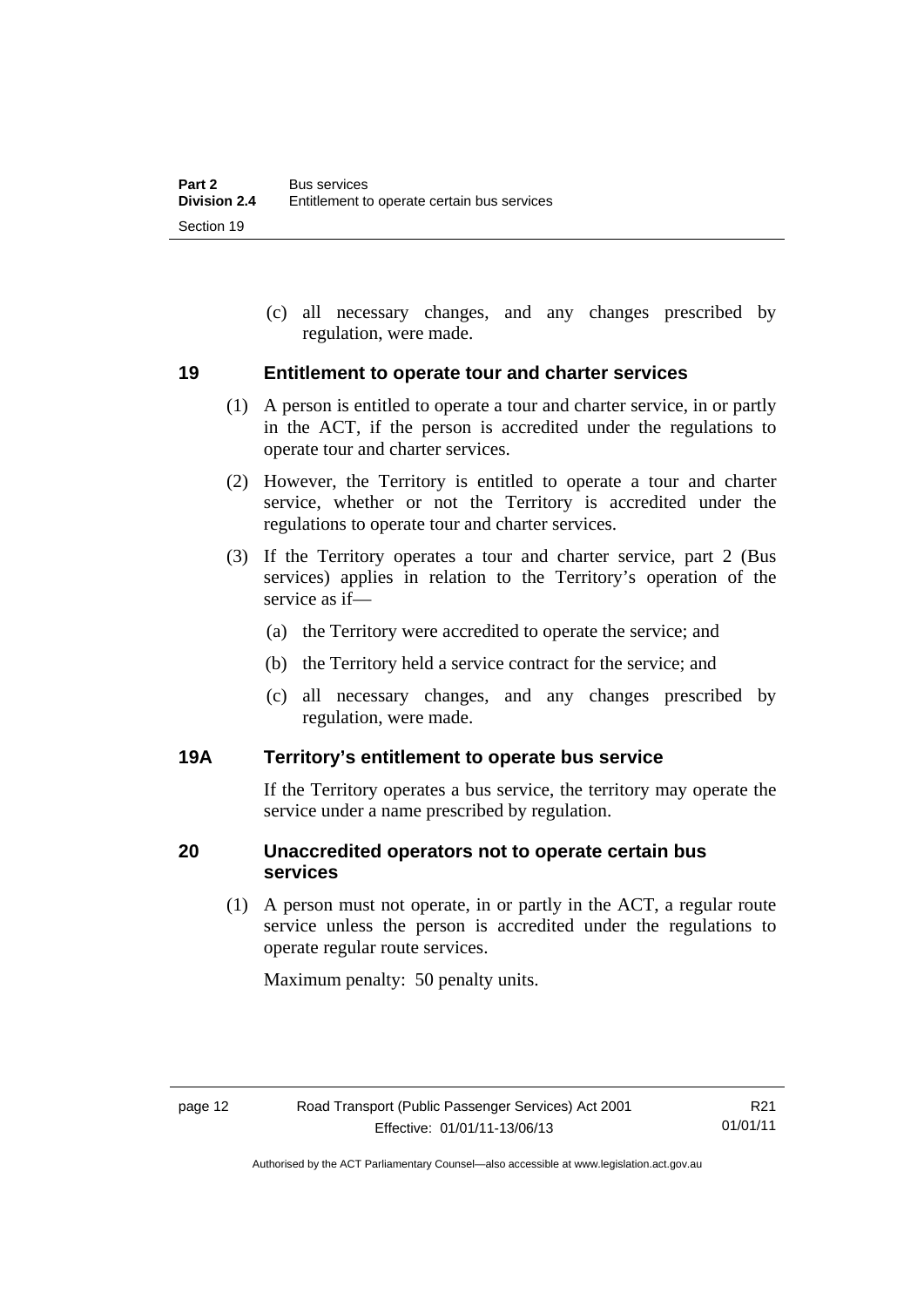(c) all necessary changes, and any changes prescribed by regulation, were made.

## 19 Entitlement to operate tour and charter services

(1) A person is entitled to operate a tour and charter service, in or partly in the ACT, if the person is accredited under the regulations to operate tour and charter services.

(2) However, the Territory is entitled to operate a tour and charter service, whether or not the Territory is accredited under the regulations to operate tour and charter services.

(3) If the Territory operates a tour and charter service, part 2 (Bus services) applies in relation to the Territory's operation of the service as if—

(a) the Territory were accredited to operate the service; and

(b) the Territory held a service contract for the service; and

(c) all necessary changes, and any changes prescribed by regulation, were made.

## 19A Territory's entitlement to operate bus service

If the Territory operates a bus service, the territory may operate the service under a name prescribed by regulation.

## 20 Unaccredited operators not to operate certain bus services

(1) A person must not operate, in or partly in the ACT, a regular route service unless the person is accredited under the regulations to operate regular route services.

Maximum penalty: 50 penalty units.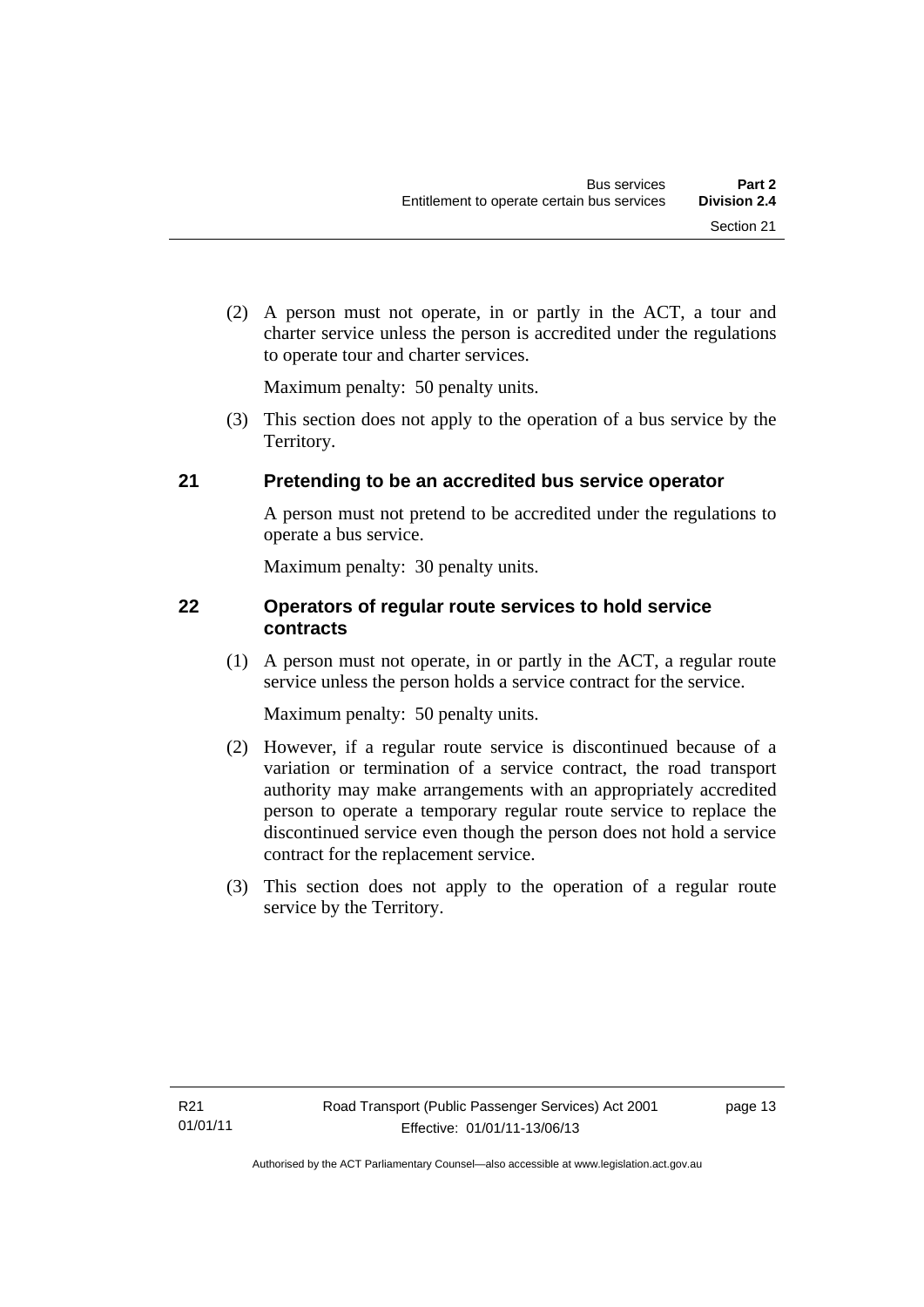(2) A person must not operate, in or partly in the ACT, a tour and charter service unless the person is accredited under the regulations to operate tour and charter services.

Maximum penalty: 50 penalty units.

(3) This section does not apply to the operation of a bus service by the Territory.

### 21 Pretending to be an accredited bus service operator

A person must not pretend to be accredited under the regulations to operate a bus service.

Maximum penalty: 30 penalty units.

### 22 Operators of regular route services to hold service contracts

(1) A person must not operate, in or partly in the ACT, a regular route service unless the person holds a service contract for the service.

Maximum penalty: 50 penalty units.

(2) However, if a regular route service is discontinued because of a variation or termination of a service contract, the road transport authority may make arrangements with an appropriately accredited person to operate a temporary regular route service to replace the discontinued service even though the person does not hold a service contract for the replacement service.

(3) This section does not apply to the operation of a regular route service by the Territory.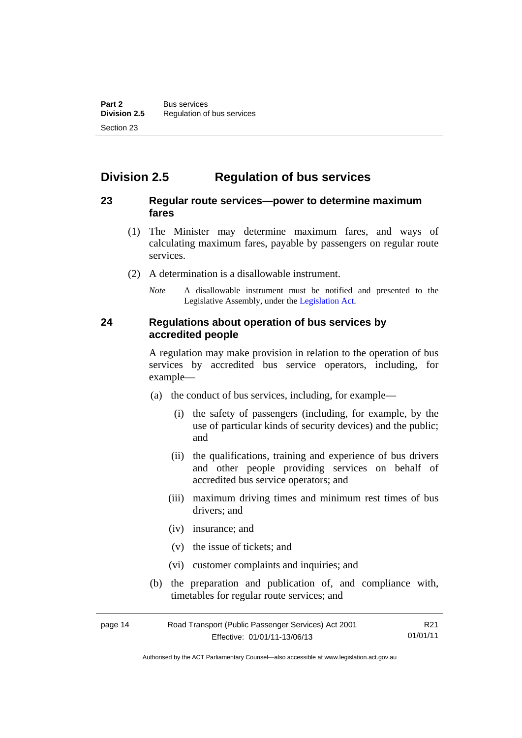## Division 2.5 Regulation of bus services

### 23 Regular route services—power to determine maximum fares

(1) The Minister may determine maximum fares, and ways of calculating maximum fares, payable by passengers on regular route services.

(2) A determination is a disallowable instrument.

*Note* A disallowable instrument must be notified and presented to the Legislative Assembly, under the Legislation Act.

### 24 Regulations about operation of bus services by accredited people

A regulation may make provision in relation to the operation of bus services by accredited bus service operators, including, for example—

(a) the conduct of bus services, including, for example—

(i) the safety of passengers (including, for example, by the use of particular kinds of security devices) and the public; and

(ii) the qualifications, training and experience of bus drivers and other people providing services on behalf of accredited bus service operators; and

(iii) maximum driving times and minimum rest times of bus drivers; and

(iv) insurance; and

(v) the issue of tickets; and

(vi) customer complaints and inquiries; and

(b) the preparation and publication of, and compliance with, timetables for regular route services; and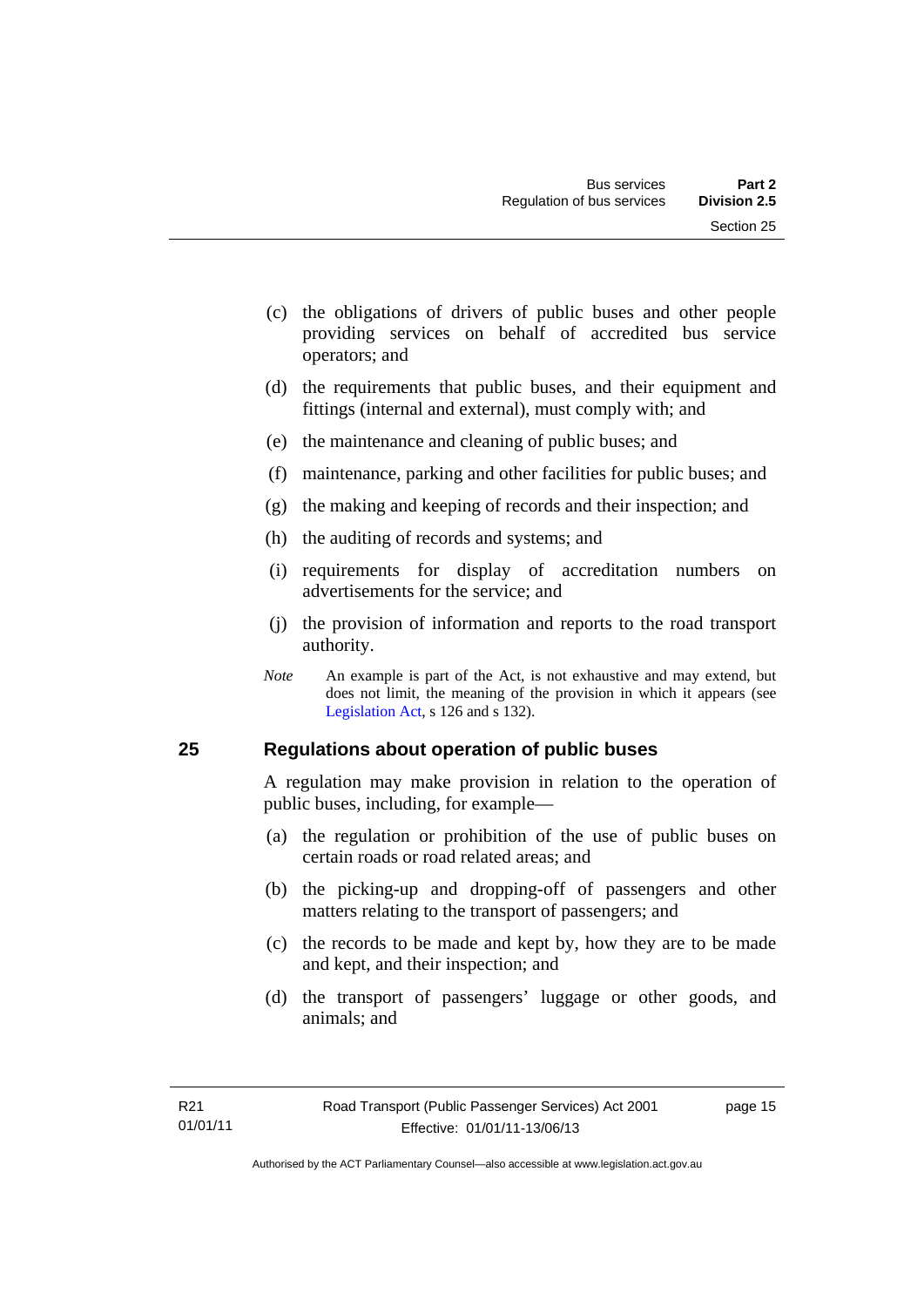(c) the obligations of drivers of public buses and other people providing services on behalf of accredited bus service operators; and

(d) the requirements that public buses, and their equipment and fittings (internal and external), must comply with; and

(e) the maintenance and cleaning of public buses; and

(f) maintenance, parking and other facilities for public buses; and

(g) the making and keeping of records and their inspection; and

(h) the auditing of records and systems; and

(i) requirements for display of accreditation numbers on advertisements for the service; and

(j) the provision of information and reports to the road transport authority.

*Note* An example is part of the Act, is not exhaustive and may extend, but does not limit, the meaning of the provision in which it appears (see Legislation Act, s 126 and s 132).

## 25 Regulations about operation of public buses

A regulation may make provision in relation to the operation of public buses, including, for example—

(a) the regulation or prohibition of the use of public buses on certain roads or road related areas; and

(b) the picking-up and dropping-off of passengers and other matters relating to the transport of passengers; and

(c) the records to be made and kept by, how they are to be made and kept, and their inspection; and

(d) the transport of passengers' luggage or other goods, and animals; and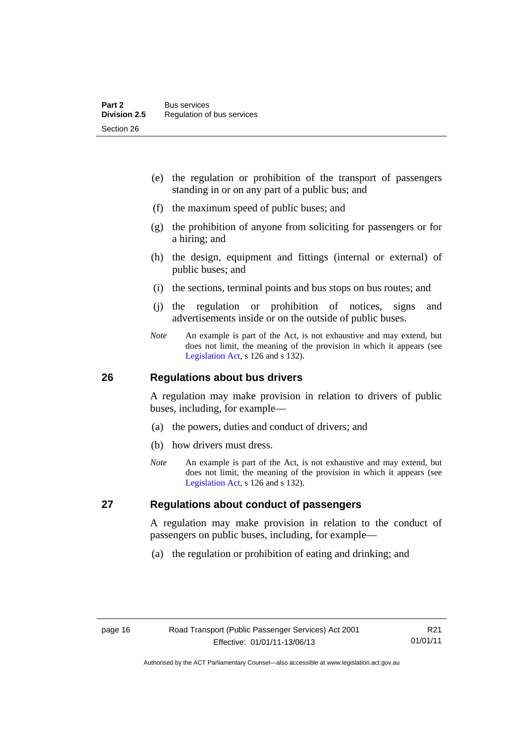(e) the regulation or prohibition of the transport of passengers standing in or on any part of a public bus; and

(f) the maximum speed of public buses; and

(g) the prohibition of anyone from soliciting for passengers or for a hiring; and

(h) the design, equipment and fittings (internal or external) of public buses; and

(i) the sections, terminal points and bus stops on bus routes; and

(j) the regulation or prohibition of notices, signs and advertisements inside or on the outside of public buses.

*Note* An example is part of the Act, is not exhaustive and may extend, but does not limit, the meaning of the provision in which it appears (see Legislation Act, s 126 and s 132).

## 26 Regulations about bus drivers

A regulation may make provision in relation to drivers of public buses, including, for example—

(a) the powers, duties and conduct of drivers; and

(b) how drivers must dress.

*Note* An example is part of the Act, is not exhaustive and may extend, but does not limit, the meaning of the provision in which it appears (see Legislation Act, s 126 and s 132).

## 27 Regulations about conduct of passengers

A regulation may make provision in relation to the conduct of passengers on public buses, including, for example—

(a) the regulation or prohibition of eating and drinking; and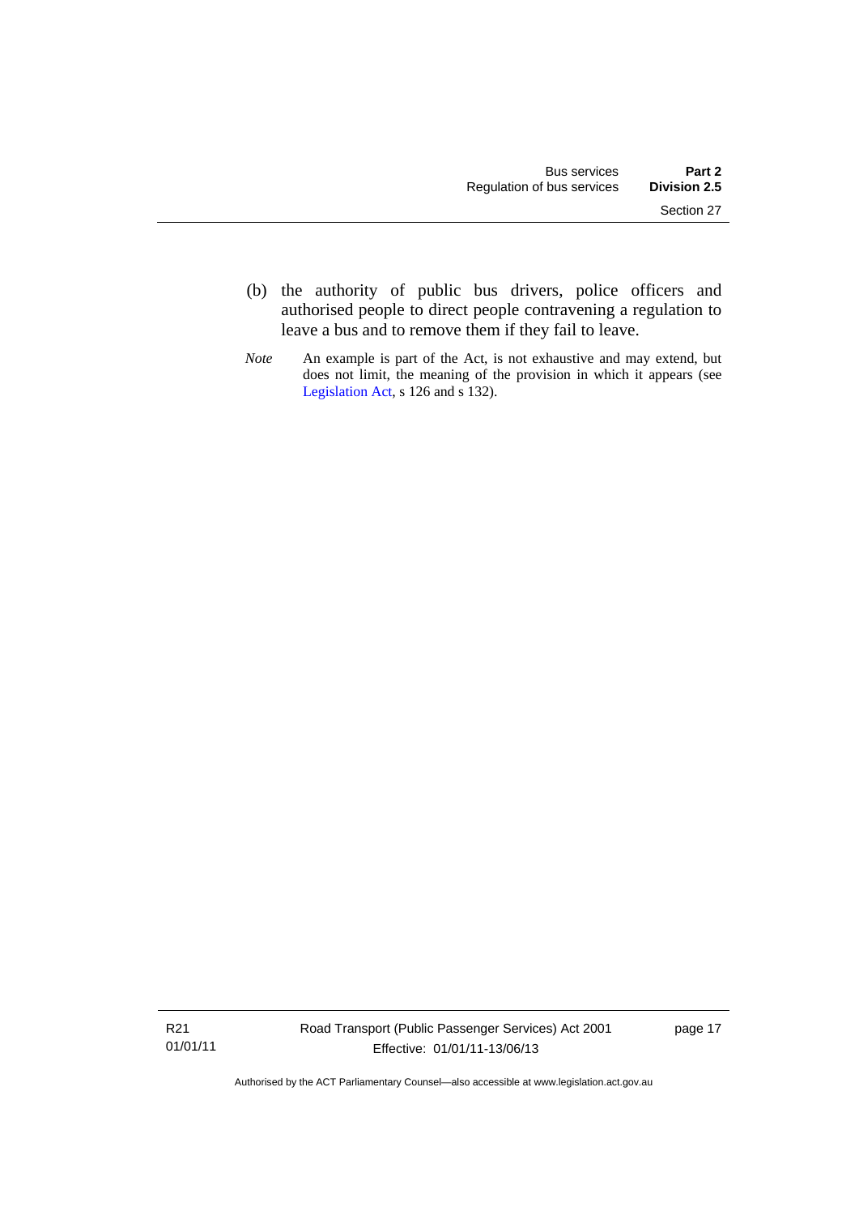(b) the authority of public bus drivers, police officers and authorised people to direct people contravening a regulation to leave a bus and to remove them if they fail to leave.

*Note* An example is part of the Act, is not exhaustive and may extend, but does not limit, the meaning of the provision in which it appears (see Legislation Act, s 126 and s 132).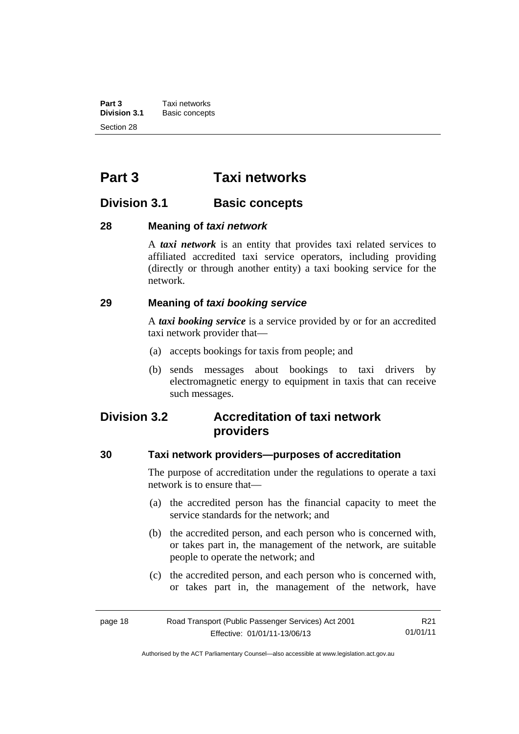# Part 3 Taxi networks

## Division 3.1 Basic concepts

### 28 Meaning of *taxi network*

A ***taxi network*** is an entity that provides taxi related services to affiliated accredited taxi service operators, including providing (directly or through another entity) a taxi booking service for the network.

### 29 Meaning of *taxi booking service*

A ***taxi booking service*** is a service provided by or for an accredited taxi network provider that—

(a) accepts bookings for taxis from people; and

(b) sends messages about bookings to taxi drivers by electromagnetic energy to equipment in taxis that can receive such messages.

## Division 3.2 Accreditation of taxi network providers

### 30 Taxi network providers—purposes of accreditation

The purpose of accreditation under the regulations to operate a taxi network is to ensure that—

(a) the accredited person has the financial capacity to meet the service standards for the network; and

(b) the accredited person, and each person who is concerned with, or takes part in, the management of the network, are suitable people to operate the network; and

(c) the accredited person, and each person who is concerned with, or takes part in, the management of the network, have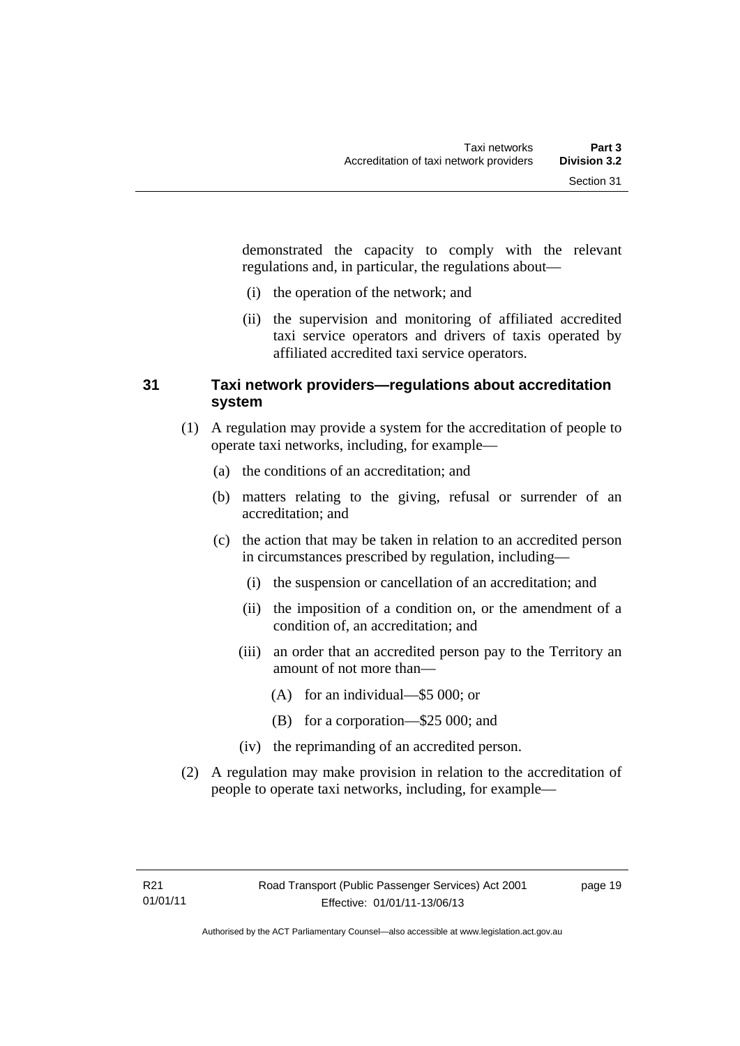demonstrated the capacity to comply with the relevant regulations and, in particular, the regulations about—

(i) the operation of the network; and

(ii) the supervision and monitoring of affiliated accredited taxi service operators and drivers of taxis operated by affiliated accredited taxi service operators.

### 31 Taxi network providers—regulations about accreditation system

(1) A regulation may provide a system for the accreditation of people to operate taxi networks, including, for example—

(a) the conditions of an accreditation; and

(b) matters relating to the giving, refusal or surrender of an accreditation; and

(c) the action that may be taken in relation to an accredited person in circumstances prescribed by regulation, including—

(i) the suspension or cancellation of an accreditation; and

(ii) the imposition of a condition on, or the amendment of a condition of, an accreditation; and

(iii) an order that an accredited person pay to the Territory an amount of not more than—

(A) for an individual—$5 000; or

(B) for a corporation—$25 000; and

(iv) the reprimanding of an accredited person.

(2) A regulation may make provision in relation to the accreditation of people to operate taxi networks, including, for example—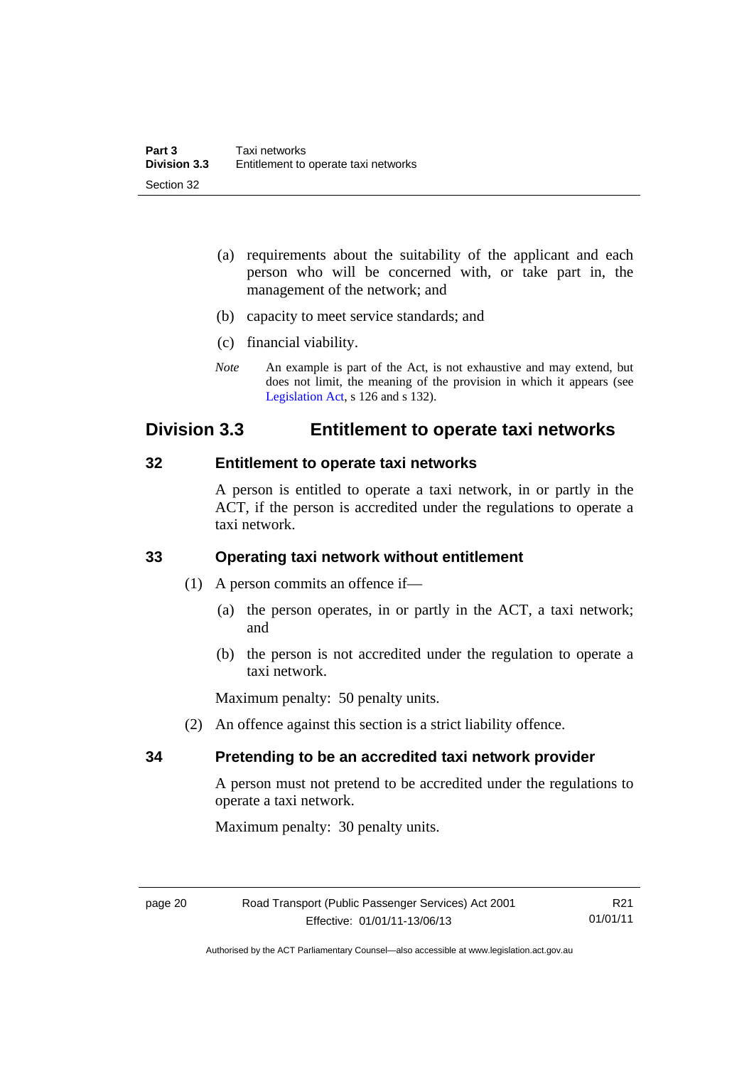(a) requirements about the suitability of the applicant and each person who will be concerned with, or take part in, the management of the network; and

(b) capacity to meet service standards; and

(c) financial viability.

*Note* An example is part of the Act, is not exhaustive and may extend, but does not limit, the meaning of the provision in which it appears (see Legislation Act, s 126 and s 132).

## Division 3.3 Entitlement to operate taxi networks

### 32 Entitlement to operate taxi networks

A person is entitled to operate a taxi network, in or partly in the ACT, if the person is accredited under the regulations to operate a taxi network.

### 33 Operating taxi network without entitlement

(1) A person commits an offence if—

(a) the person operates, in or partly in the ACT, a taxi network; and

(b) the person is not accredited under the regulation to operate a taxi network.

Maximum penalty: 50 penalty units.

(2) An offence against this section is a strict liability offence.

### 34 Pretending to be an accredited taxi network provider

A person must not pretend to be accredited under the regulations to operate a taxi network.

Maximum penalty: 30 penalty units.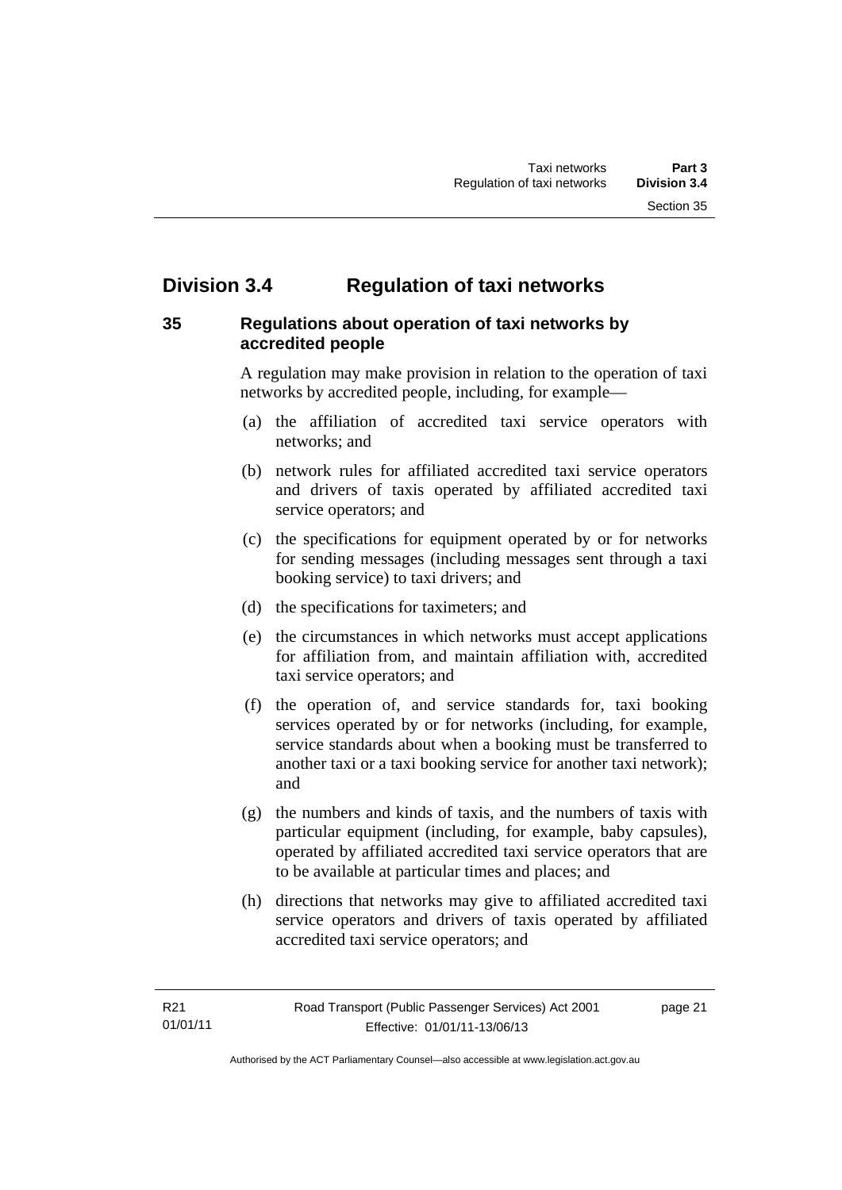## Division 3.4 Regulation of taxi networks

### 35 Regulations about operation of taxi networks by accredited people

A regulation may make provision in relation to the operation of taxi networks by accredited people, including, for example—

(a) the affiliation of accredited taxi service operators with networks; and

(b) network rules for affiliated accredited taxi service operators and drivers of taxis operated by affiliated accredited taxi service operators; and

(c) the specifications for equipment operated by or for networks for sending messages (including messages sent through a taxi booking service) to taxi drivers; and

(d) the specifications for taximeters; and

(e) the circumstances in which networks must accept applications for affiliation from, and maintain affiliation with, accredited taxi service operators; and

(f) the operation of, and service standards for, taxi booking services operated by or for networks (including, for example, service standards about when a booking must be transferred to another taxi or a taxi booking service for another taxi network); and

(g) the numbers and kinds of taxis, and the numbers of taxis with particular equipment (including, for example, baby capsules), operated by affiliated accredited taxi service operators that are to be available at particular times and places; and

(h) directions that networks may give to affiliated accredited taxi service operators and drivers of taxis operated by affiliated accredited taxi service operators; and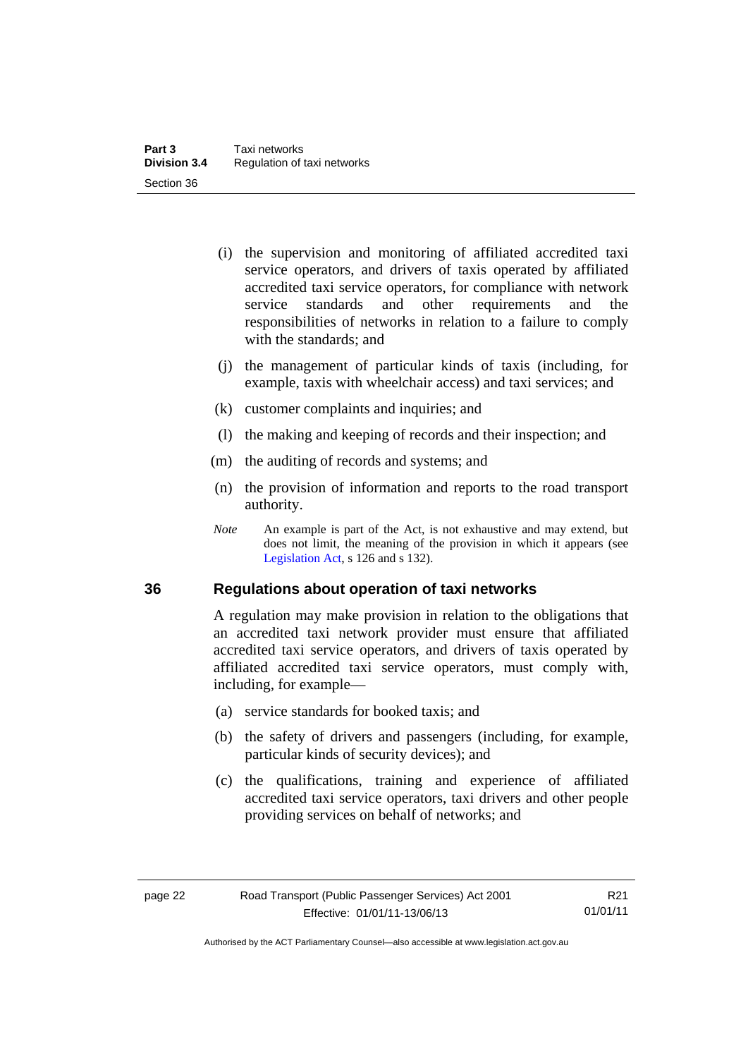(i) the supervision and monitoring of affiliated accredited taxi service operators, and drivers of taxis operated by affiliated accredited taxi service operators, for compliance with network service standards and other requirements and the responsibilities of networks in relation to a failure to comply with the standards; and

(j) the management of particular kinds of taxis (including, for example, taxis with wheelchair access) and taxi services; and

(k) customer complaints and inquiries; and

(l) the making and keeping of records and their inspection; and

(m) the auditing of records and systems; and

(n) the provision of information and reports to the road transport authority.

*Note* An example is part of the Act, is not exhaustive and may extend, but does not limit, the meaning of the provision in which it appears (see Legislation Act, s 126 and s 132).

## 36 Regulations about operation of taxi networks

A regulation may make provision in relation to the obligations that an accredited taxi network provider must ensure that affiliated accredited taxi service operators, and drivers of taxis operated by affiliated accredited taxi service operators, must comply with, including, for example—

(a) service standards for booked taxis; and

(b) the safety of drivers and passengers (including, for example, particular kinds of security devices); and

(c) the qualifications, training and experience of affiliated accredited taxi service operators, taxi drivers and other people providing services on behalf of networks; and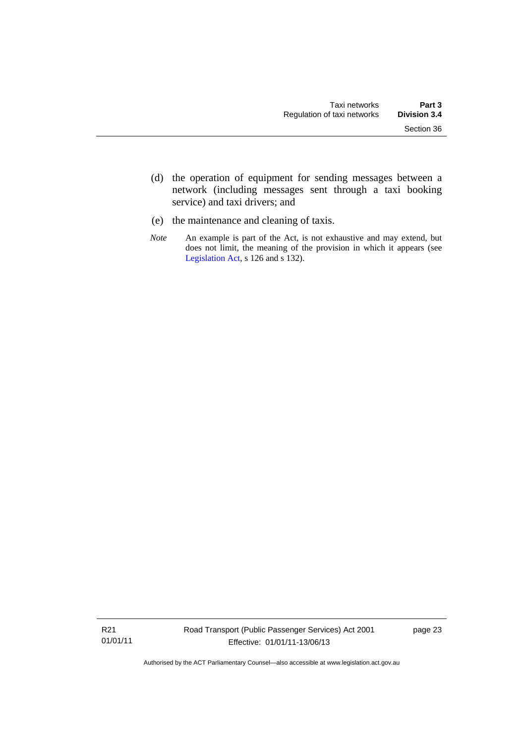(d) the operation of equipment for sending messages between a network (including messages sent through a taxi booking service) and taxi drivers; and

(e) the maintenance and cleaning of taxis.

*Note* An example is part of the Act, is not exhaustive and may extend, but does not limit, the meaning of the provision in which it appears (see Legislation Act, s 126 and s 132).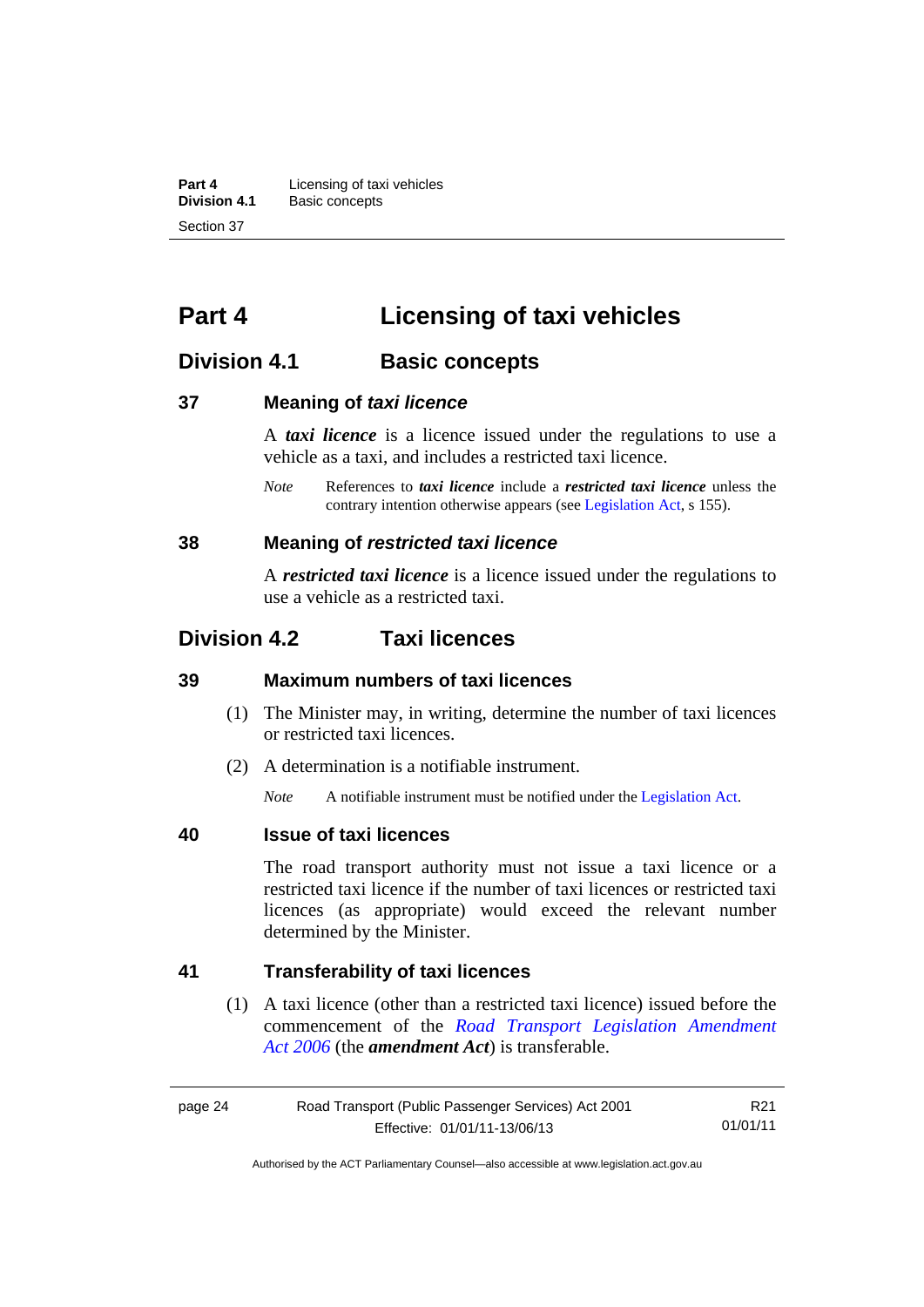# Part 4 Licensing of taxi vehicles

## Division 4.1 Basic concepts

### 37 Meaning of *taxi licence*

A ***taxi licence*** is a licence issued under the regulations to use a vehicle as a taxi, and includes a restricted taxi licence.

*Note* References to ***taxi licence*** include a ***restricted taxi licence*** unless the contrary intention otherwise appears (see Legislation Act, s 155).

### 38 Meaning of *restricted taxi licence*

A ***restricted taxi licence*** is a licence issued under the regulations to use a vehicle as a restricted taxi.

## Division 4.2 Taxi licences

### 39 Maximum numbers of taxi licences

(1) The Minister may, in writing, determine the number of taxi licences or restricted taxi licences.

(2) A determination is a notifiable instrument.

*Note* A notifiable instrument must be notified under the Legislation Act.

### 40 Issue of taxi licences

The road transport authority must not issue a taxi licence or a restricted taxi licence if the number of taxi licences or restricted taxi licences (as appropriate) would exceed the relevant number determined by the Minister.

### 41 Transferability of taxi licences

(1) A taxi licence (other than a restricted taxi licence) issued before the commencement of the *Road Transport Legislation Amendment Act 2006* (the ***amendment Act***) is transferable.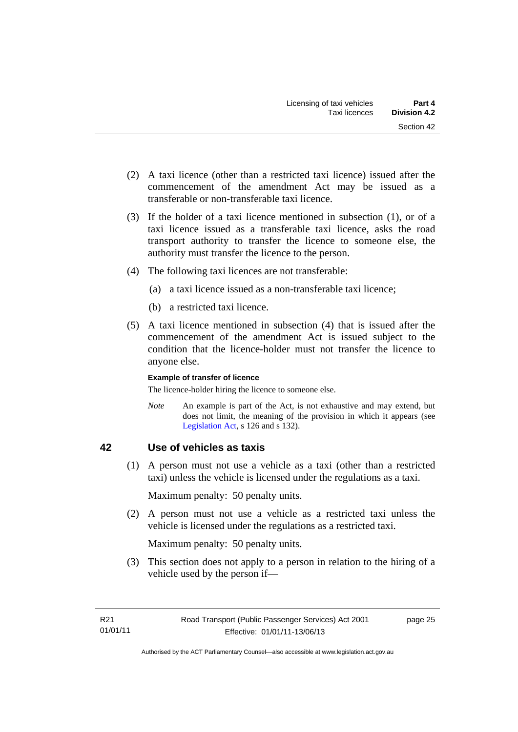(2) A taxi licence (other than a restricted taxi licence) issued after the commencement of the amendment Act may be issued as a transferable or non-transferable taxi licence.

(3) If the holder of a taxi licence mentioned in subsection (1), or of a taxi licence issued as a transferable taxi licence, asks the road transport authority to transfer the licence to someone else, the authority must transfer the licence to the person.

(4) The following taxi licences are not transferable:

(a) a taxi licence issued as a non-transferable taxi licence;

(b) a restricted taxi licence.

(5) A taxi licence mentioned in subsection (4) that is issued after the commencement of the amendment Act is issued subject to the condition that the licence-holder must not transfer the licence to anyone else.

**Example of transfer of licence**

The licence-holder hiring the licence to someone else.

*Note* An example is part of the Act, is not exhaustive and may extend, but does not limit, the meaning of the provision in which it appears (see Legislation Act, s 126 and s 132).

## 42 Use of vehicles as taxis

(1) A person must not use a vehicle as a taxi (other than a restricted taxi) unless the vehicle is licensed under the regulations as a taxi.

Maximum penalty: 50 penalty units.

(2) A person must not use a vehicle as a restricted taxi unless the vehicle is licensed under the regulations as a restricted taxi.

Maximum penalty: 50 penalty units.

(3) This section does not apply to a person in relation to the hiring of a vehicle used by the person if—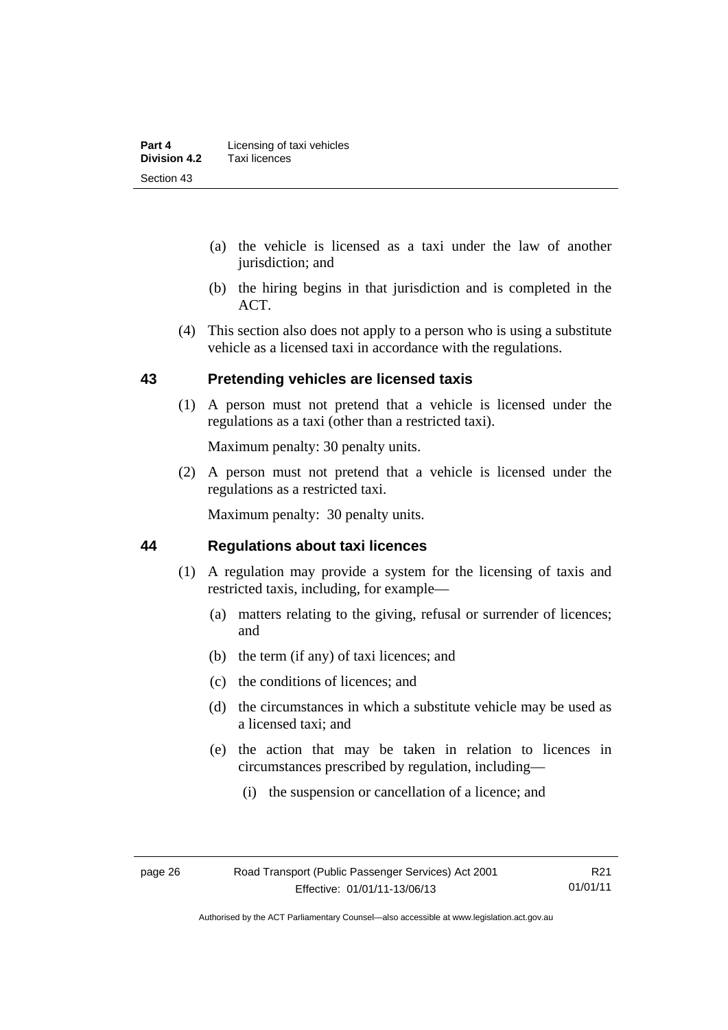(a) the vehicle is licensed as a taxi under the law of another jurisdiction; and

(b) the hiring begins in that jurisdiction and is completed in the ACT.

(4) This section also does not apply to a person who is using a substitute vehicle as a licensed taxi in accordance with the regulations.

## 43 Pretending vehicles are licensed taxis

(1) A person must not pretend that a vehicle is licensed under the regulations as a taxi (other than a restricted taxi).

Maximum penalty: 30 penalty units.

(2) A person must not pretend that a vehicle is licensed under the regulations as a restricted taxi.

Maximum penalty: 30 penalty units.

## 44 Regulations about taxi licences

(1) A regulation may provide a system for the licensing of taxis and restricted taxis, including, for example—

(a) matters relating to the giving, refusal or surrender of licences; and

(b) the term (if any) of taxi licences; and

(c) the conditions of licences; and

(d) the circumstances in which a substitute vehicle may be used as a licensed taxi; and

(e) the action that may be taken in relation to licences in circumstances prescribed by regulation, including—

(i) the suspension or cancellation of a licence; and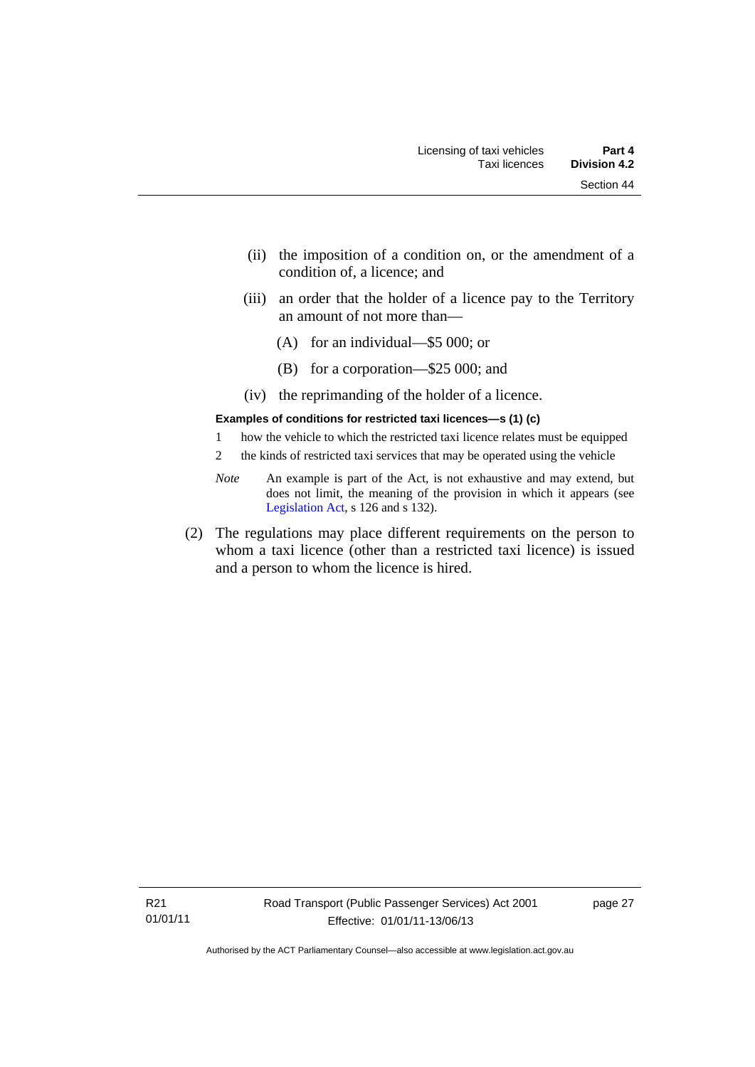(ii) the imposition of a condition on, or the amendment of a condition of, a licence; and

(iii) an order that the holder of a licence pay to the Territory an amount of not more than—

(A) for an individual—$5 000; or

(B) for a corporation—$25 000; and

(iv) the reprimanding of the holder of a licence.

**Examples of conditions for restricted taxi licences—s (1) (c)**

1 how the vehicle to which the restricted taxi licence relates must be equipped

2 the kinds of restricted taxi services that may be operated using the vehicle

*Note* An example is part of the Act, is not exhaustive and may extend, but does not limit, the meaning of the provision in which it appears (see Legislation Act, s 126 and s 132).

(2) The regulations may place different requirements on the person to whom a taxi licence (other than a restricted taxi licence) is issued and a person to whom the licence is hired.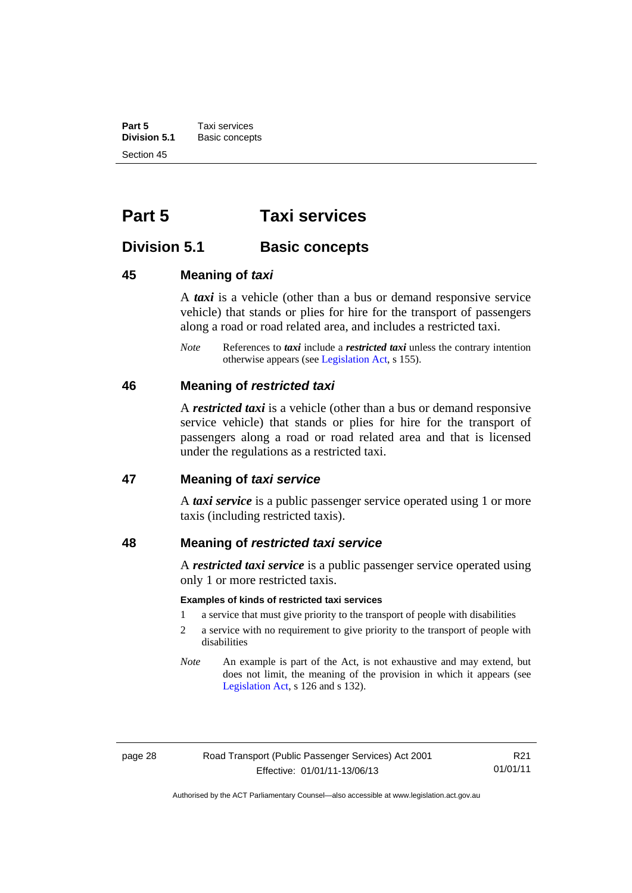# Part 5 Taxi services

## Division 5.1 Basic concepts

### 45 Meaning of *taxi*

A ***taxi*** is a vehicle (other than a bus or demand responsive service vehicle) that stands or plies for hire for the transport of passengers along a road or road related area, and includes a restricted taxi.

*Note* References to ***taxi*** include a ***restricted taxi*** unless the contrary intention otherwise appears (see Legislation Act, s 155).

### 46 Meaning of *restricted taxi*

A ***restricted taxi*** is a vehicle (other than a bus or demand responsive service vehicle) that stands or plies for hire for the transport of passengers along a road or road related area and that is licensed under the regulations as a restricted taxi.

### 47 Meaning of *taxi service*

A ***taxi service*** is a public passenger service operated using 1 or more taxis (including restricted taxis).

### 48 Meaning of *restricted taxi service*

A ***restricted taxi service*** is a public passenger service operated using only 1 or more restricted taxis.

**Examples of kinds of restricted taxi services**

1 a service that must give priority to the transport of people with disabilities

2 a service with no requirement to give priority to the transport of people with disabilities

*Note* An example is part of the Act, is not exhaustive and may extend, but does not limit, the meaning of the provision in which it appears (see Legislation Act, s 126 and s 132).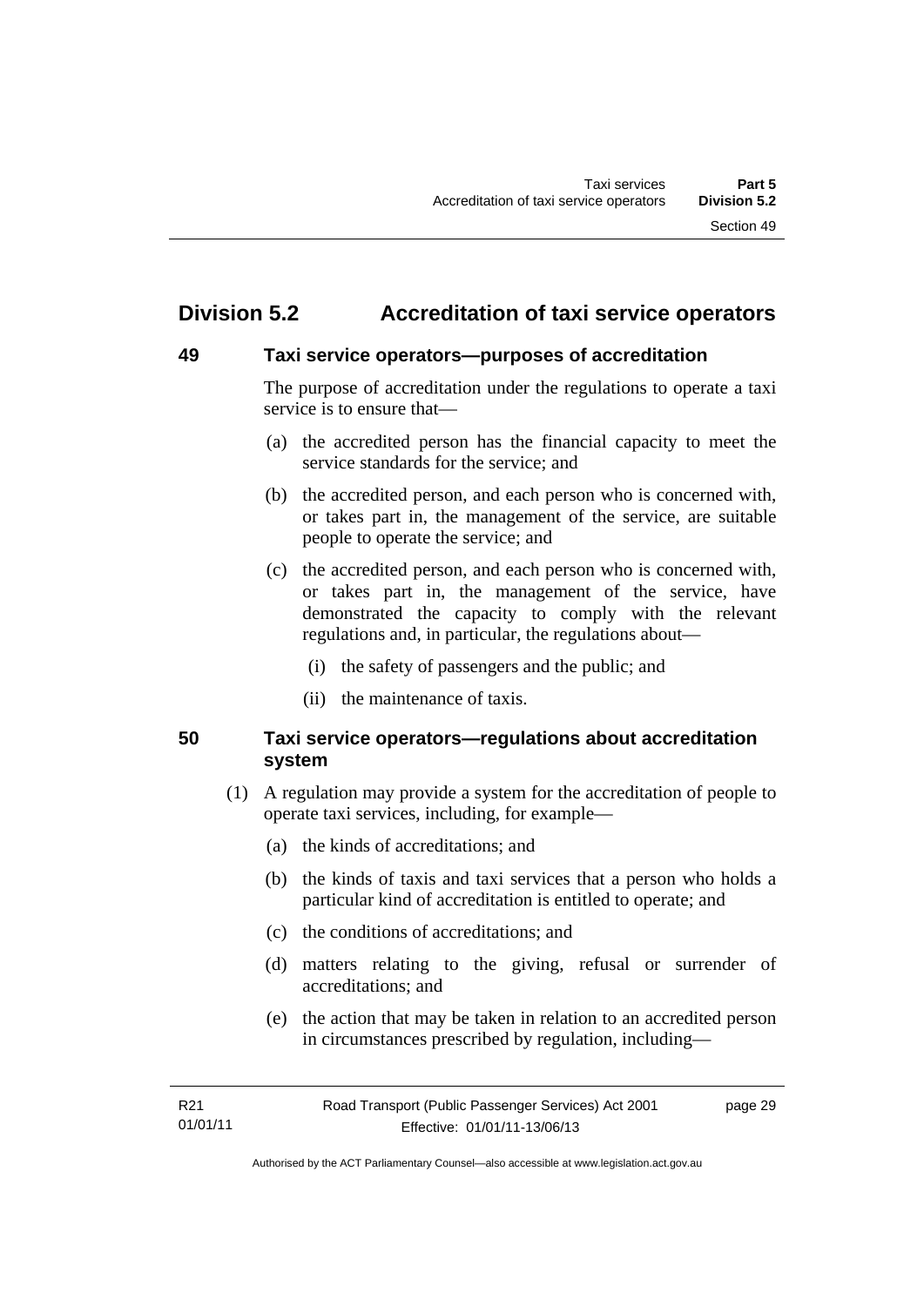## Division 5.2 Accreditation of taxi service operators

### 49 Taxi service operators—purposes of accreditation

The purpose of accreditation under the regulations to operate a taxi service is to ensure that—

(a) the accredited person has the financial capacity to meet the service standards for the service; and

(b) the accredited person, and each person who is concerned with, or takes part in, the management of the service, are suitable people to operate the service; and

(c) the accredited person, and each person who is concerned with, or takes part in, the management of the service, have demonstrated the capacity to comply with the relevant regulations and, in particular, the regulations about—

(i) the safety of passengers and the public; and

(ii) the maintenance of taxis.

### 50 Taxi service operators—regulations about accreditation system

(1) A regulation may provide a system for the accreditation of people to operate taxi services, including, for example—

(a) the kinds of accreditations; and

(b) the kinds of taxis and taxi services that a person who holds a particular kind of accreditation is entitled to operate; and

(c) the conditions of accreditations; and

(d) matters relating to the giving, refusal or surrender of accreditations; and

(e) the action that may be taken in relation to an accredited person in circumstances prescribed by regulation, including—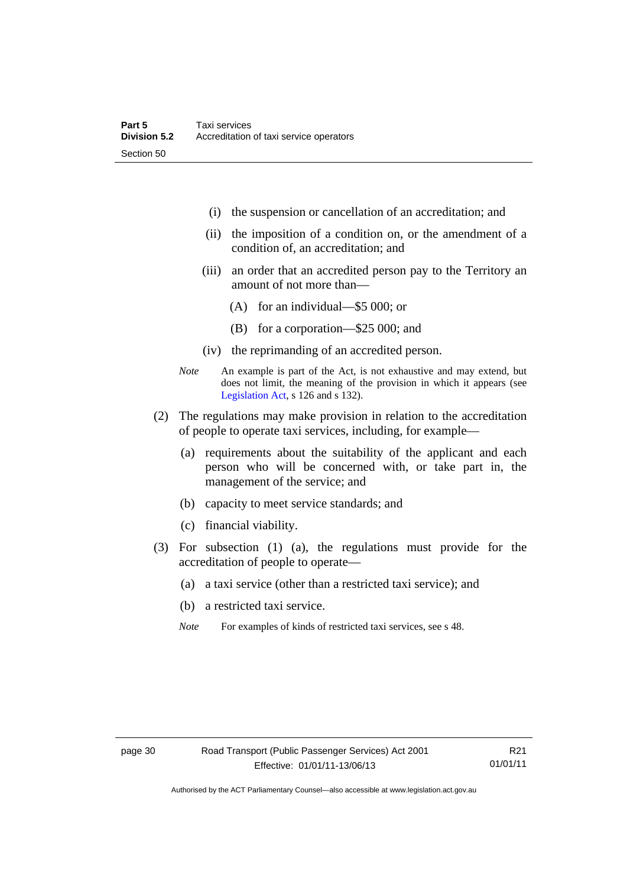- (i) the suspension or cancellation of an accreditation; and
- (ii) the imposition of a condition on, or the amendment of a condition of, an accreditation; and
- (iii) an order that an accredited person pay to the Territory an amount of not more than—
  - (A) for an individual—$5 000; or
  - (B) for a corporation—$25 000; and
- (iv) the reprimanding of an accredited person.

*Note* An example is part of the Act, is not exhaustive and may extend, but does not limit, the meaning of the provision in which it appears (see Legislation Act, s 126 and s 132).

(2) The regulations may make provision in relation to the accreditation of people to operate taxi services, including, for example—

- (a) requirements about the suitability of the applicant and each person who will be concerned with, or take part in, the management of the service; and
- (b) capacity to meet service standards; and
- (c) financial viability.

(3) For subsection (1) (a), the regulations must provide for the accreditation of people to operate—

- (a) a taxi service (other than a restricted taxi service); and
- (b) a restricted taxi service.

*Note* For examples of kinds of restricted taxi services, see s 48.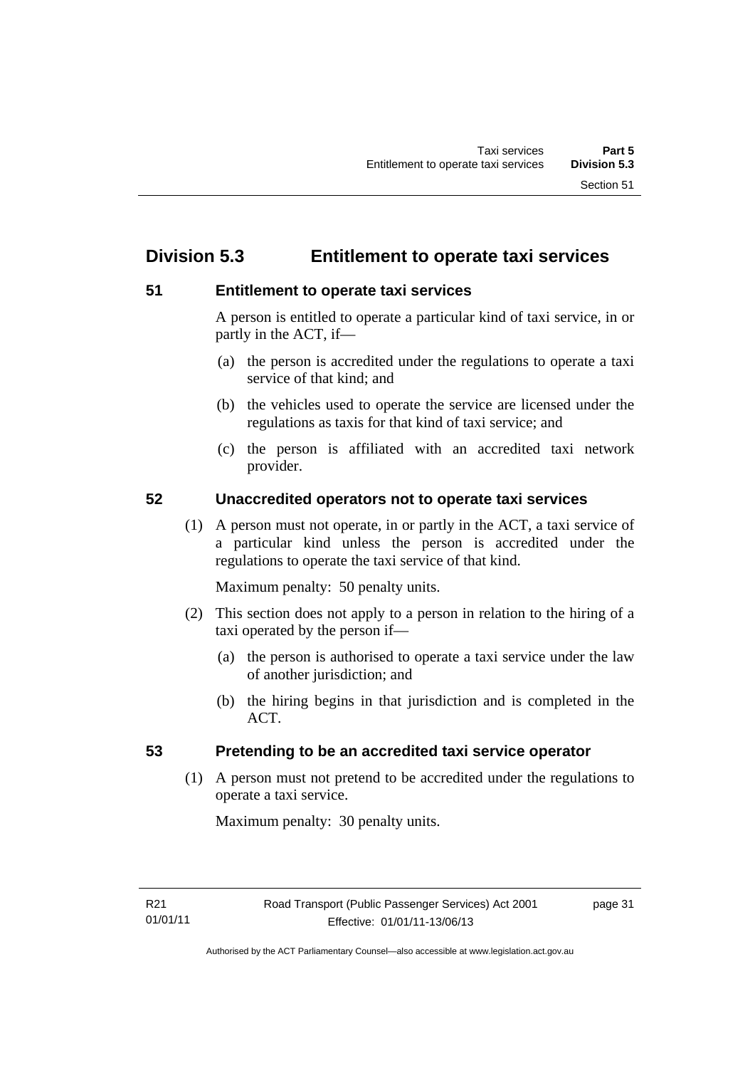## Division 5.3 Entitlement to operate taxi services

### 51 Entitlement to operate taxi services

A person is entitled to operate a particular kind of taxi service, in or partly in the ACT, if—

(a) the person is accredited under the regulations to operate a taxi service of that kind; and

(b) the vehicles used to operate the service are licensed under the regulations as taxis for that kind of taxi service; and

(c) the person is affiliated with an accredited taxi network provider.

### 52 Unaccredited operators not to operate taxi services

(1) A person must not operate, in or partly in the ACT, a taxi service of a particular kind unless the person is accredited under the regulations to operate the taxi service of that kind.

Maximum penalty: 50 penalty units.

(2) This section does not apply to a person in relation to the hiring of a taxi operated by the person if—

(a) the person is authorised to operate a taxi service under the law of another jurisdiction; and

(b) the hiring begins in that jurisdiction and is completed in the ACT.

### 53 Pretending to be an accredited taxi service operator

(1) A person must not pretend to be accredited under the regulations to operate a taxi service.

Maximum penalty: 30 penalty units.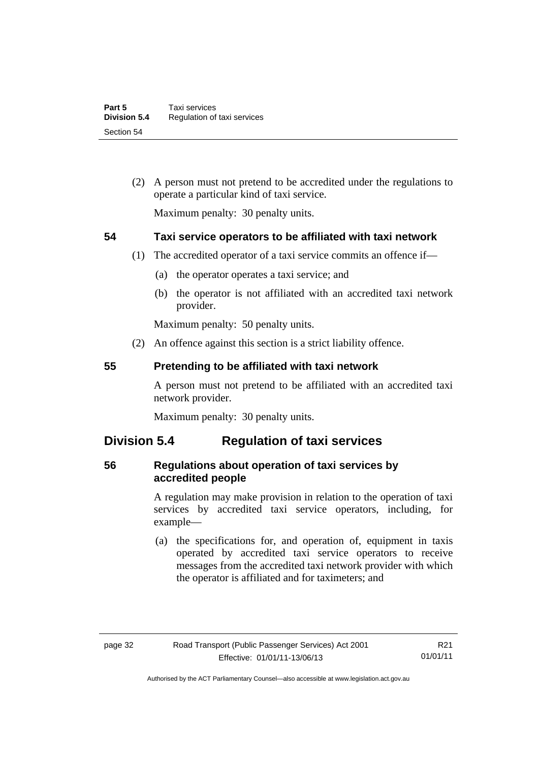(2) A person must not pretend to be accredited under the regulations to operate a particular kind of taxi service.

Maximum penalty: 30 penalty units.

### 54 Taxi service operators to be affiliated with taxi network

(1) The accredited operator of a taxi service commits an offence if—

(a) the operator operates a taxi service; and

(b) the operator is not affiliated with an accredited taxi network provider.

Maximum penalty: 50 penalty units.

(2) An offence against this section is a strict liability offence.

### 55 Pretending to be affiliated with taxi network

A person must not pretend to be affiliated with an accredited taxi network provider.

Maximum penalty: 30 penalty units.

## Division 5.4 Regulation of taxi services

### 56 Regulations about operation of taxi services by accredited people

A regulation may make provision in relation to the operation of taxi services by accredited taxi service operators, including, for example—

(a) the specifications for, and operation of, equipment in taxis operated by accredited taxi service operators to receive messages from the accredited taxi network provider with which the operator is affiliated and for taximeters; and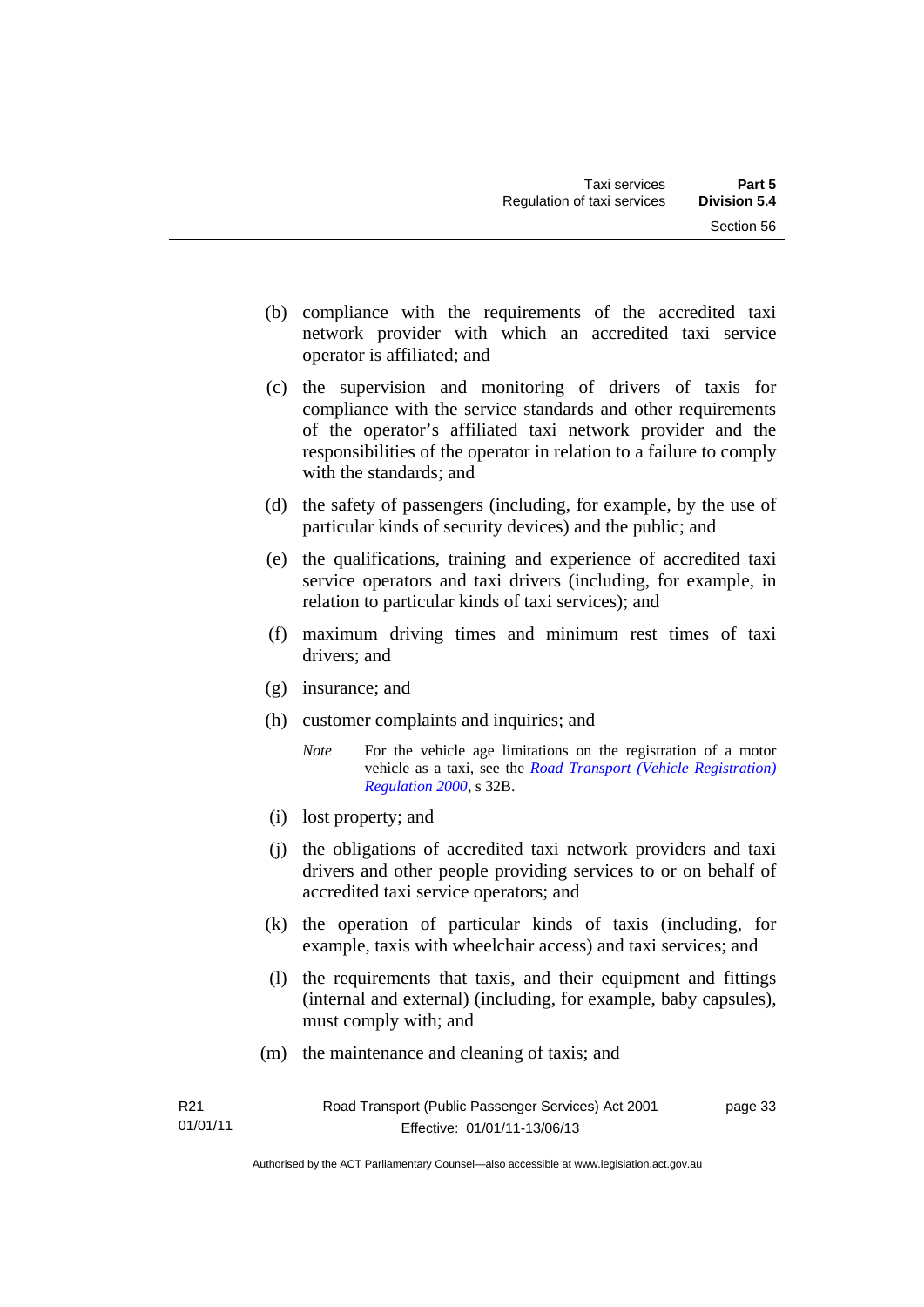(b) compliance with the requirements of the accredited taxi network provider with which an accredited taxi service operator is affiliated; and

(c) the supervision and monitoring of drivers of taxis for compliance with the service standards and other requirements of the operator's affiliated taxi network provider and the responsibilities of the operator in relation to a failure to comply with the standards; and

(d) the safety of passengers (including, for example, by the use of particular kinds of security devices) and the public; and

(e) the qualifications, training and experience of accredited taxi service operators and taxi drivers (including, for example, in relation to particular kinds of taxi services); and

(f) maximum driving times and minimum rest times of taxi drivers; and

(g) insurance; and

(h) customer complaints and inquiries; and

*Note* For the vehicle age limitations on the registration of a motor vehicle as a taxi, see the *Road Transport (Vehicle Registration) Regulation 2000*, s 32B.

(i) lost property; and

(j) the obligations of accredited taxi network providers and taxi drivers and other people providing services to or on behalf of accredited taxi service operators; and

(k) the operation of particular kinds of taxis (including, for example, taxis with wheelchair access) and taxi services; and

(l) the requirements that taxis, and their equipment and fittings (internal and external) (including, for example, baby capsules), must comply with; and

(m) the maintenance and cleaning of taxis; and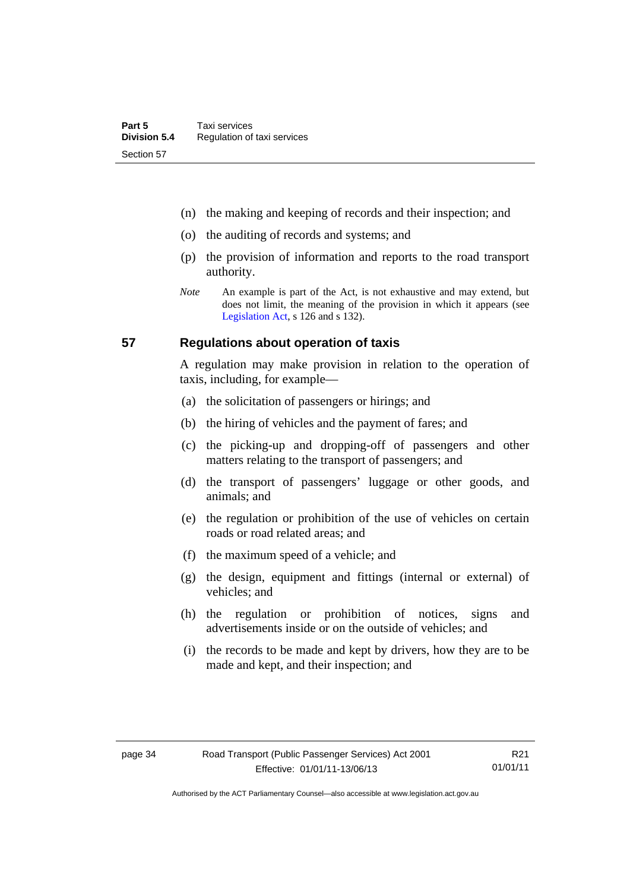(n) the making and keeping of records and their inspection; and

(o) the auditing of records and systems; and

(p) the provision of information and reports to the road transport authority.

*Note* An example is part of the Act, is not exhaustive and may extend, but does not limit, the meaning of the provision in which it appears (see Legislation Act, s 126 and s 132).

## 57 Regulations about operation of taxis

A regulation may make provision in relation to the operation of taxis, including, for example—

(a) the solicitation of passengers or hirings; and

(b) the hiring of vehicles and the payment of fares; and

(c) the picking-up and dropping-off of passengers and other matters relating to the transport of passengers; and

(d) the transport of passengers' luggage or other goods, and animals; and

(e) the regulation or prohibition of the use of vehicles on certain roads or road related areas; and

(f) the maximum speed of a vehicle; and

(g) the design, equipment and fittings (internal or external) of vehicles; and

(h) the regulation or prohibition of notices, signs and advertisements inside or on the outside of vehicles; and

(i) the records to be made and kept by drivers, how they are to be made and kept, and their inspection; and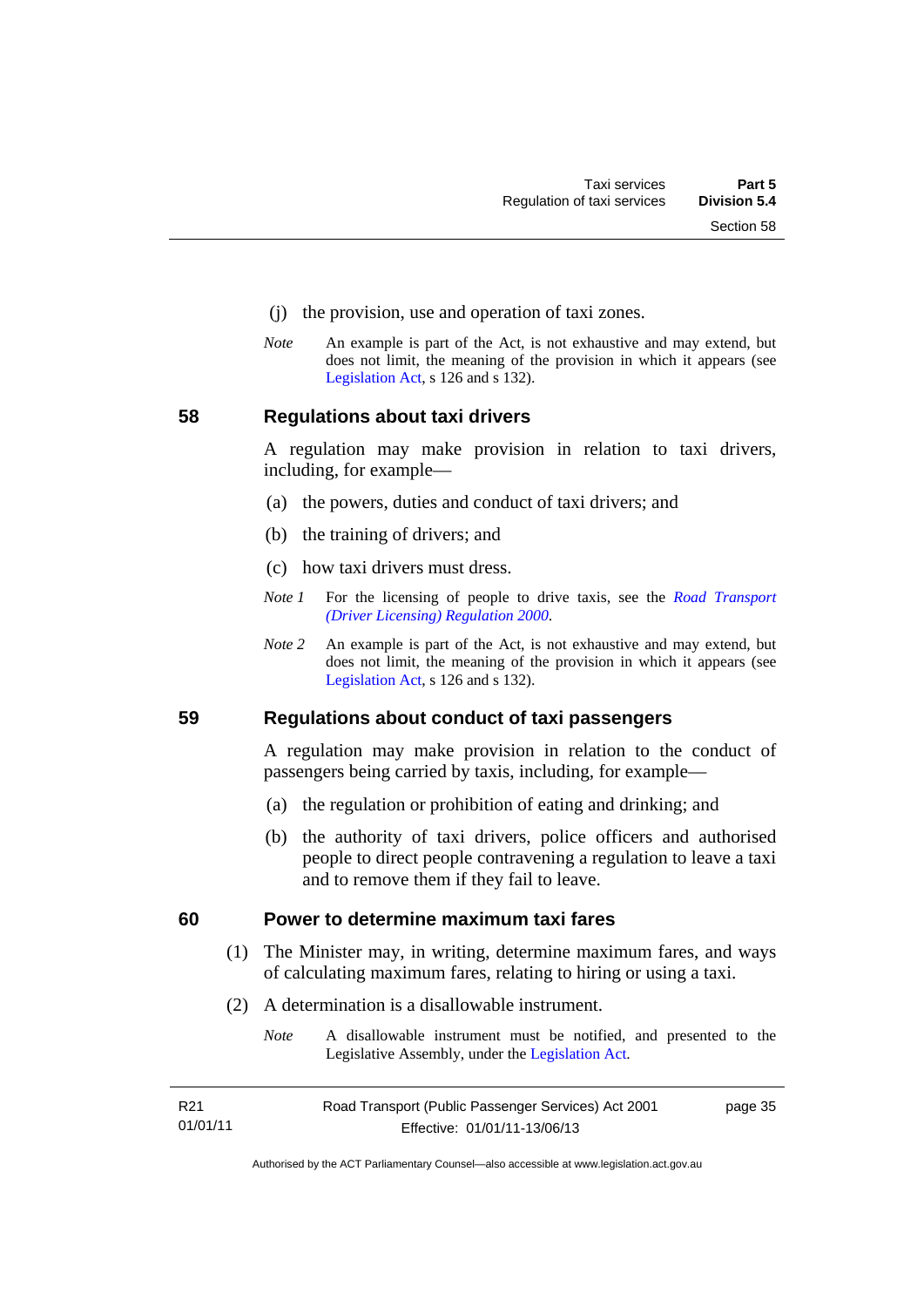(j) the provision, use and operation of taxi zones.

*Note* An example is part of the Act, is not exhaustive and may extend, but does not limit, the meaning of the provision in which it appears (see Legislation Act, s 126 and s 132).

## 58 Regulations about taxi drivers

A regulation may make provision in relation to taxi drivers, including, for example—

(a) the powers, duties and conduct of taxi drivers; and

(b) the training of drivers; and

(c) how taxi drivers must dress.

*Note 1* For the licensing of people to drive taxis, see the *Road Transport (Driver Licensing) Regulation 2000*.

*Note 2* An example is part of the Act, is not exhaustive and may extend, but does not limit, the meaning of the provision in which it appears (see Legislation Act, s 126 and s 132).

## 59 Regulations about conduct of taxi passengers

A regulation may make provision in relation to the conduct of passengers being carried by taxis, including, for example—

(a) the regulation or prohibition of eating and drinking; and

(b) the authority of taxi drivers, police officers and authorised people to direct people contravening a regulation to leave a taxi and to remove them if they fail to leave.

## 60 Power to determine maximum taxi fares

(1) The Minister may, in writing, determine maximum fares, and ways of calculating maximum fares, relating to hiring or using a taxi.

(2) A determination is a disallowable instrument.

*Note* A disallowable instrument must be notified, and presented to the Legislative Assembly, under the Legislation Act.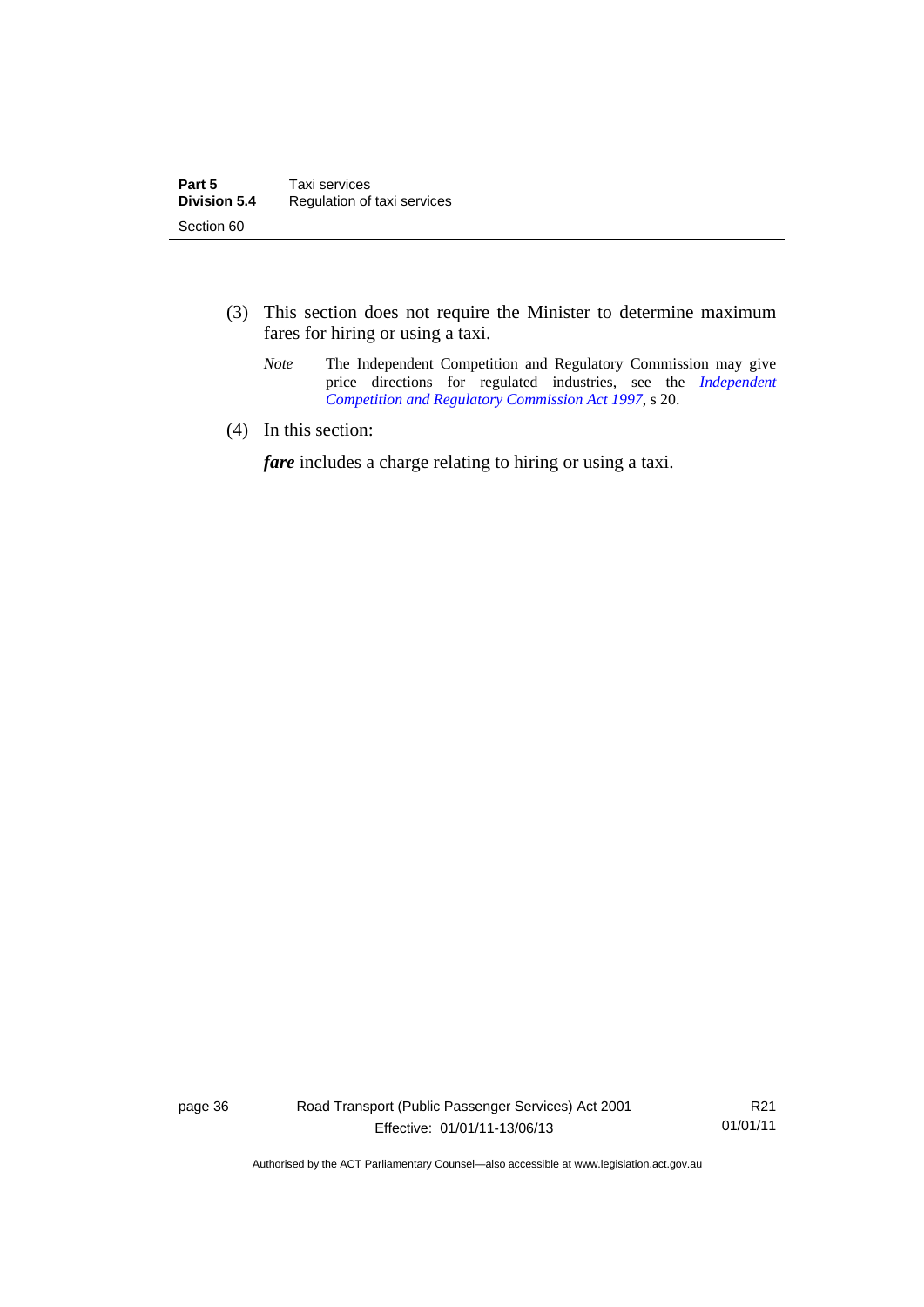(3) This section does not require the Minister to determine maximum fares for hiring or using a taxi.

*Note* The Independent Competition and Regulatory Commission may give price directions for regulated industries, see the *Independent Competition and Regulatory Commission Act 1997*, s 20.

(4) In this section:

***fare*** includes a charge relating to hiring or using a taxi.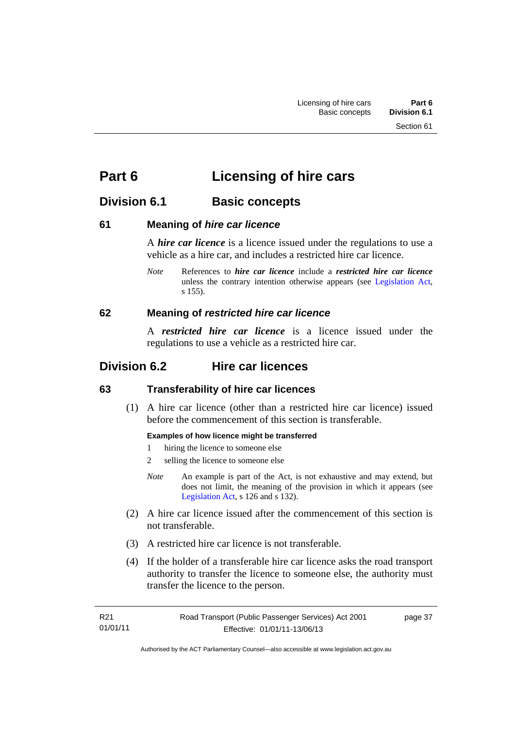# Part 6 Licensing of hire cars

## Division 6.1 Basic concepts

### 61 Meaning of *hire car licence*

A ***hire car licence*** is a licence issued under the regulations to use a vehicle as a hire car, and includes a restricted hire car licence.

*Note* References to ***hire car licence*** include a ***restricted hire car licence*** unless the contrary intention otherwise appears (see Legislation Act, s 155).

### 62 Meaning of *restricted hire car licence*

A ***restricted hire car licence*** is a licence issued under the regulations to use a vehicle as a restricted hire car.

## Division 6.2 Hire car licences

### 63 Transferability of hire car licences

(1) A hire car licence (other than a restricted hire car licence) issued before the commencement of this section is transferable.

**Examples of how licence might be transferred**

1 hiring the licence to someone else

2 selling the licence to someone else

*Note* An example is part of the Act, is not exhaustive and may extend, but does not limit, the meaning of the provision in which it appears (see Legislation Act, s 126 and s 132).

(2) A hire car licence issued after the commencement of this section is not transferable.

(3) A restricted hire car licence is not transferable.

(4) If the holder of a transferable hire car licence asks the road transport authority to transfer the licence to someone else, the authority must transfer the licence to the person.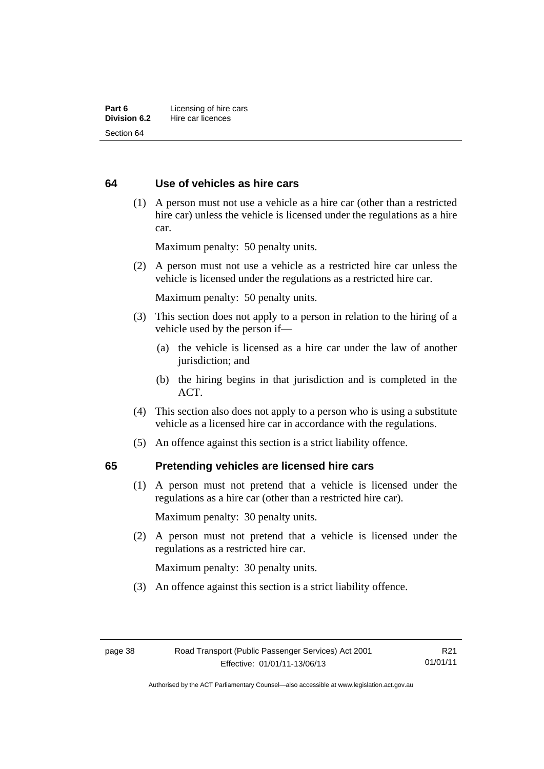## 64 Use of vehicles as hire cars

(1) A person must not use a vehicle as a hire car (other than a restricted hire car) unless the vehicle is licensed under the regulations as a hire car.

Maximum penalty: 50 penalty units.

(2) A person must not use a vehicle as a restricted hire car unless the vehicle is licensed under the regulations as a restricted hire car.

Maximum penalty: 50 penalty units.

(3) This section does not apply to a person in relation to the hiring of a vehicle used by the person if—

(a) the vehicle is licensed as a hire car under the law of another jurisdiction; and

(b) the hiring begins in that jurisdiction and is completed in the ACT.

(4) This section also does not apply to a person who is using a substitute vehicle as a licensed hire car in accordance with the regulations.

(5) An offence against this section is a strict liability offence.

## 65 Pretending vehicles are licensed hire cars

(1) A person must not pretend that a vehicle is licensed under the regulations as a hire car (other than a restricted hire car).

Maximum penalty: 30 penalty units.

(2) A person must not pretend that a vehicle is licensed under the regulations as a restricted hire car.

Maximum penalty: 30 penalty units.

(3) An offence against this section is a strict liability offence.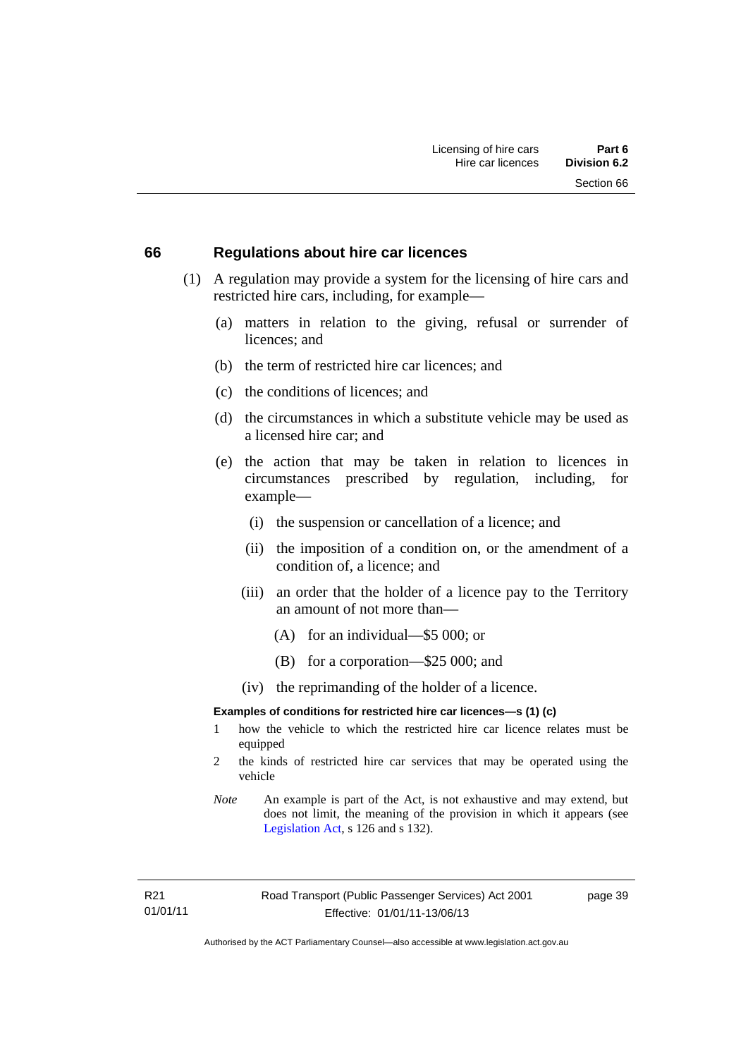## 66 Regulations about hire car licences

(1) A regulation may provide a system for the licensing of hire cars and restricted hire cars, including, for example—

(a) matters in relation to the giving, refusal or surrender of licences; and

(b) the term of restricted hire car licences; and

(c) the conditions of licences; and

(d) the circumstances in which a substitute vehicle may be used as a licensed hire car; and

(e) the action that may be taken in relation to licences in circumstances prescribed by regulation, including, for example—

(i) the suspension or cancellation of a licence; and

(ii) the imposition of a condition on, or the amendment of a condition of, a licence; and

(iii) an order that the holder of a licence pay to the Territory an amount of not more than—

(A) for an individual—$5 000; or

(B) for a corporation—$25 000; and

(iv) the reprimanding of the holder of a licence.

**Examples of conditions for restricted hire car licences—s (1) (c)**

1 how the vehicle to which the restricted hire car licence relates must be equipped

2 the kinds of restricted hire car services that may be operated using the vehicle

*Note* An example is part of the Act, is not exhaustive and may extend, but does not limit, the meaning of the provision in which it appears (see Legislation Act, s 126 and s 132).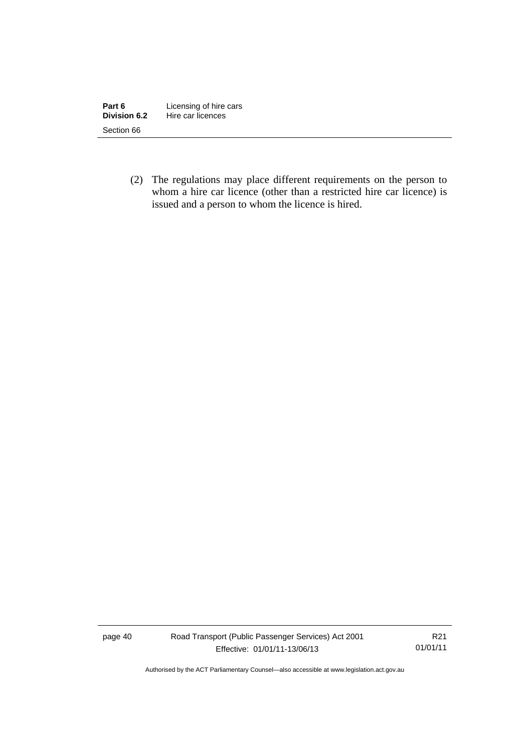(2) The regulations may place different requirements on the person to whom a hire car licence (other than a restricted hire car licence) is issued and a person to whom the licence is hired.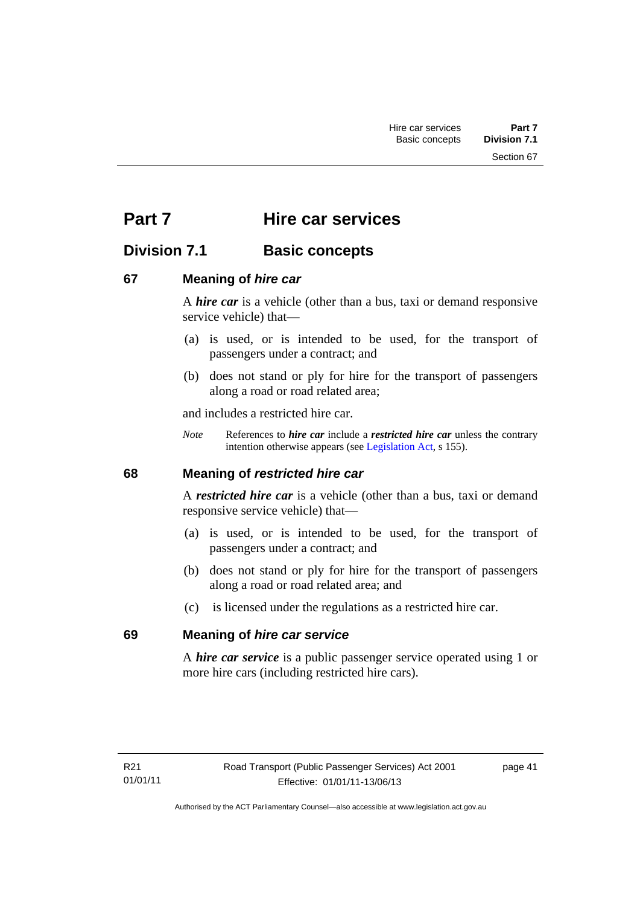# Part 7 Hire car services

## Division 7.1 Basic concepts

### 67 Meaning of *hire car*

A ***hire car*** is a vehicle (other than a bus, taxi or demand responsive service vehicle) that—

(a) is used, or is intended to be used, for the transport of passengers under a contract; and

(b) does not stand or ply for hire for the transport of passengers along a road or road related area;

and includes a restricted hire car.

*Note* References to ***hire car*** include a ***restricted hire car*** unless the contrary intention otherwise appears (see Legislation Act, s 155).

### 68 Meaning of *restricted hire car*

A ***restricted hire car*** is a vehicle (other than a bus, taxi or demand responsive service vehicle) that—

(a) is used, or is intended to be used, for the transport of passengers under a contract; and

(b) does not stand or ply for hire for the transport of passengers along a road or road related area; and

(c) is licensed under the regulations as a restricted hire car.

### 69 Meaning of *hire car service*

A ***hire car service*** is a public passenger service operated using 1 or more hire cars (including restricted hire cars).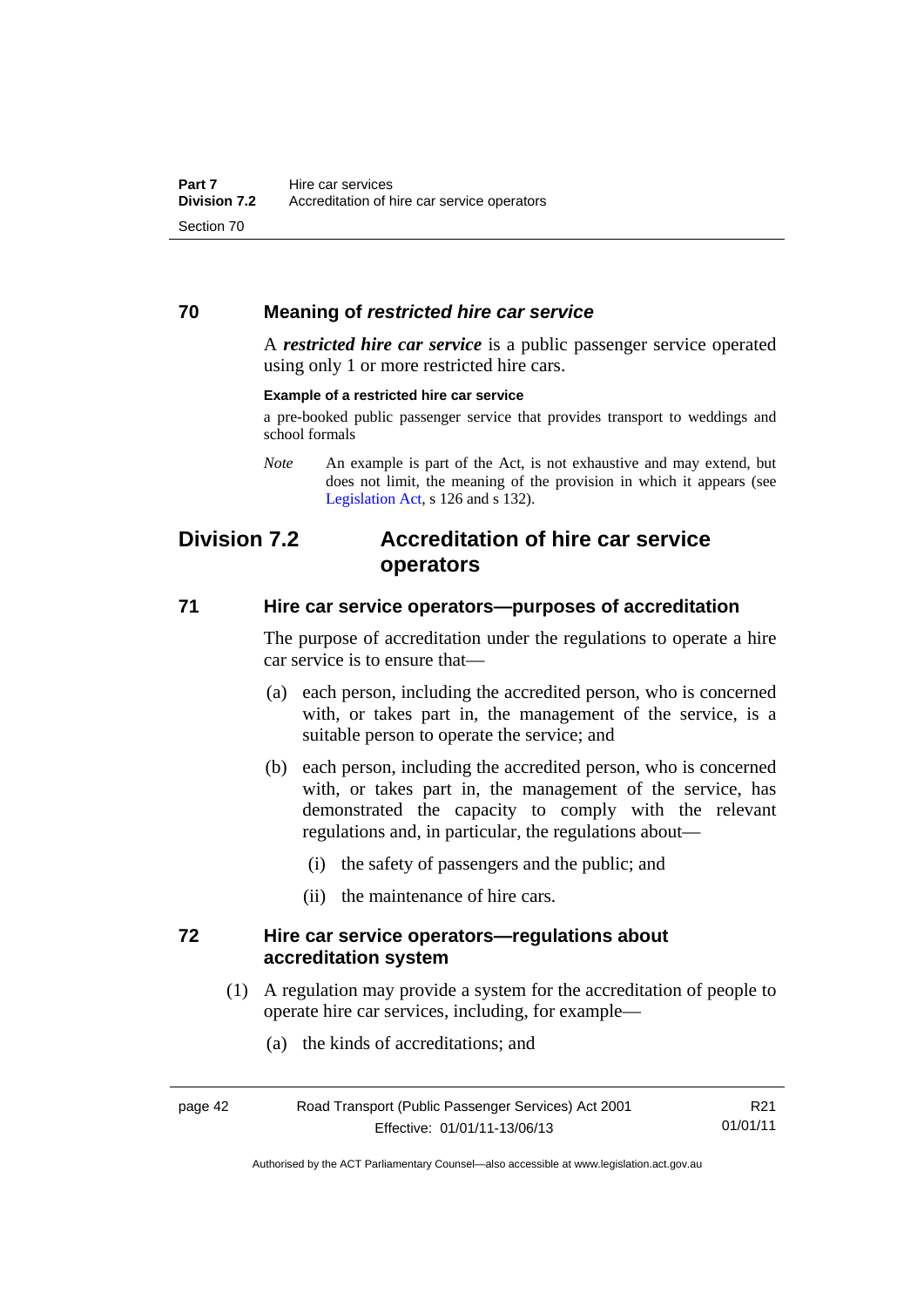### 70 Meaning of *restricted hire car service*

A ***restricted hire car service*** is a public passenger service operated using only 1 or more restricted hire cars.

**Example of a restricted hire car service**

a pre-booked public passenger service that provides transport to weddings and school formals

*Note* An example is part of the Act, is not exhaustive and may extend, but does not limit, the meaning of the provision in which it appears (see Legislation Act, s 126 and s 132).

## Division 7.2 Accreditation of hire car service operators

### 71 Hire car service operators—purposes of accreditation

The purpose of accreditation under the regulations to operate a hire car service is to ensure that—

(a) each person, including the accredited person, who is concerned with, or takes part in, the management of the service, is a suitable person to operate the service; and

(b) each person, including the accredited person, who is concerned with, or takes part in, the management of the service, has demonstrated the capacity to comply with the relevant regulations and, in particular, the regulations about—

(i) the safety of passengers and the public; and

(ii) the maintenance of hire cars.

### 72 Hire car service operators—regulations about accreditation system

(1) A regulation may provide a system for the accreditation of people to operate hire car services, including, for example—

(a) the kinds of accreditations; and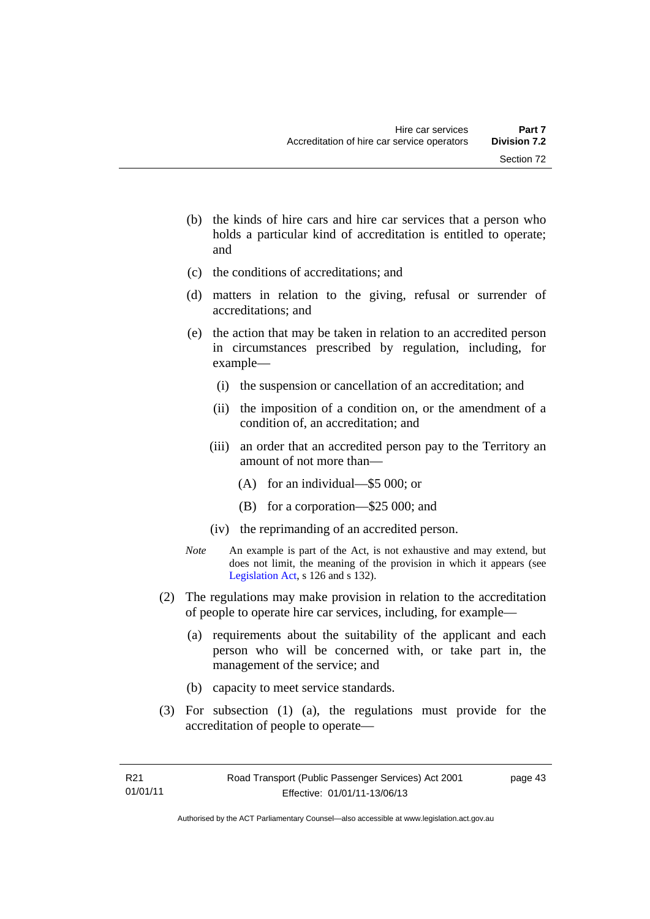(b) the kinds of hire cars and hire car services that a person who holds a particular kind of accreditation is entitled to operate; and

(c) the conditions of accreditations; and

(d) matters in relation to the giving, refusal or surrender of accreditations; and

(e) the action that may be taken in relation to an accredited person in circumstances prescribed by regulation, including, for example—

(i) the suspension or cancellation of an accreditation; and

(ii) the imposition of a condition on, or the amendment of a condition of, an accreditation; and

(iii) an order that an accredited person pay to the Territory an amount of not more than—

(A) for an individual—$5 000; or

(B) for a corporation—$25 000; and

(iv) the reprimanding of an accredited person.

*Note* An example is part of the Act, is not exhaustive and may extend, but does not limit, the meaning of the provision in which it appears (see Legislation Act, s 126 and s 132).

(2) The regulations may make provision in relation to the accreditation of people to operate hire car services, including, for example—

(a) requirements about the suitability of the applicant and each person who will be concerned with, or take part in, the management of the service; and

(b) capacity to meet service standards.

(3) For subsection (1) (a), the regulations must provide for the accreditation of people to operate—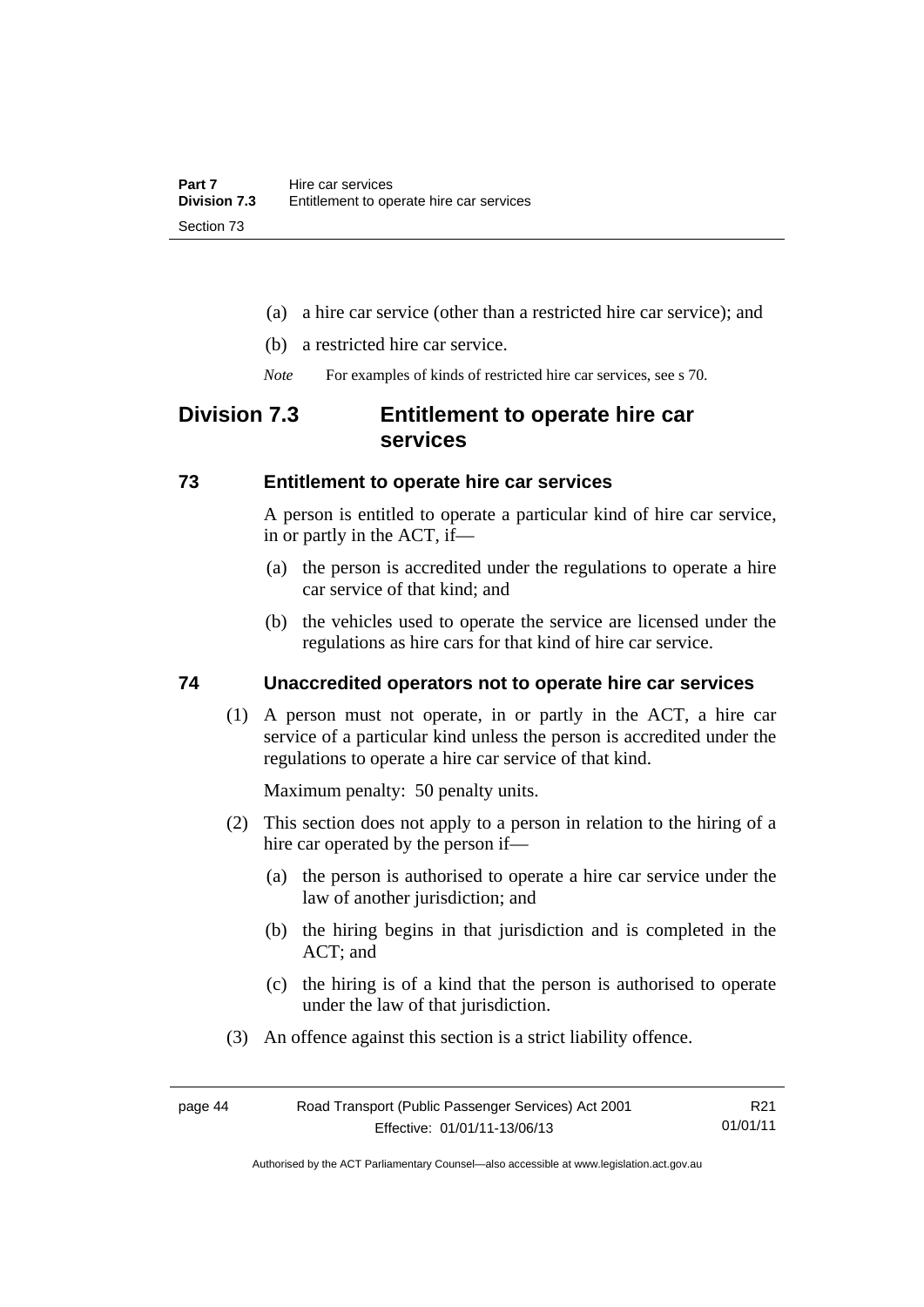(a) a hire car service (other than a restricted hire car service); and

(b) a restricted hire car service.

*Note* For examples of kinds of restricted hire car services, see s 70.

## Division 7.3 Entitlement to operate hire car services

### 73 Entitlement to operate hire car services

A person is entitled to operate a particular kind of hire car service, in or partly in the ACT, if—

(a) the person is accredited under the regulations to operate a hire car service of that kind; and

(b) the vehicles used to operate the service are licensed under the regulations as hire cars for that kind of hire car service.

### 74 Unaccredited operators not to operate hire car services

(1) A person must not operate, in or partly in the ACT, a hire car service of a particular kind unless the person is accredited under the regulations to operate a hire car service of that kind.

Maximum penalty: 50 penalty units.

(2) This section does not apply to a person in relation to the hiring of a hire car operated by the person if—

(a) the person is authorised to operate a hire car service under the law of another jurisdiction; and

(b) the hiring begins in that jurisdiction and is completed in the ACT; and

(c) the hiring is of a kind that the person is authorised to operate under the law of that jurisdiction.

(3) An offence against this section is a strict liability offence.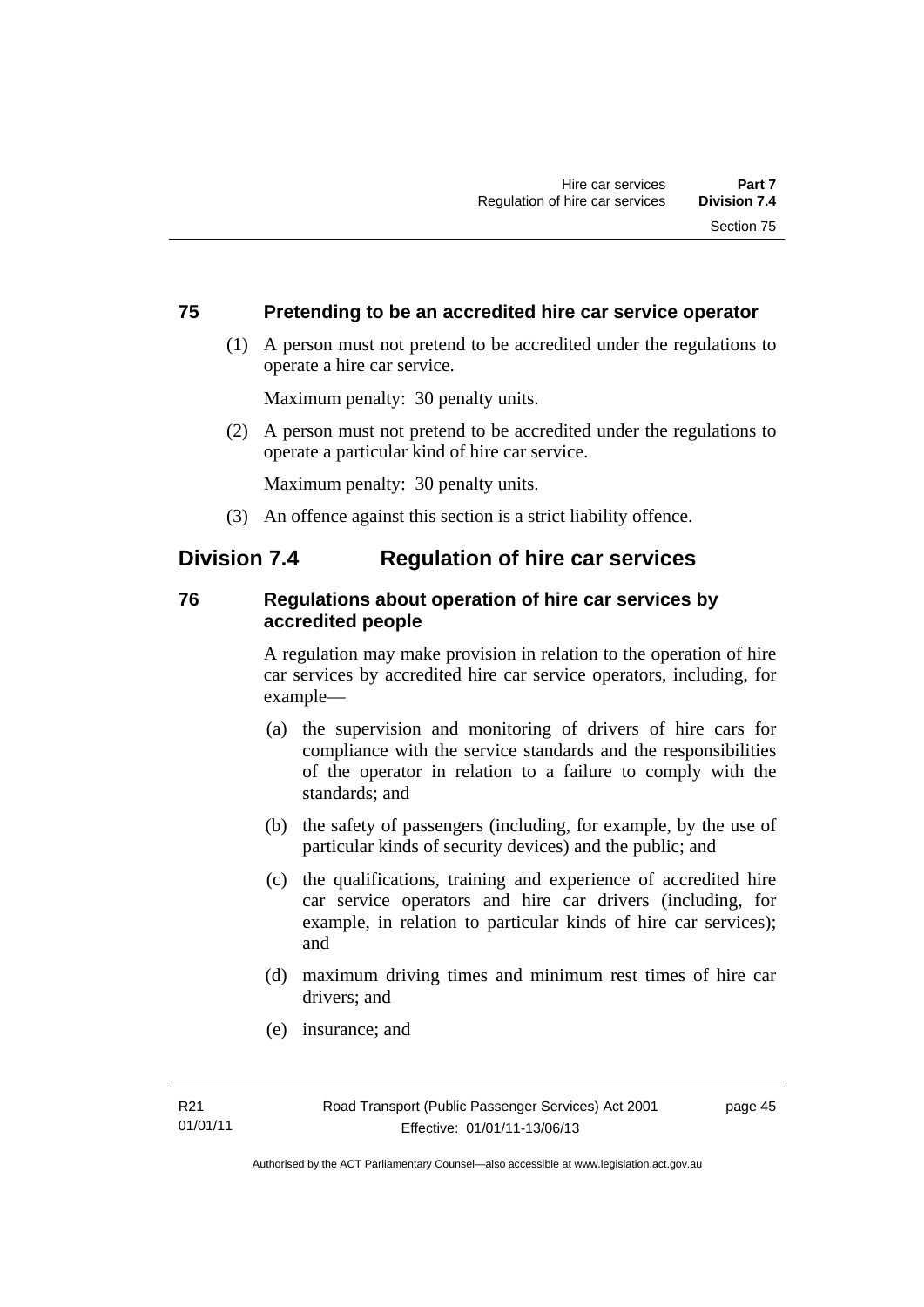### 75 Pretending to be an accredited hire car service operator

(1) A person must not pretend to be accredited under the regulations to operate a hire car service.

Maximum penalty: 30 penalty units.

(2) A person must not pretend to be accredited under the regulations to operate a particular kind of hire car service.

Maximum penalty: 30 penalty units.

(3) An offence against this section is a strict liability offence.

## Division 7.4 Regulation of hire car services

### 76 Regulations about operation of hire car services by accredited people

A regulation may make provision in relation to the operation of hire car services by accredited hire car service operators, including, for example—

(a) the supervision and monitoring of drivers of hire cars for compliance with the service standards and the responsibilities of the operator in relation to a failure to comply with the standards; and

(b) the safety of passengers (including, for example, by the use of particular kinds of security devices) and the public; and

(c) the qualifications, training and experience of accredited hire car service operators and hire car drivers (including, for example, in relation to particular kinds of hire car services); and

(d) maximum driving times and minimum rest times of hire car drivers; and

(e) insurance; and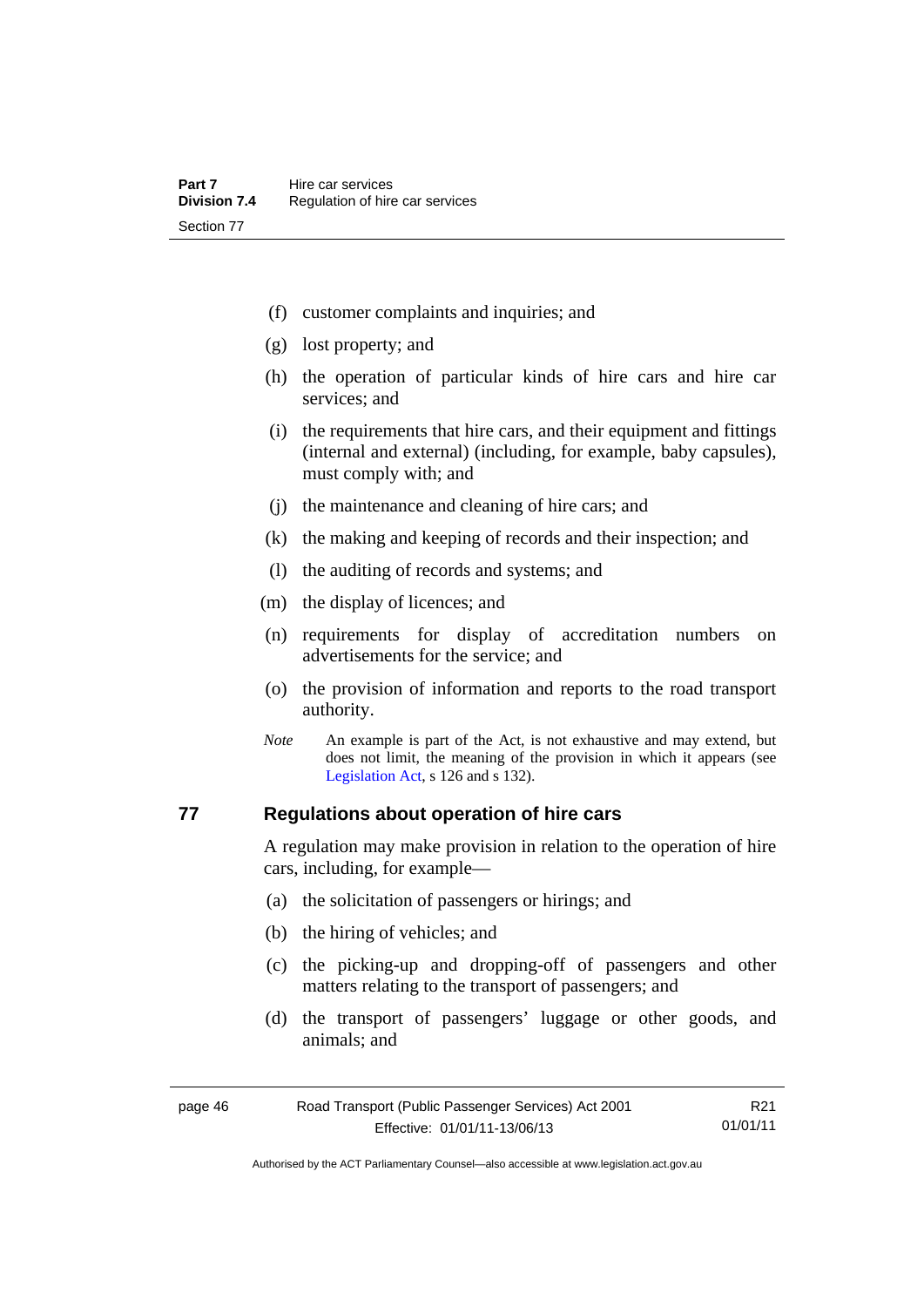(f) customer complaints and inquiries; and

(g) lost property; and

(h) the operation of particular kinds of hire cars and hire car services; and

(i) the requirements that hire cars, and their equipment and fittings (internal and external) (including, for example, baby capsules), must comply with; and

(j) the maintenance and cleaning of hire cars; and

(k) the making and keeping of records and their inspection; and

(l) the auditing of records and systems; and

(m) the display of licences; and

(n) requirements for display of accreditation numbers on advertisements for the service; and

(o) the provision of information and reports to the road transport authority.

*Note* An example is part of the Act, is not exhaustive and may extend, but does not limit, the meaning of the provision in which it appears (see Legislation Act, s 126 and s 132).

## 77 Regulations about operation of hire cars

A regulation may make provision in relation to the operation of hire cars, including, for example—

(a) the solicitation of passengers or hirings; and

(b) the hiring of vehicles; and

(c) the picking-up and dropping-off of passengers and other matters relating to the transport of passengers; and

(d) the transport of passengers' luggage or other goods, and animals; and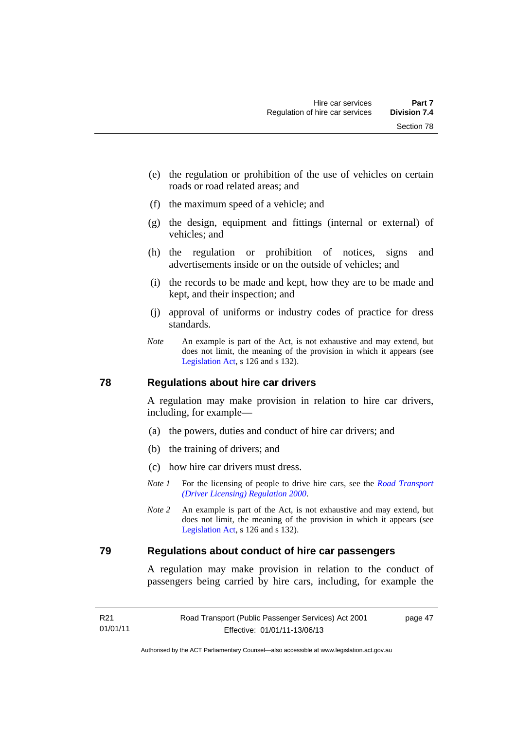(e) the regulation or prohibition of the use of vehicles on certain roads or road related areas; and

(f) the maximum speed of a vehicle; and

(g) the design, equipment and fittings (internal or external) of vehicles; and

(h) the regulation or prohibition of notices, signs and advertisements inside or on the outside of vehicles; and

(i) the records to be made and kept, how they are to be made and kept, and their inspection; and

(j) approval of uniforms or industry codes of practice for dress standards.

*Note* An example is part of the Act, is not exhaustive and may extend, but does not limit, the meaning of the provision in which it appears (see Legislation Act, s 126 and s 132).

## 78 Regulations about hire car drivers

A regulation may make provision in relation to hire car drivers, including, for example—

(a) the powers, duties and conduct of hire car drivers; and

(b) the training of drivers; and

(c) how hire car drivers must dress.

*Note 1* For the licensing of people to drive hire cars, see the *Road Transport (Driver Licensing) Regulation 2000*.

*Note 2* An example is part of the Act, is not exhaustive and may extend, but does not limit, the meaning of the provision in which it appears (see Legislation Act, s 126 and s 132).

## 79 Regulations about conduct of hire car passengers

A regulation may make provision in relation to the conduct of passengers being carried by hire cars, including, for example the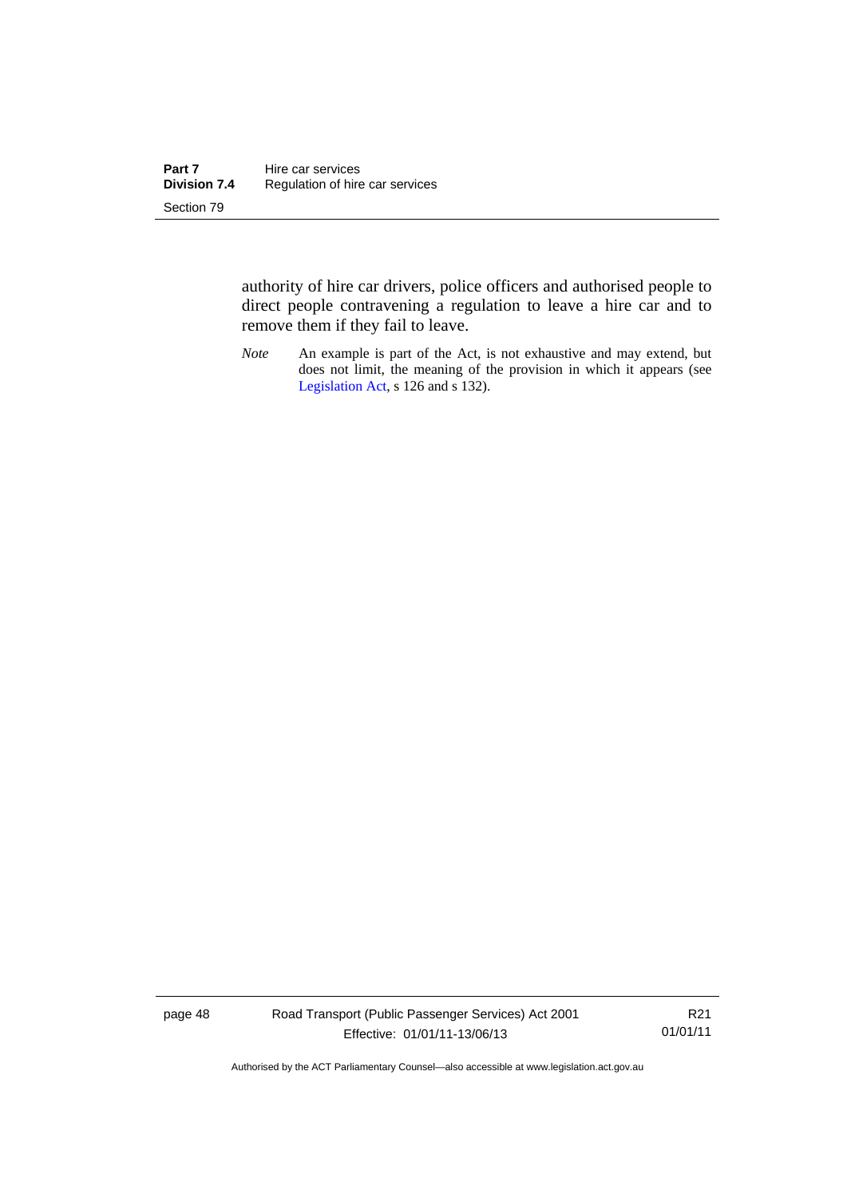authority of hire car drivers, police officers and authorised people to direct people contravening a regulation to leave a hire car and to remove them if they fail to leave.

*Note* An example is part of the Act, is not exhaustive and may extend, but does not limit, the meaning of the provision in which it appears (see Legislation Act, s 126 and s 132).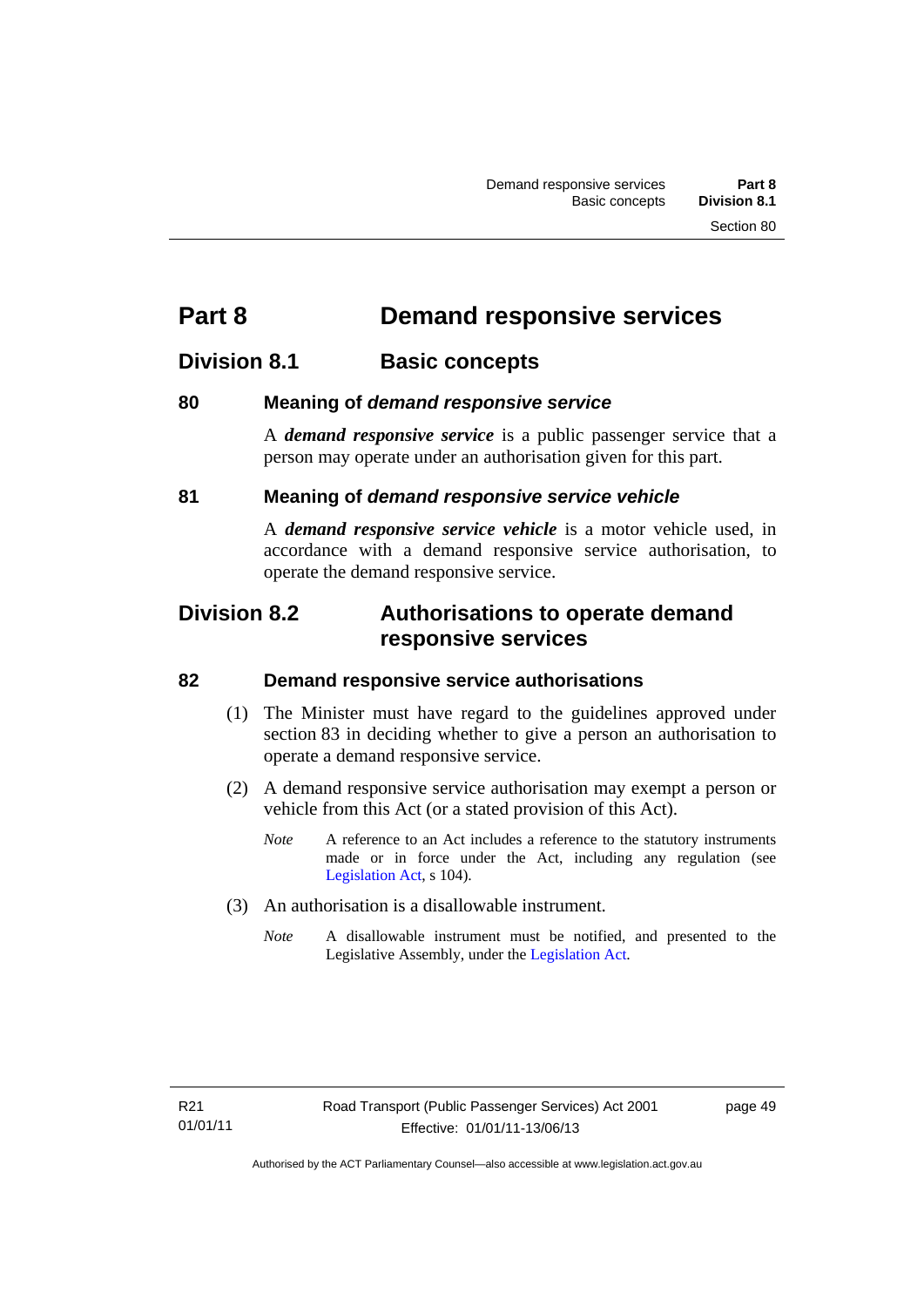# Part 8 Demand responsive services

## Division 8.1 Basic concepts

### 80 Meaning of *demand responsive service*

A ***demand responsive service*** is a public passenger service that a person may operate under an authorisation given for this part.

### 81 Meaning of *demand responsive service vehicle*

A ***demand responsive service vehicle*** is a motor vehicle used, in accordance with a demand responsive service authorisation, to operate the demand responsive service.

## Division 8.2 Authorisations to operate demand responsive services

### 82 Demand responsive service authorisations

(1) The Minister must have regard to the guidelines approved under section 83 in deciding whether to give a person an authorisation to operate a demand responsive service.

(2) A demand responsive service authorisation may exempt a person or vehicle from this Act (or a stated provision of this Act).

*Note* A reference to an Act includes a reference to the statutory instruments made or in force under the Act, including any regulation (see Legislation Act, s 104).

(3) An authorisation is a disallowable instrument.

*Note* A disallowable instrument must be notified, and presented to the Legislative Assembly, under the Legislation Act.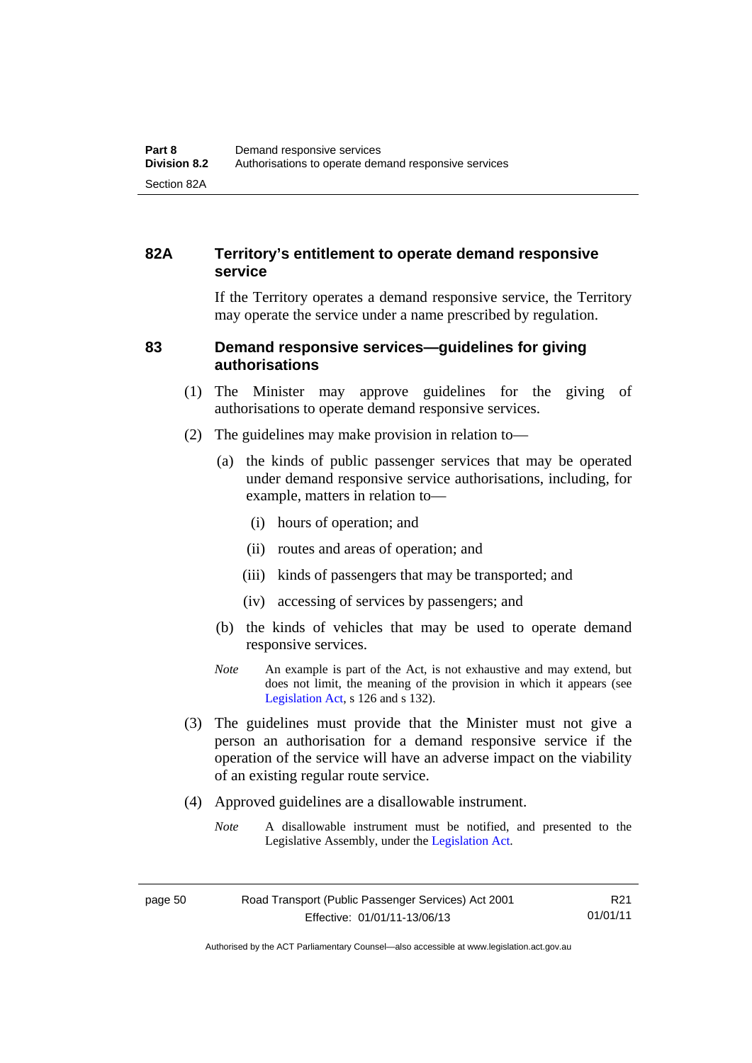## 82A Territory's entitlement to operate demand responsive service

If the Territory operates a demand responsive service, the Territory may operate the service under a name prescribed by regulation.

## 83 Demand responsive services—guidelines for giving authorisations

(1) The Minister may approve guidelines for the giving of authorisations to operate demand responsive services.

(2) The guidelines may make provision in relation to—

(a) the kinds of public passenger services that may be operated under demand responsive service authorisations, including, for example, matters in relation to—

(i) hours of operation; and

(ii) routes and areas of operation; and

(iii) kinds of passengers that may be transported; and

(iv) accessing of services by passengers; and

(b) the kinds of vehicles that may be used to operate demand responsive services.

*Note* An example is part of the Act, is not exhaustive and may extend, but does not limit, the meaning of the provision in which it appears (see Legislation Act, s 126 and s 132).

(3) The guidelines must provide that the Minister must not give a person an authorisation for a demand responsive service if the operation of the service will have an adverse impact on the viability of an existing regular route service.

(4) Approved guidelines are a disallowable instrument.

*Note* A disallowable instrument must be notified, and presented to the Legislative Assembly, under the Legislation Act.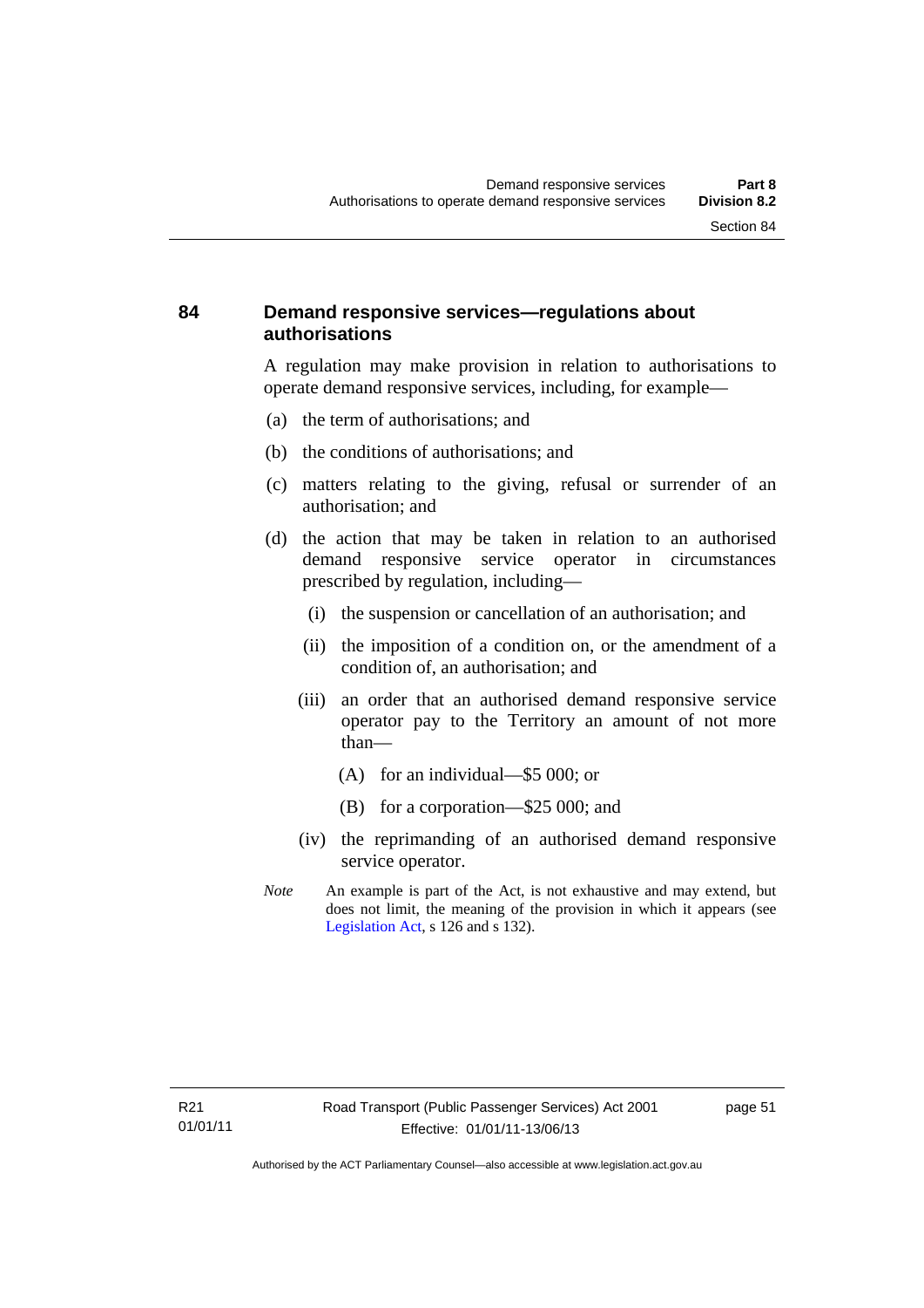## 84 Demand responsive services—regulations about authorisations

A regulation may make provision in relation to authorisations to operate demand responsive services, including, for example—

(a) the term of authorisations; and

(b) the conditions of authorisations; and

(c) matters relating to the giving, refusal or surrender of an authorisation; and

(d) the action that may be taken in relation to an authorised demand responsive service operator in circumstances prescribed by regulation, including—

  (i) the suspension or cancellation of an authorisation; and

  (ii) the imposition of a condition on, or the amendment of a condition of, an authorisation; and

  (iii) an order that an authorised demand responsive service operator pay to the Territory an amount of not more than—

    (A) for an individual—$5 000; or

    (B) for a corporation—$25 000; and

  (iv) the reprimanding of an authorised demand responsive service operator.

*Note* An example is part of the Act, is not exhaustive and may extend, but does not limit, the meaning of the provision in which it appears (see Legislation Act, s 126 and s 132).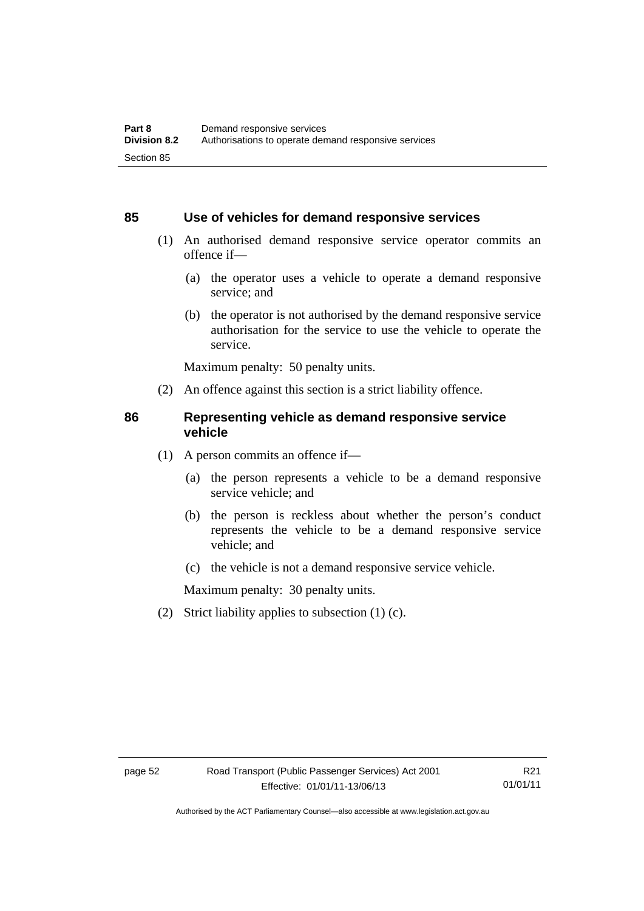## 85 Use of vehicles for demand responsive services

(1) An authorised demand responsive service operator commits an offence if—

(a) the operator uses a vehicle to operate a demand responsive service; and

(b) the operator is not authorised by the demand responsive service authorisation for the service to use the vehicle to operate the service.

Maximum penalty: 50 penalty units.

(2) An offence against this section is a strict liability offence.

## 86 Representing vehicle as demand responsive service vehicle

(1) A person commits an offence if—

(a) the person represents a vehicle to be a demand responsive service vehicle; and

(b) the person is reckless about whether the person's conduct represents the vehicle to be a demand responsive service vehicle; and

(c) the vehicle is not a demand responsive service vehicle.

Maximum penalty: 30 penalty units.

(2) Strict liability applies to subsection (1) (c).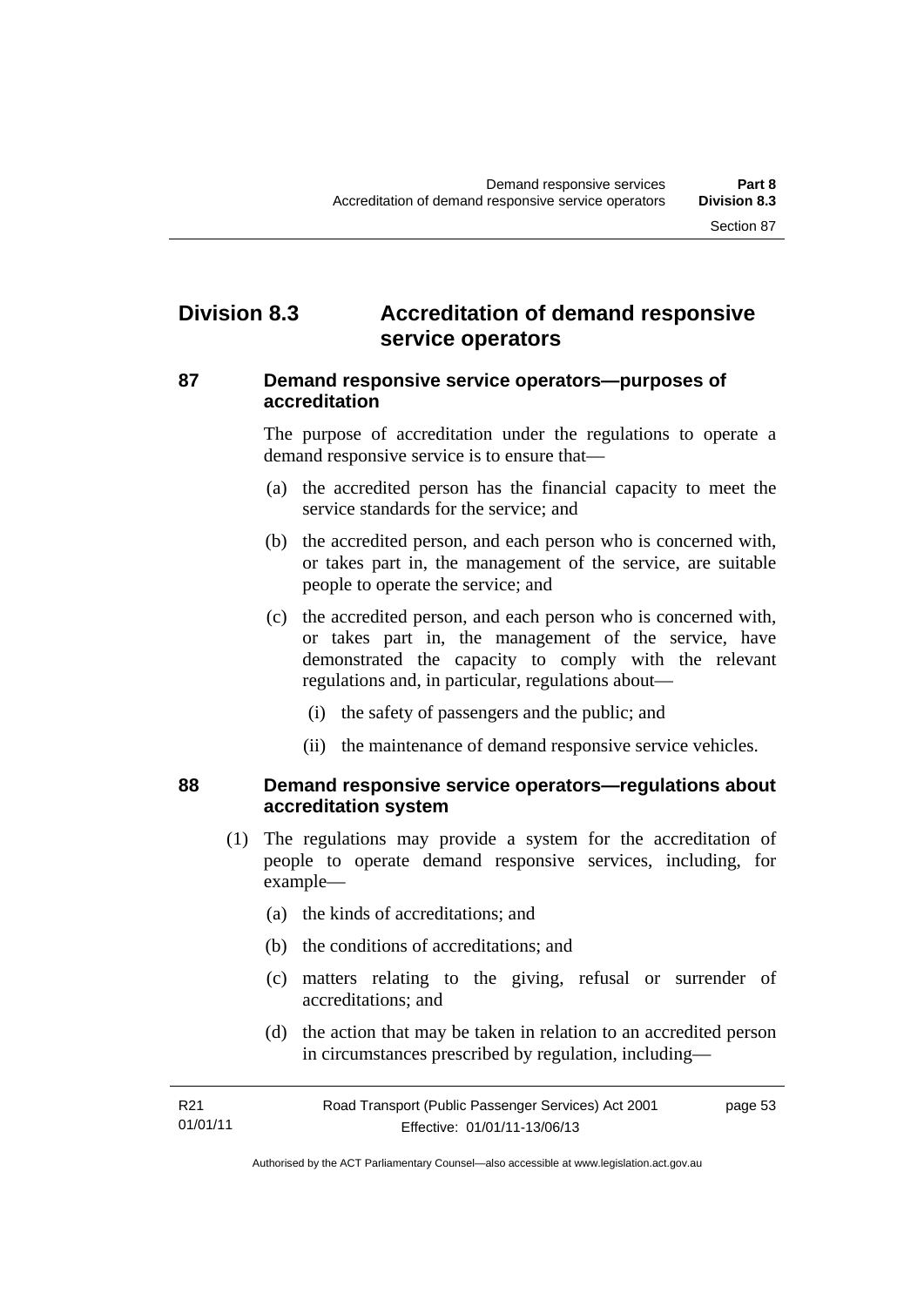## Division 8.3 Accreditation of demand responsive service operators

### 87 Demand responsive service operators—purposes of accreditation

The purpose of accreditation under the regulations to operate a demand responsive service is to ensure that—

(a) the accredited person has the financial capacity to meet the service standards for the service; and

(b) the accredited person, and each person who is concerned with, or takes part in, the management of the service, are suitable people to operate the service; and

(c) the accredited person, and each person who is concerned with, or takes part in, the management of the service, have demonstrated the capacity to comply with the relevant regulations and, in particular, regulations about—

(i) the safety of passengers and the public; and

(ii) the maintenance of demand responsive service vehicles.

### 88 Demand responsive service operators—regulations about accreditation system

(1) The regulations may provide a system for the accreditation of people to operate demand responsive services, including, for example—

(a) the kinds of accreditations; and

(b) the conditions of accreditations; and

(c) matters relating to the giving, refusal or surrender of accreditations; and

(d) the action that may be taken in relation to an accredited person in circumstances prescribed by regulation, including—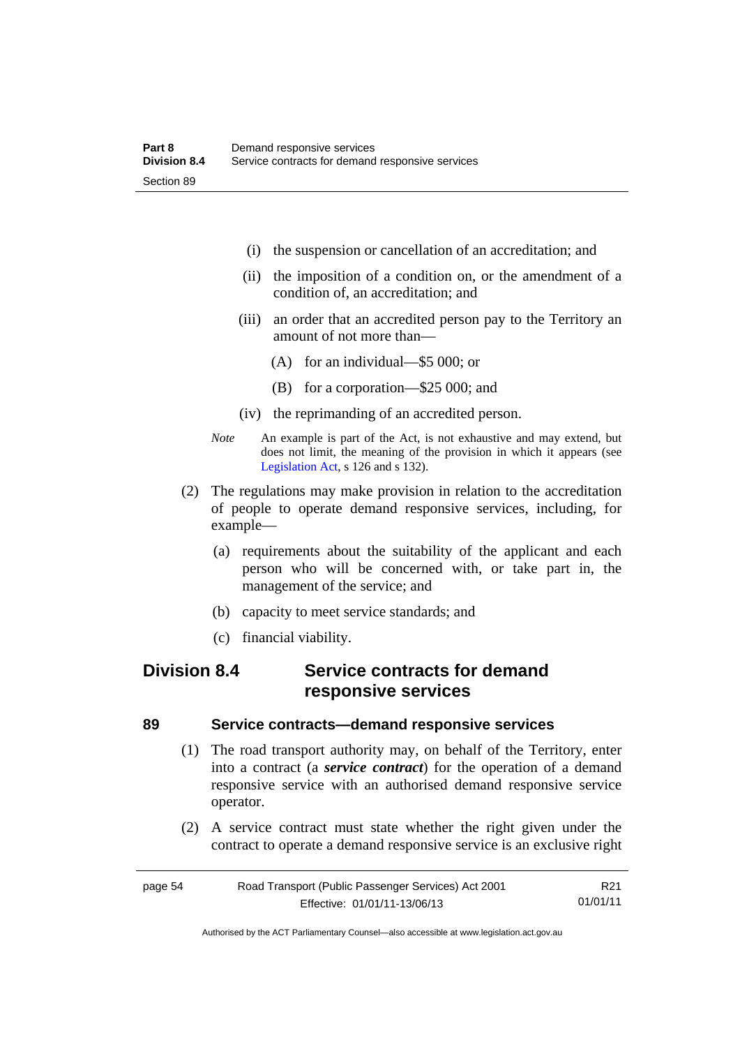(i) the suspension or cancellation of an accreditation; and

(ii) the imposition of a condition on, or the amendment of a condition of, an accreditation; and

(iii) an order that an accredited person pay to the Territory an amount of not more than—

(A) for an individual—$5 000; or

(B) for a corporation—$25 000; and

(iv) the reprimanding of an accredited person.

*Note* An example is part of the Act, is not exhaustive and may extend, but does not limit, the meaning of the provision in which it appears (see Legislation Act, s 126 and s 132).

(2) The regulations may make provision in relation to the accreditation of people to operate demand responsive services, including, for example—

(a) requirements about the suitability of the applicant and each person who will be concerned with, or take part in, the management of the service; and

(b) capacity to meet service standards; and

(c) financial viability.

## Division 8.4 Service contracts for demand responsive services

### 89 Service contracts—demand responsive services

(1) The road transport authority may, on behalf of the Territory, enter into a contract (a ***service contract***) for the operation of a demand responsive service with an authorised demand responsive service operator.

(2) A service contract must state whether the right given under the contract to operate a demand responsive service is an exclusive right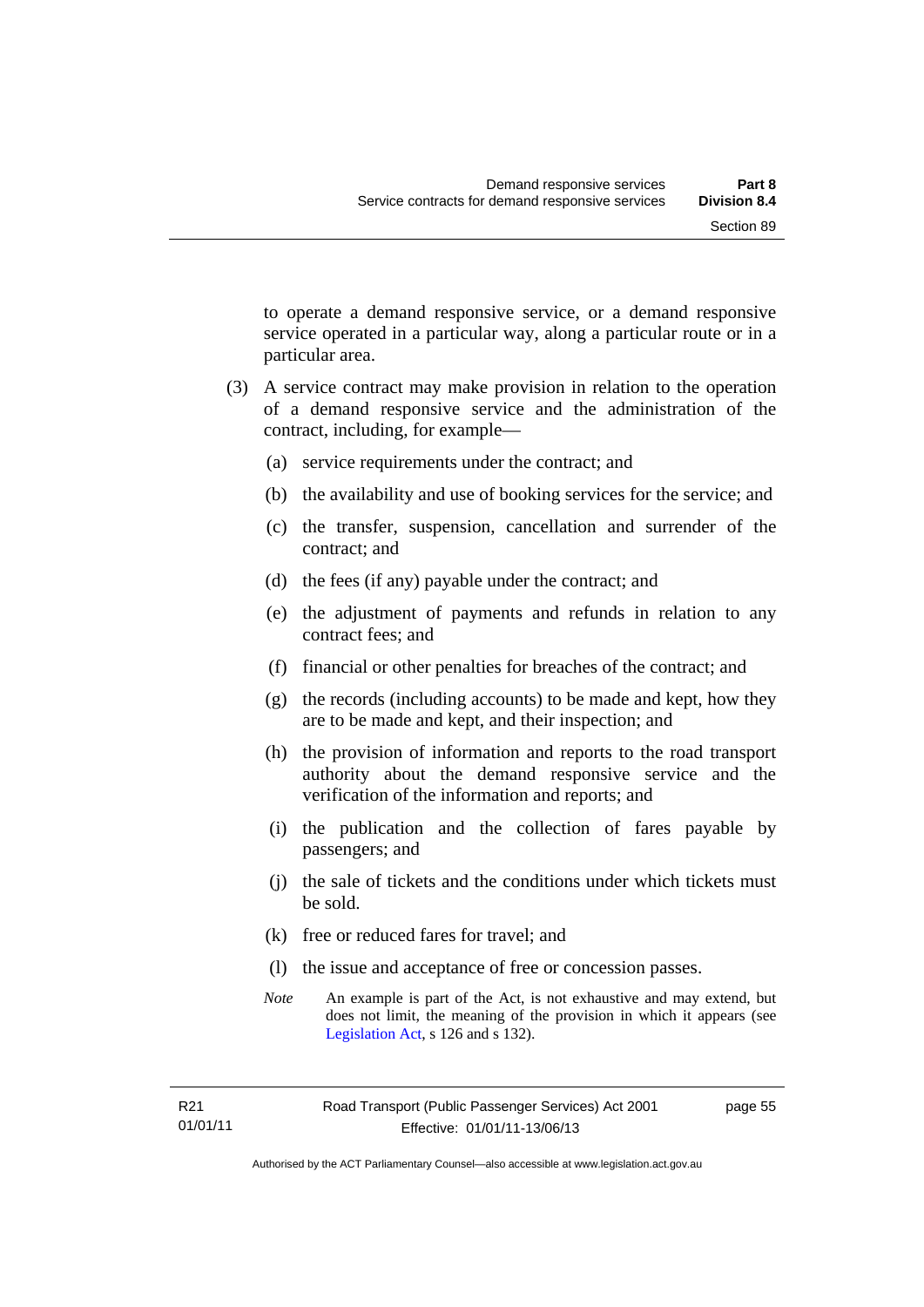to operate a demand responsive service, or a demand responsive service operated in a particular way, along a particular route or in a particular area.

(3) A service contract may make provision in relation to the operation of a demand responsive service and the administration of the contract, including, for example—

(a) service requirements under the contract; and

(b) the availability and use of booking services for the service; and

(c) the transfer, suspension, cancellation and surrender of the contract; and

(d) the fees (if any) payable under the contract; and

(e) the adjustment of payments and refunds in relation to any contract fees; and

(f) financial or other penalties for breaches of the contract; and

(g) the records (including accounts) to be made and kept, how they are to be made and kept, and their inspection; and

(h) the provision of information and reports to the road transport authority about the demand responsive service and the verification of the information and reports; and

(i) the publication and the collection of fares payable by passengers; and

(j) the sale of tickets and the conditions under which tickets must be sold.

(k) free or reduced fares for travel; and

(l) the issue and acceptance of free or concession passes.

*Note* An example is part of the Act, is not exhaustive and may extend, but does not limit, the meaning of the provision in which it appears (see Legislation Act, s 126 and s 132).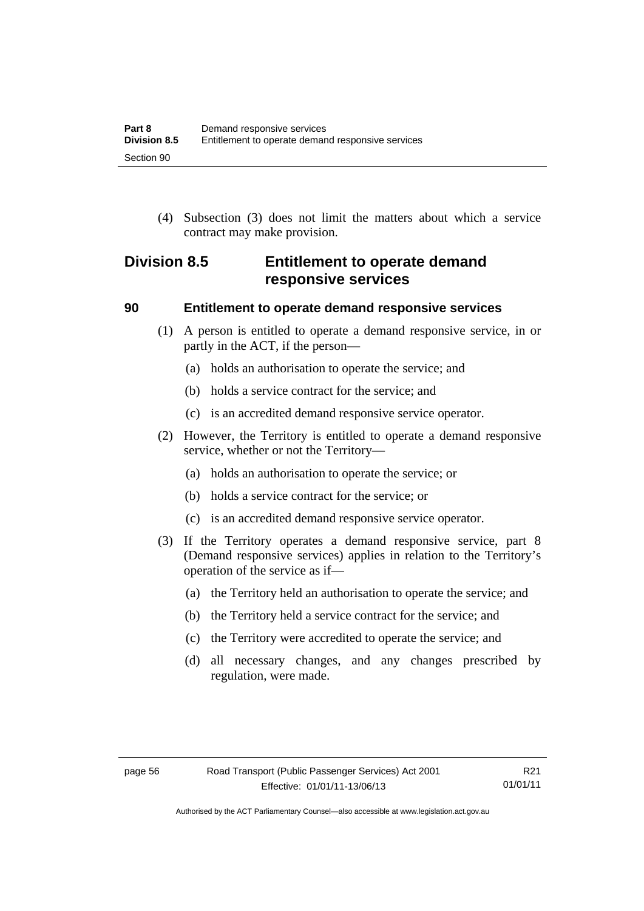(4) Subsection (3) does not limit the matters about which a service contract may make provision.

## Division 8.5 Entitlement to operate demand responsive services

### 90 Entitlement to operate demand responsive services

(1) A person is entitled to operate a demand responsive service, in or partly in the ACT, if the person—

(a) holds an authorisation to operate the service; and

(b) holds a service contract for the service; and

(c) is an accredited demand responsive service operator.

(2) However, the Territory is entitled to operate a demand responsive service, whether or not the Territory—

(a) holds an authorisation to operate the service; or

(b) holds a service contract for the service; or

(c) is an accredited demand responsive service operator.

(3) If the Territory operates a demand responsive service, part 8 (Demand responsive services) applies in relation to the Territory's operation of the service as if—

(a) the Territory held an authorisation to operate the service; and

(b) the Territory held a service contract for the service; and

(c) the Territory were accredited to operate the service; and

(d) all necessary changes, and any changes prescribed by regulation, were made.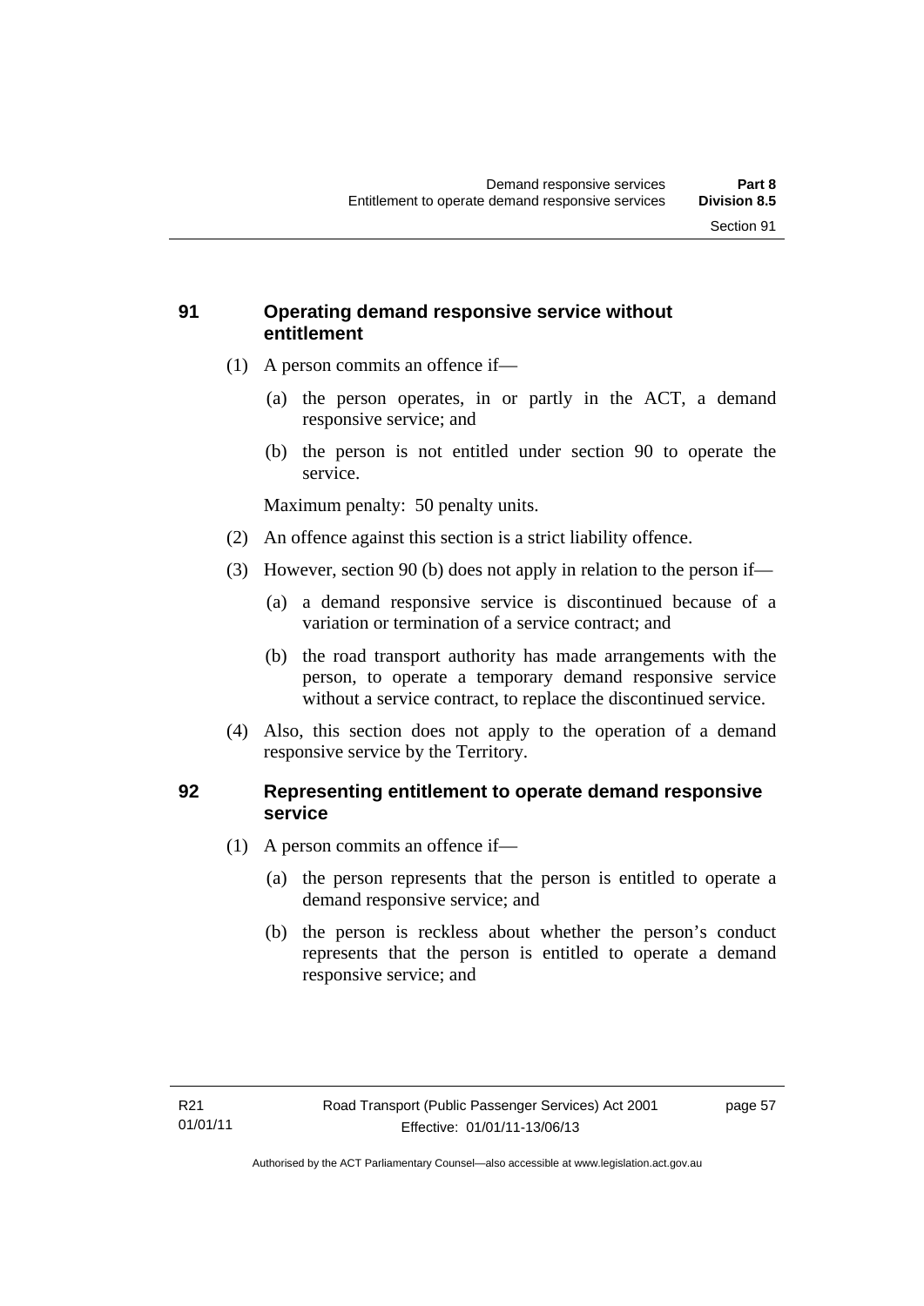## 91 Operating demand responsive service without entitlement

(1) A person commits an offence if—

(a) the person operates, in or partly in the ACT, a demand responsive service; and

(b) the person is not entitled under section 90 to operate the service.

Maximum penalty: 50 penalty units.

(2) An offence against this section is a strict liability offence.

(3) However, section 90 (b) does not apply in relation to the person if—

(a) a demand responsive service is discontinued because of a variation or termination of a service contract; and

(b) the road transport authority has made arrangements with the person, to operate a temporary demand responsive service without a service contract, to replace the discontinued service.

(4) Also, this section does not apply to the operation of a demand responsive service by the Territory.

## 92 Representing entitlement to operate demand responsive service

(1) A person commits an offence if—

(a) the person represents that the person is entitled to operate a demand responsive service; and

(b) the person is reckless about whether the person's conduct represents that the person is entitled to operate a demand responsive service; and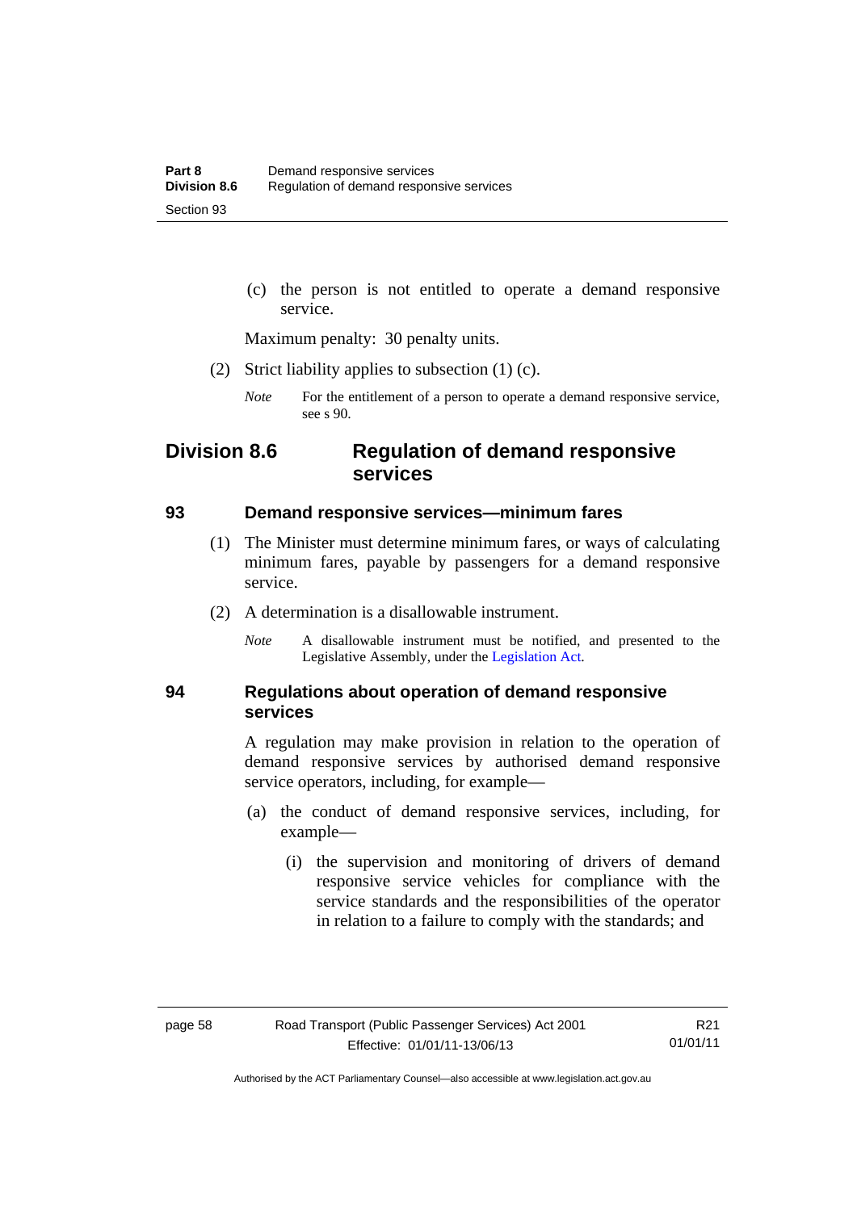(c) the person is not entitled to operate a demand responsive service.

Maximum penalty: 30 penalty units.

(2) Strict liability applies to subsection (1) (c).

*Note* For the entitlement of a person to operate a demand responsive service, see s 90.

## Division 8.6 Regulation of demand responsive services

### 93 Demand responsive services—minimum fares

(1) The Minister must determine minimum fares, or ways of calculating minimum fares, payable by passengers for a demand responsive service.

(2) A determination is a disallowable instrument.

*Note* A disallowable instrument must be notified, and presented to the Legislative Assembly, under the Legislation Act.

### 94 Regulations about operation of demand responsive services

A regulation may make provision in relation to the operation of demand responsive services by authorised demand responsive service operators, including, for example—

(a) the conduct of demand responsive services, including, for example—

(i) the supervision and monitoring of drivers of demand responsive service vehicles for compliance with the service standards and the responsibilities of the operator in relation to a failure to comply with the standards; and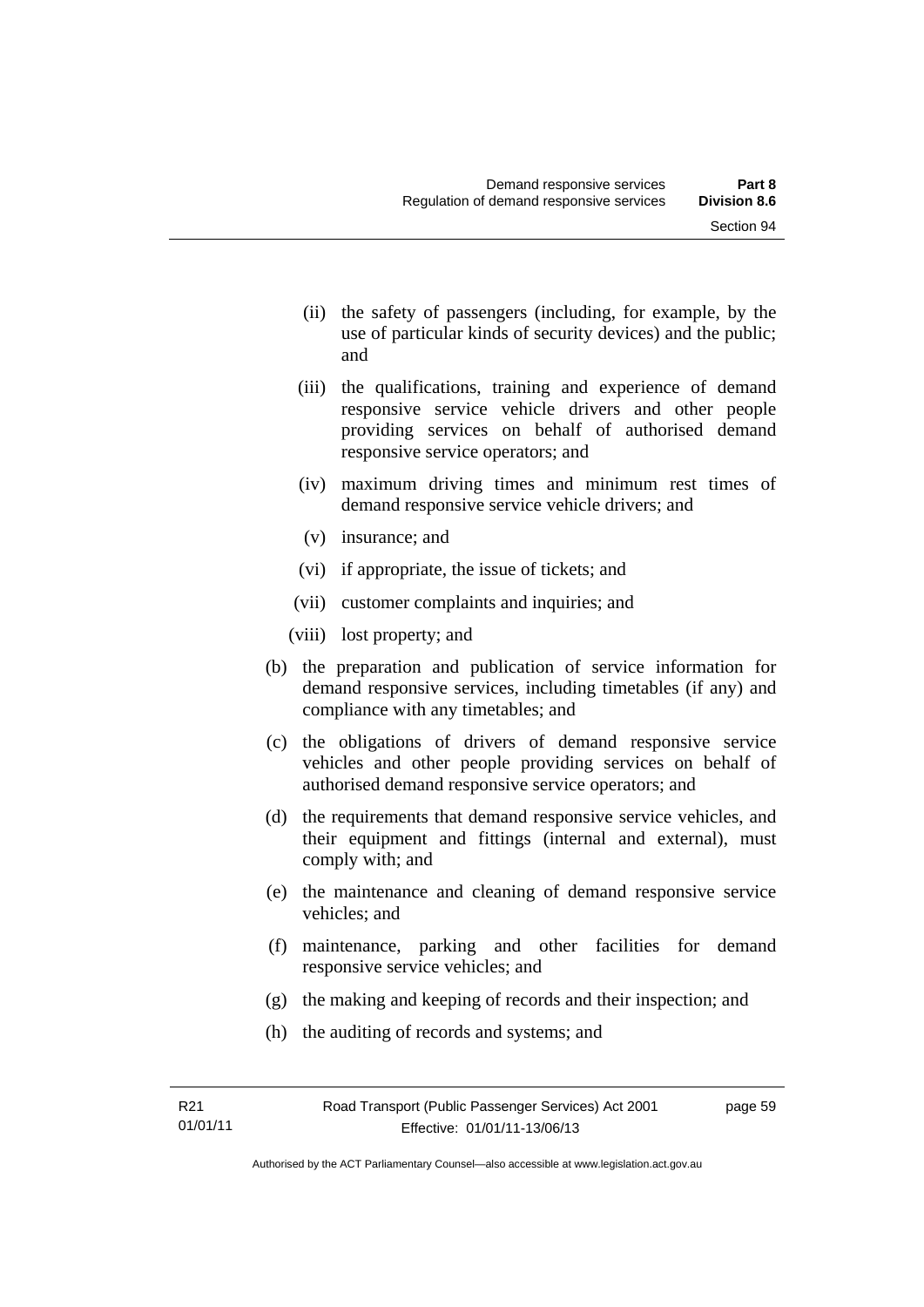(ii) the safety of passengers (including, for example, by the use of particular kinds of security devices) and the public; and

(iii) the qualifications, training and experience of demand responsive service vehicle drivers and other people providing services on behalf of authorised demand responsive service operators; and

(iv) maximum driving times and minimum rest times of demand responsive service vehicle drivers; and

(v) insurance; and

(vi) if appropriate, the issue of tickets; and

(vii) customer complaints and inquiries; and

(viii) lost property; and

(b) the preparation and publication of service information for demand responsive services, including timetables (if any) and compliance with any timetables; and

(c) the obligations of drivers of demand responsive service vehicles and other people providing services on behalf of authorised demand responsive service operators; and

(d) the requirements that demand responsive service vehicles, and their equipment and fittings (internal and external), must comply with; and

(e) the maintenance and cleaning of demand responsive service vehicles; and

(f) maintenance, parking and other facilities for demand responsive service vehicles; and

(g) the making and keeping of records and their inspection; and

(h) the auditing of records and systems; and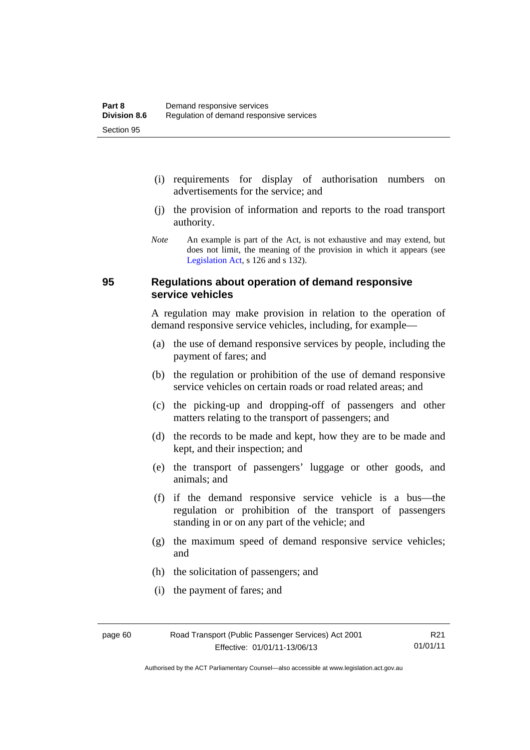(i) requirements for display of authorisation numbers on advertisements for the service; and

(j) the provision of information and reports to the road transport authority.

*Note* An example is part of the Act, is not exhaustive and may extend, but does not limit, the meaning of the provision in which it appears (see Legislation Act, s 126 and s 132).

### 95 Regulations about operation of demand responsive service vehicles

A regulation may make provision in relation to the operation of demand responsive service vehicles, including, for example—

(a) the use of demand responsive services by people, including the payment of fares; and

(b) the regulation or prohibition of the use of demand responsive service vehicles on certain roads or road related areas; and

(c) the picking-up and dropping-off of passengers and other matters relating to the transport of passengers; and

(d) the records to be made and kept, how they are to be made and kept, and their inspection; and

(e) the transport of passengers' luggage or other goods, and animals; and

(f) if the demand responsive service vehicle is a bus—the regulation or prohibition of the transport of passengers standing in or on any part of the vehicle; and

(g) the maximum speed of demand responsive service vehicles; and

(h) the solicitation of passengers; and

(i) the payment of fares; and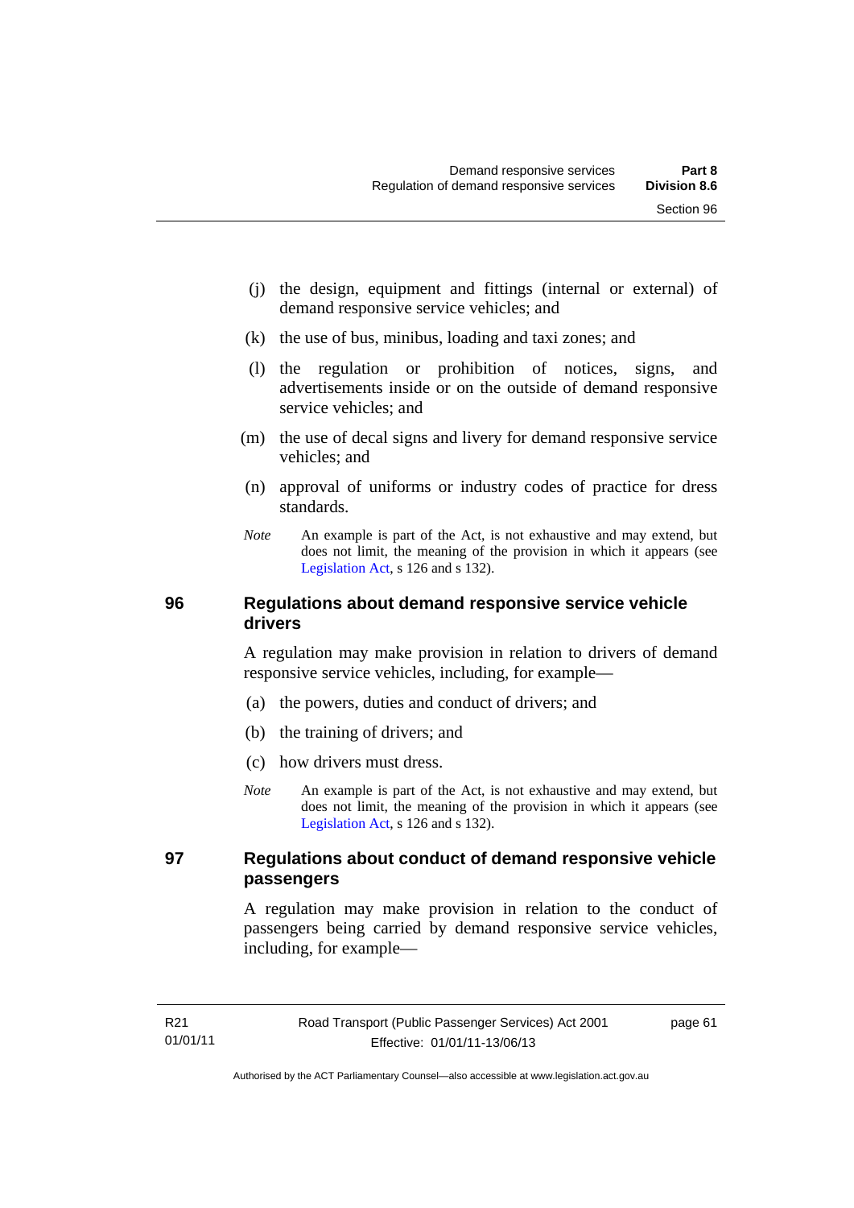(j) the design, equipment and fittings (internal or external) of demand responsive service vehicles; and

(k) the use of bus, minibus, loading and taxi zones; and

(l) the regulation or prohibition of notices, signs, and advertisements inside or on the outside of demand responsive service vehicles; and

(m) the use of decal signs and livery for demand responsive service vehicles; and

(n) approval of uniforms or industry codes of practice for dress standards.

*Note* An example is part of the Act, is not exhaustive and may extend, but does not limit, the meaning of the provision in which it appears (see Legislation Act, s 126 and s 132).

## 96 Regulations about demand responsive service vehicle drivers

A regulation may make provision in relation to drivers of demand responsive service vehicles, including, for example—

(a) the powers, duties and conduct of drivers; and

(b) the training of drivers; and

(c) how drivers must dress.

*Note* An example is part of the Act, is not exhaustive and may extend, but does not limit, the meaning of the provision in which it appears (see Legislation Act, s 126 and s 132).

## 97 Regulations about conduct of demand responsive vehicle passengers

A regulation may make provision in relation to the conduct of passengers being carried by demand responsive service vehicles, including, for example—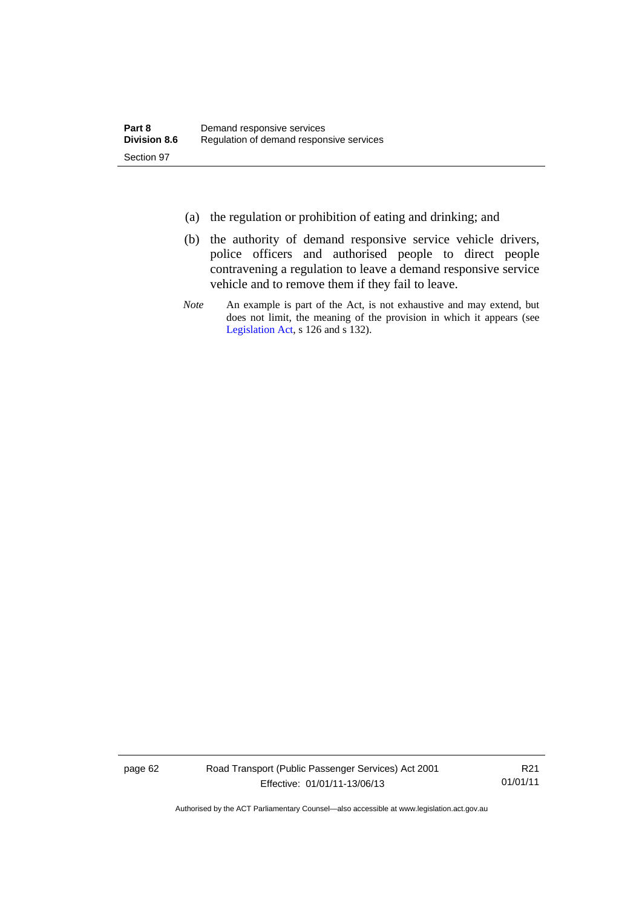(a) the regulation or prohibition of eating and drinking; and

(b) the authority of demand responsive service vehicle drivers, police officers and authorised people to direct people contravening a regulation to leave a demand responsive service vehicle and to remove them if they fail to leave.

*Note* An example is part of the Act, is not exhaustive and may extend, but does not limit, the meaning of the provision in which it appears (see Legislation Act, s 126 and s 132).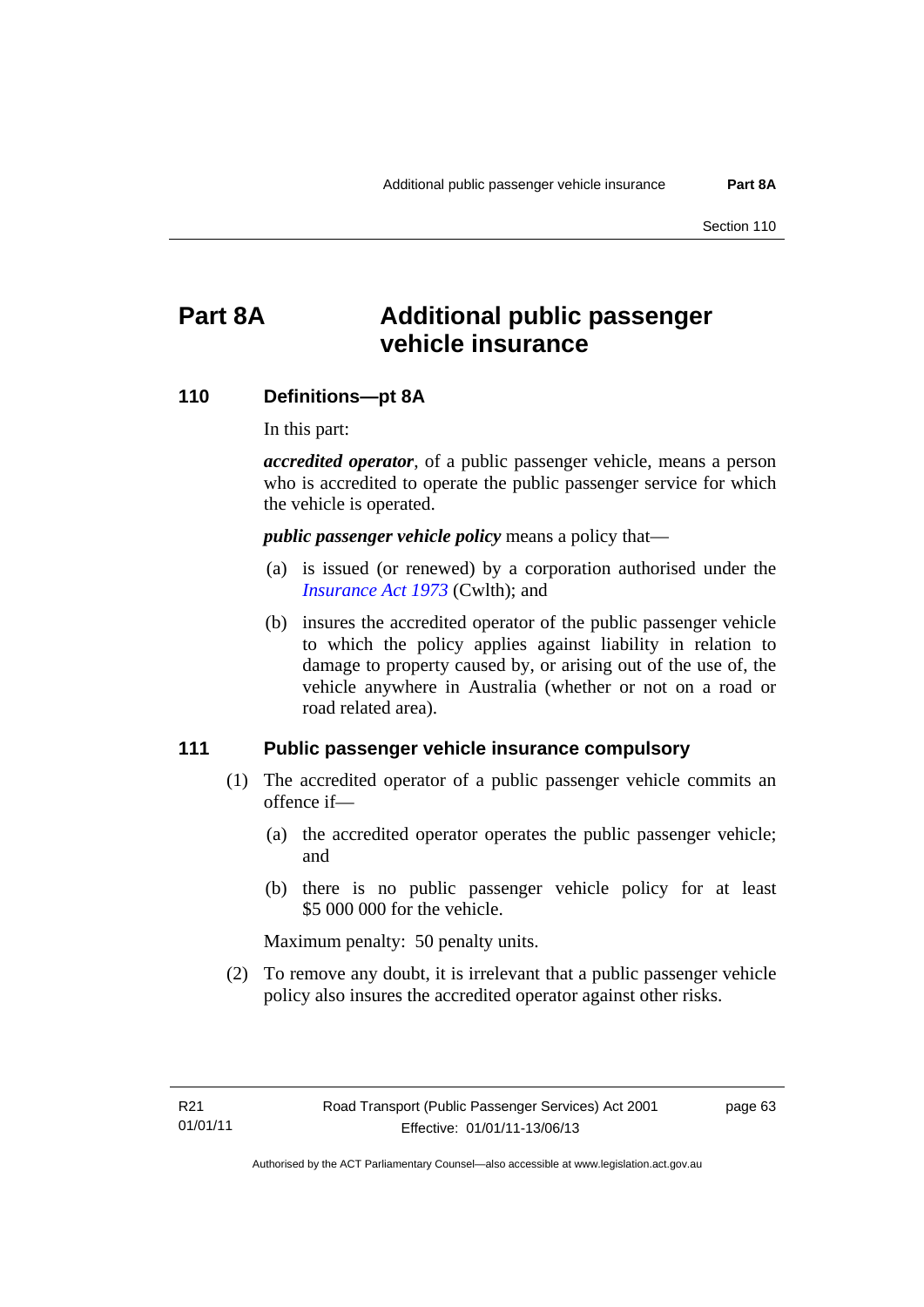# Part 8A Additional public passenger vehicle insurance

## 110 Definitions—pt 8A

In this part:

***accredited operator***, of a public passenger vehicle, means a person who is accredited to operate the public passenger service for which the vehicle is operated.

***public passenger vehicle policy*** means a policy that—

(a) is issued (or renewed) by a corporation authorised under the *Insurance Act 1973* (Cwlth); and

(b) insures the accredited operator of the public passenger vehicle to which the policy applies against liability in relation to damage to property caused by, or arising out of the use of, the vehicle anywhere in Australia (whether or not on a road or road related area).

## 111 Public passenger vehicle insurance compulsory

(1) The accredited operator of a public passenger vehicle commits an offence if—

(a) the accredited operator operates the public passenger vehicle; and

(b) there is no public passenger vehicle policy for at least $5 000 000 for the vehicle.

Maximum penalty: 50 penalty units.

(2) To remove any doubt, it is irrelevant that a public passenger vehicle policy also insures the accredited operator against other risks.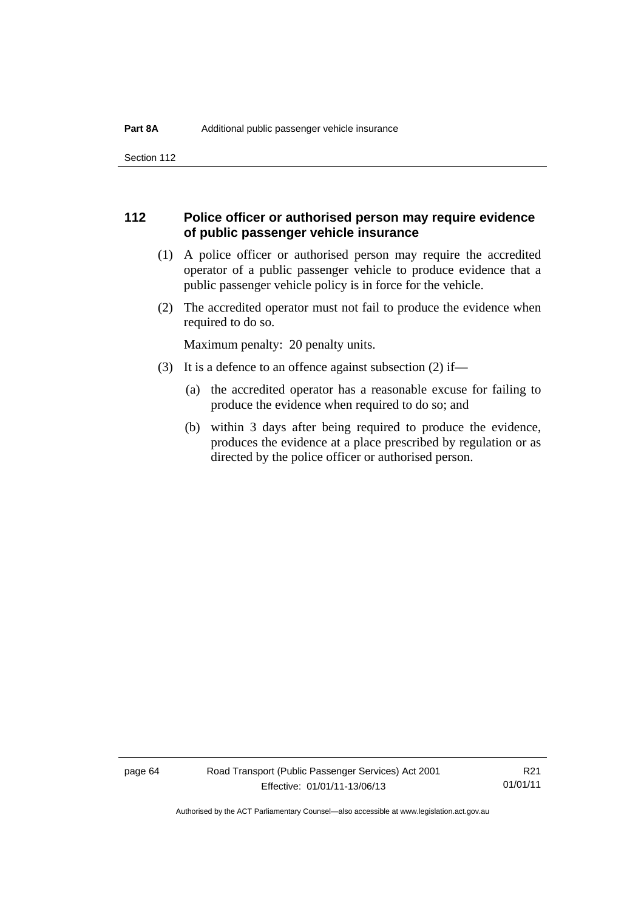## 112 Police officer or authorised person may require evidence of public passenger vehicle insurance

(1) A police officer or authorised person may require the accredited operator of a public passenger vehicle to produce evidence that a public passenger vehicle policy is in force for the vehicle.

(2) The accredited operator must not fail to produce the evidence when required to do so.

Maximum penalty: 20 penalty units.

(3) It is a defence to an offence against subsection (2) if—

(a) the accredited operator has a reasonable excuse for failing to produce the evidence when required to do so; and

(b) within 3 days after being required to produce the evidence, produces the evidence at a place prescribed by regulation or as directed by the police officer or authorised person.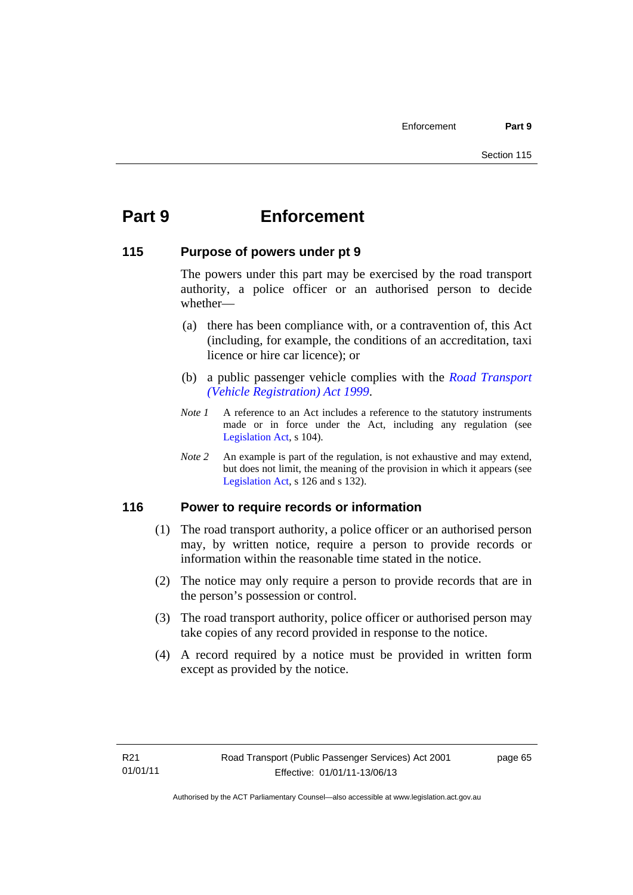# Part 9 Enforcement

## 115 Purpose of powers under pt 9

The powers under this part may be exercised by the road transport authority, a police officer or an authorised person to decide whether—

(a) there has been compliance with, or a contravention of, this Act (including, for example, the conditions of an accreditation, taxi licence or hire car licence); or

(b) a public passenger vehicle complies with the *Road Transport (Vehicle Registration) Act 1999*.

*Note 1* A reference to an Act includes a reference to the statutory instruments made or in force under the Act, including any regulation (see Legislation Act, s 104).

*Note 2* An example is part of the regulation, is not exhaustive and may extend, but does not limit, the meaning of the provision in which it appears (see Legislation Act, s 126 and s 132).

## 116 Power to require records or information

(1) The road transport authority, a police officer or an authorised person may, by written notice, require a person to provide records or information within the reasonable time stated in the notice.

(2) The notice may only require a person to provide records that are in the person's possession or control.

(3) The road transport authority, police officer or authorised person may take copies of any record provided in response to the notice.

(4) A record required by a notice must be provided in written form except as provided by the notice.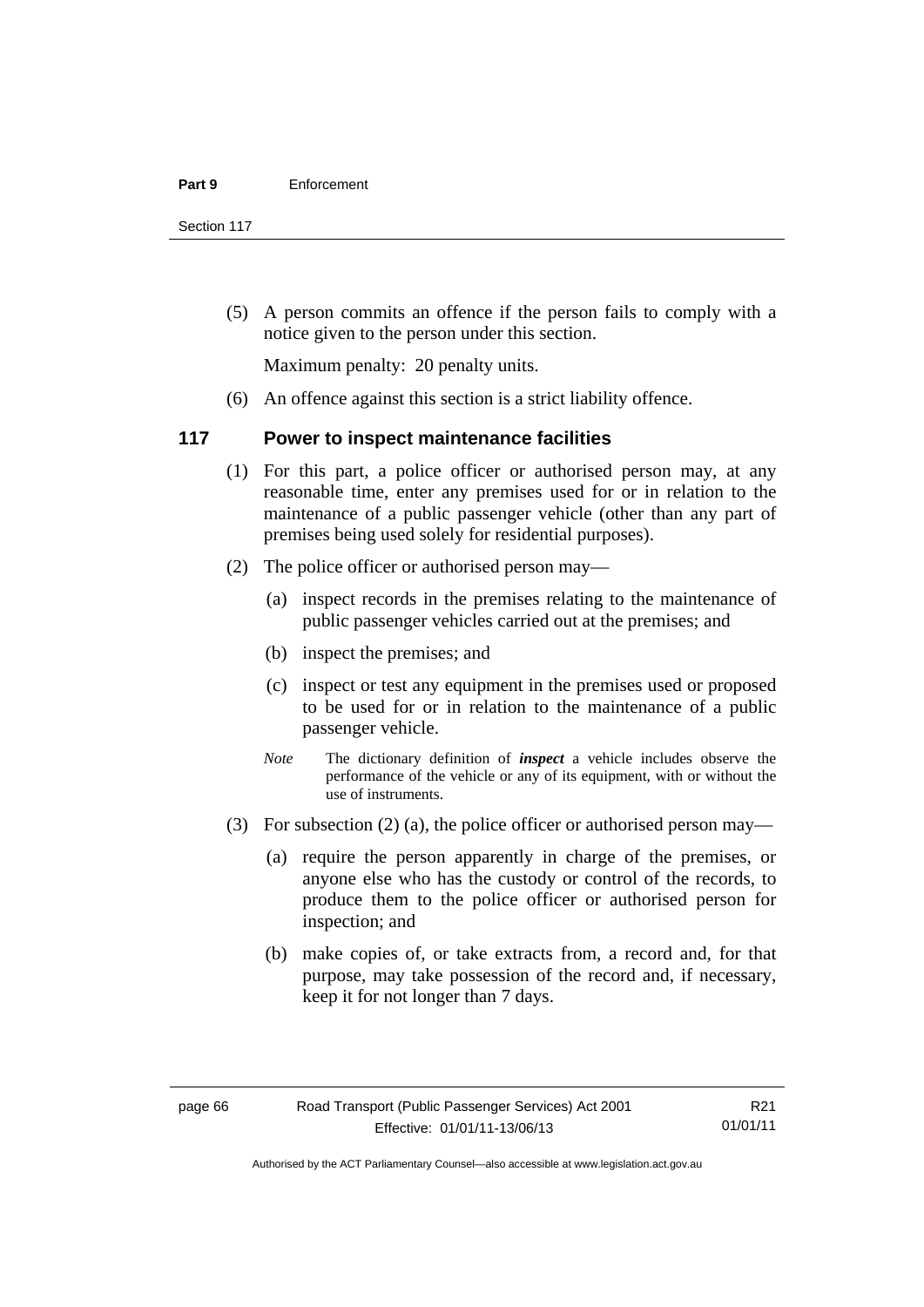(5) A person commits an offence if the person fails to comply with a notice given to the person under this section.

Maximum penalty: 20 penalty units.

(6) An offence against this section is a strict liability offence.

## 117 Power to inspect maintenance facilities

(1) For this part, a police officer or authorised person may, at any reasonable time, enter any premises used for or in relation to the maintenance of a public passenger vehicle (other than any part of premises being used solely for residential purposes).

(2) The police officer or authorised person may—

(a) inspect records in the premises relating to the maintenance of public passenger vehicles carried out at the premises; and

(b) inspect the premises; and

(c) inspect or test any equipment in the premises used or proposed to be used for or in relation to the maintenance of a public passenger vehicle.

*Note* The dictionary definition of ***inspect*** a vehicle includes observe the performance of the vehicle or any of its equipment, with or without the use of instruments.

(3) For subsection (2) (a), the police officer or authorised person may—

(a) require the person apparently in charge of the premises, or anyone else who has the custody or control of the records, to produce them to the police officer or authorised person for inspection; and

(b) make copies of, or take extracts from, a record and, for that purpose, may take possession of the record and, if necessary, keep it for not longer than 7 days.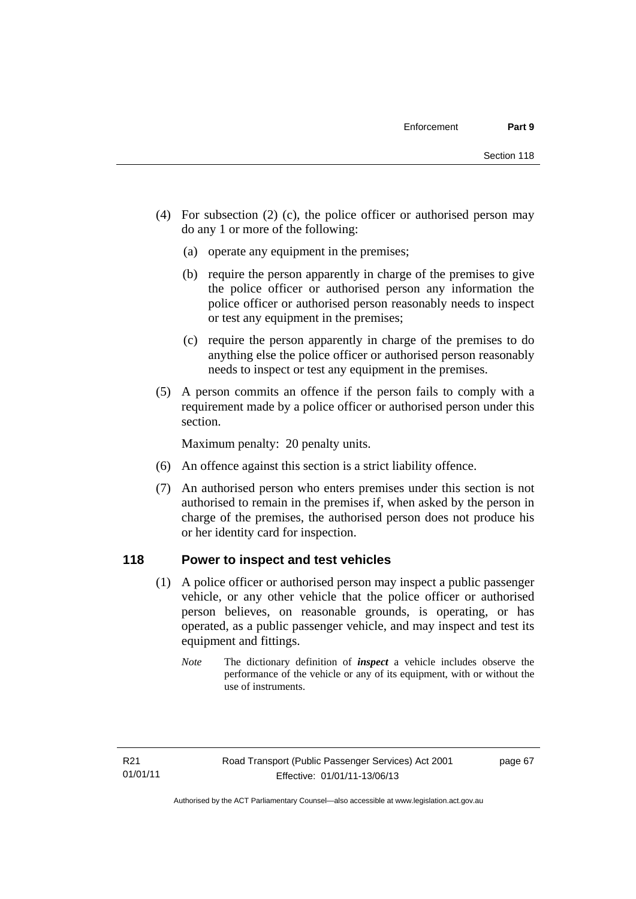(4) For subsection (2) (c), the police officer or authorised person may do any 1 or more of the following:

(a) operate any equipment in the premises;

(b) require the person apparently in charge of the premises to give the police officer or authorised person any information the police officer or authorised person reasonably needs to inspect or test any equipment in the premises;

(c) require the person apparently in charge of the premises to do anything else the police officer or authorised person reasonably needs to inspect or test any equipment in the premises.

(5) A person commits an offence if the person fails to comply with a requirement made by a police officer or authorised person under this section.

Maximum penalty: 20 penalty units.

(6) An offence against this section is a strict liability offence.

(7) An authorised person who enters premises under this section is not authorised to remain in the premises if, when asked by the person in charge of the premises, the authorised person does not produce his or her identity card for inspection.

## 118 Power to inspect and test vehicles

(1) A police officer or authorised person may inspect a public passenger vehicle, or any other vehicle that the police officer or authorised person believes, on reasonable grounds, is operating, or has operated, as a public passenger vehicle, and may inspect and test its equipment and fittings.

*Note* The dictionary definition of ***inspect*** a vehicle includes observe the performance of the vehicle or any of its equipment, with or without the use of instruments.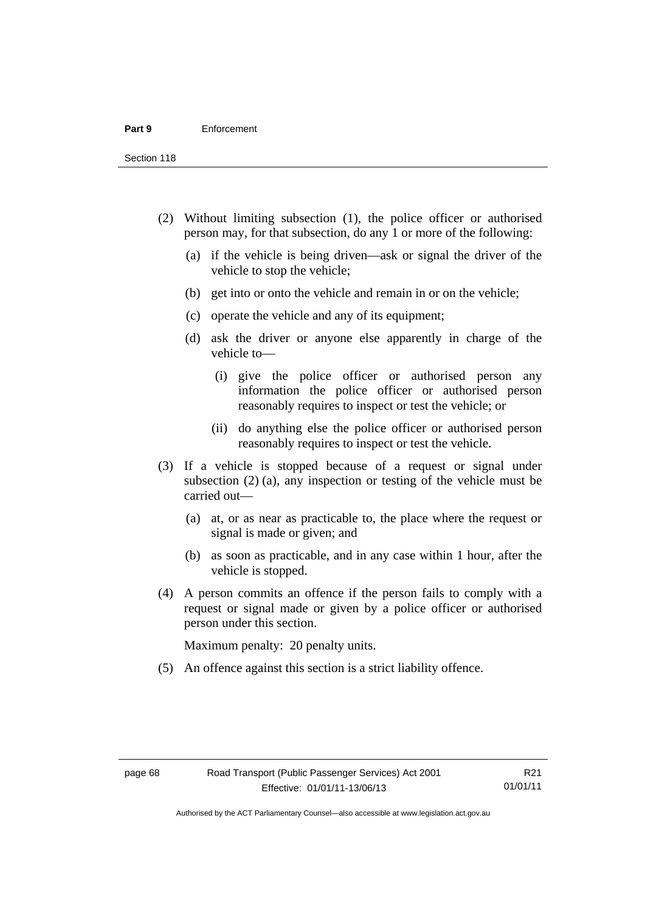(2) Without limiting subsection (1), the police officer or authorised person may, for that subsection, do any 1 or more of the following:

(a) if the vehicle is being driven—ask or signal the driver of the vehicle to stop the vehicle;

(b) get into or onto the vehicle and remain in or on the vehicle;

(c) operate the vehicle and any of its equipment;

(d) ask the driver or anyone else apparently in charge of the vehicle to—

(i) give the police officer or authorised person any information the police officer or authorised person reasonably requires to inspect or test the vehicle; or

(ii) do anything else the police officer or authorised person reasonably requires to inspect or test the vehicle.

(3) If a vehicle is stopped because of a request or signal under subsection (2) (a), any inspection or testing of the vehicle must be carried out—

(a) at, or as near as practicable to, the place where the request or signal is made or given; and

(b) as soon as practicable, and in any case within 1 hour, after the vehicle is stopped.

(4) A person commits an offence if the person fails to comply with a request or signal made or given by a police officer or authorised person under this section.

Maximum penalty: 20 penalty units.

(5) An offence against this section is a strict liability offence.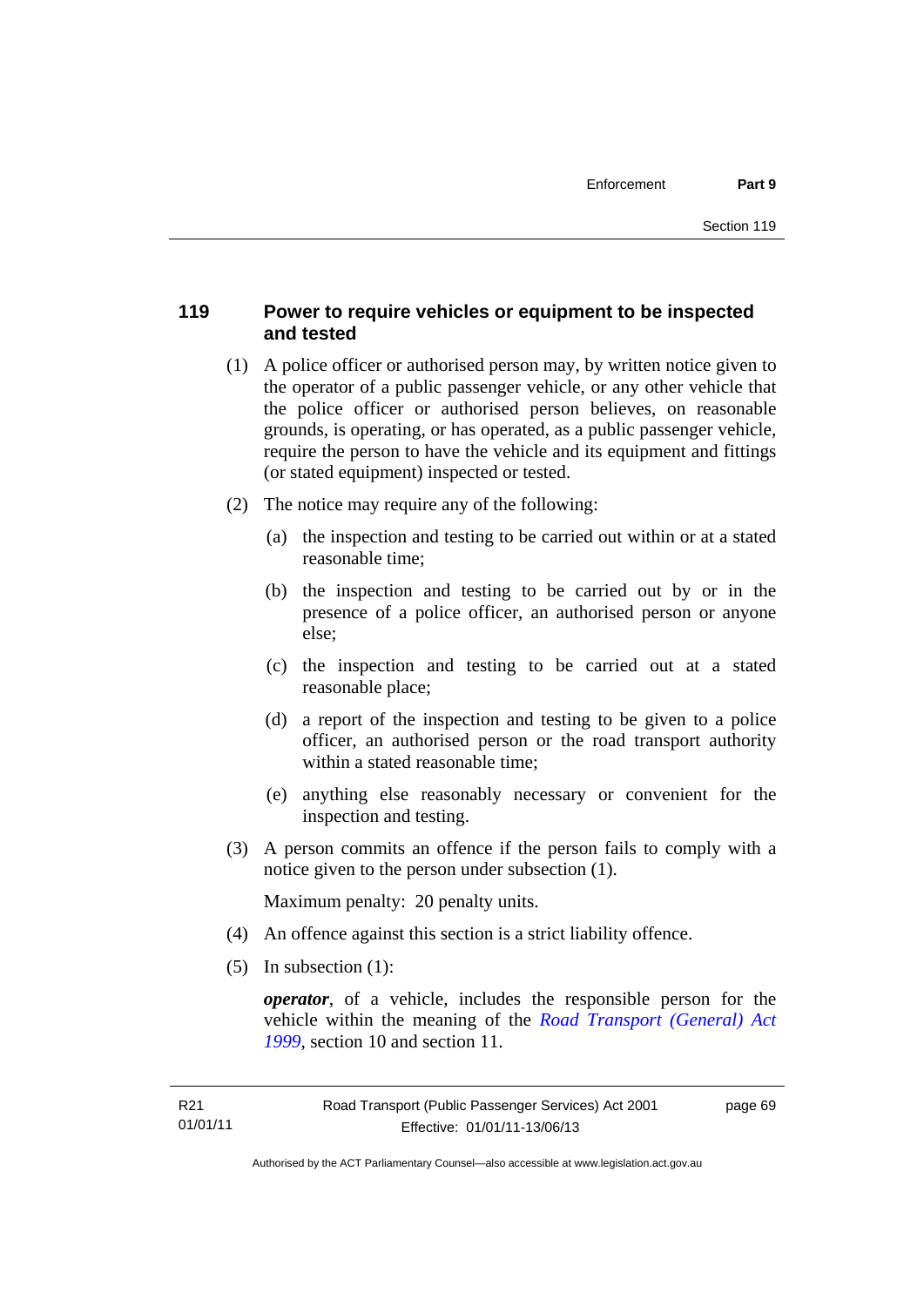## 119 Power to require vehicles or equipment to be inspected and tested

(1) A police officer or authorised person may, by written notice given to the operator of a public passenger vehicle, or any other vehicle that the police officer or authorised person believes, on reasonable grounds, is operating, or has operated, as a public passenger vehicle, require the person to have the vehicle and its equipment and fittings (or stated equipment) inspected or tested.

(2) The notice may require any of the following:

(a) the inspection and testing to be carried out within or at a stated reasonable time;

(b) the inspection and testing to be carried out by or in the presence of a police officer, an authorised person or anyone else;

(c) the inspection and testing to be carried out at a stated reasonable place;

(d) a report of the inspection and testing to be given to a police officer, an authorised person or the road transport authority within a stated reasonable time;

(e) anything else reasonably necessary or convenient for the inspection and testing.

(3) A person commits an offence if the person fails to comply with a notice given to the person under subsection (1).

Maximum penalty: 20 penalty units.

(4) An offence against this section is a strict liability offence.

(5) In subsection (1):

***operator***, of a vehicle, includes the responsible person for the vehicle within the meaning of the *Road Transport (General) Act 1999*, section 10 and section 11.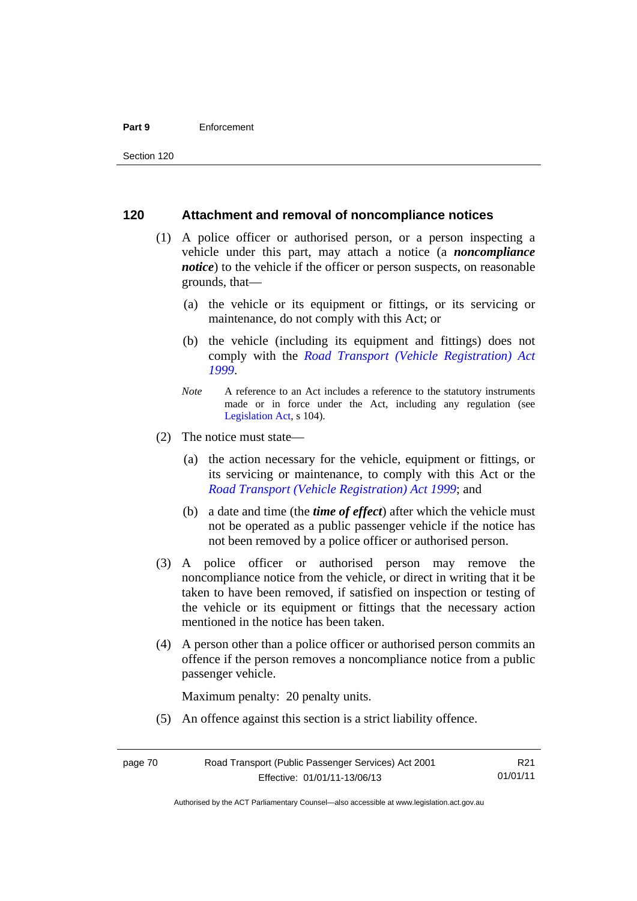## 120 Attachment and removal of noncompliance notices

(1) A police officer or authorised person, or a person inspecting a vehicle under this part, may attach a notice (a ***noncompliance notice***) to the vehicle if the officer or person suspects, on reasonable grounds, that—

  (a) the vehicle or its equipment or fittings, or its servicing or maintenance, do not comply with this Act; or

  (b) the vehicle (including its equipment and fittings) does not comply with the *Road Transport (Vehicle Registration) Act 1999*.

*Note* A reference to an Act includes a reference to the statutory instruments made or in force under the Act, including any regulation (see Legislation Act, s 104).

(2) The notice must state—

  (a) the action necessary for the vehicle, equipment or fittings, or its servicing or maintenance, to comply with this Act or the *Road Transport (Vehicle Registration) Act 1999*; and

  (b) a date and time (the ***time of effect***) after which the vehicle must not be operated as a public passenger vehicle if the notice has not been removed by a police officer or authorised person.

(3) A police officer or authorised person may remove the noncompliance notice from the vehicle, or direct in writing that it be taken to have been removed, if satisfied on inspection or testing of the vehicle or its equipment or fittings that the necessary action mentioned in the notice has been taken.

(4) A person other than a police officer or authorised person commits an offence if the person removes a noncompliance notice from a public passenger vehicle.

Maximum penalty: 20 penalty units.

(5) An offence against this section is a strict liability offence.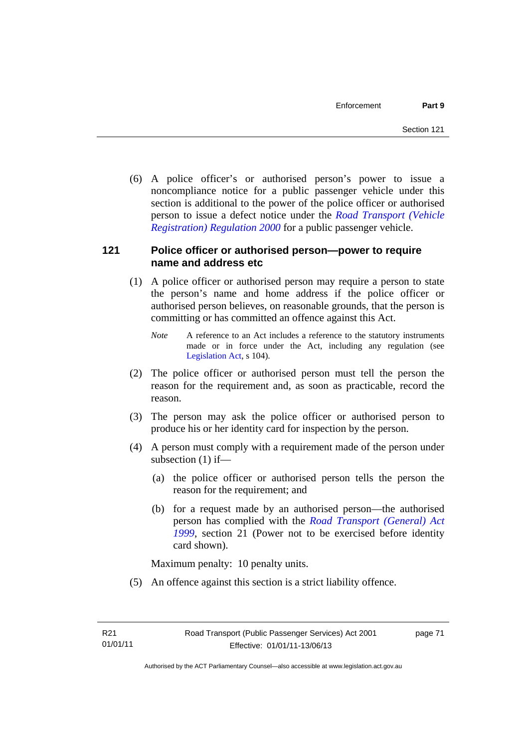(6) A police officer's or authorised person's power to issue a noncompliance notice for a public passenger vehicle under this section is additional to the power of the police officer or authorised person to issue a defect notice under the *Road Transport (Vehicle Registration) Regulation 2000* for a public passenger vehicle.

### 121 Police officer or authorised person—power to require name and address etc

(1) A police officer or authorised person may require a person to state the person's name and home address if the police officer or authorised person believes, on reasonable grounds, that the person is committing or has committed an offence against this Act.

*Note* A reference to an Act includes a reference to the statutory instruments made or in force under the Act, including any regulation (see Legislation Act, s 104).

(2) The police officer or authorised person must tell the person the reason for the requirement and, as soon as practicable, record the reason.

(3) The person may ask the police officer or authorised person to produce his or her identity card for inspection by the person.

(4) A person must comply with a requirement made of the person under subsection (1) if—

(a) the police officer or authorised person tells the person the reason for the requirement; and

(b) for a request made by an authorised person—the authorised person has complied with the *Road Transport (General) Act 1999*, section 21 (Power not to be exercised before identity card shown).

Maximum penalty: 10 penalty units.

(5) An offence against this section is a strict liability offence.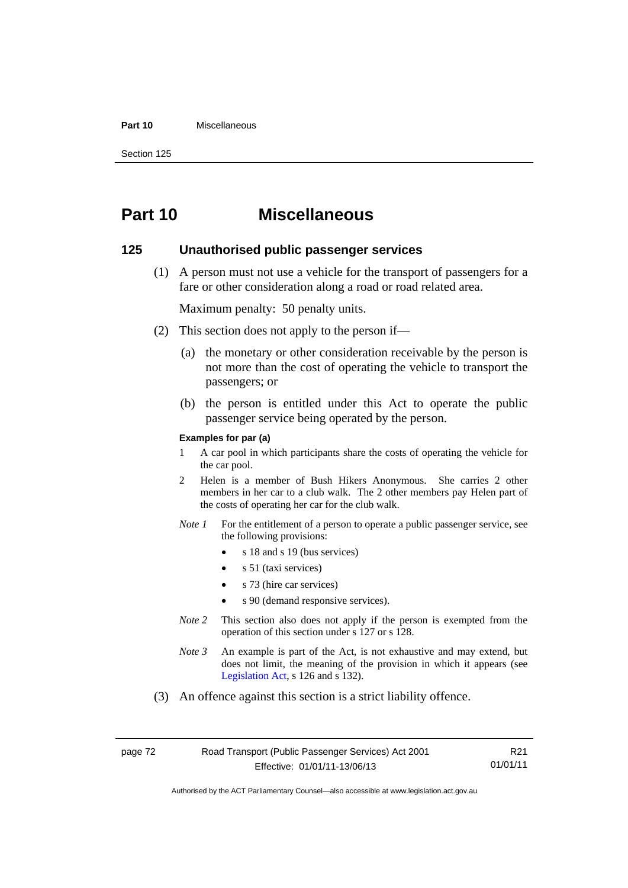# Part 10 Miscellaneous

## 125 Unauthorised public passenger services

(1) A person must not use a vehicle for the transport of passengers for a fare or other consideration along a road or road related area.

Maximum penalty: 50 penalty units.

(2) This section does not apply to the person if—

(a) the monetary or other consideration receivable by the person is not more than the cost of operating the vehicle to transport the passengers; or

(b) the person is entitled under this Act to operate the public passenger service being operated by the person.

**Examples for par (a)**

1 A car pool in which participants share the costs of operating the vehicle for the car pool.

2 Helen is a member of Bush Hikers Anonymous. She carries 2 other members in her car to a club walk. The 2 other members pay Helen part of the costs of operating her car for the club walk.

*Note 1* For the entitlement of a person to operate a public passenger service, see the following provisions:

- s 18 and s 19 (bus services)
- s 51 (taxi services)
- s 73 (hire car services)
- s 90 (demand responsive services).

*Note 2* This section also does not apply if the person is exempted from the operation of this section under s 127 or s 128.

*Note 3* An example is part of the Act, is not exhaustive and may extend, but does not limit, the meaning of the provision in which it appears (see Legislation Act, s 126 and s 132).

(3) An offence against this section is a strict liability offence.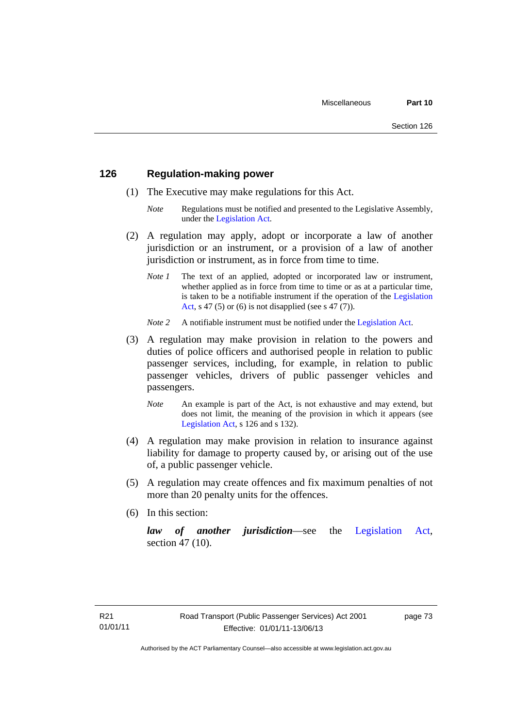## 126 Regulation-making power

(1) The Executive may make regulations for this Act.

*Note* Regulations must be notified and presented to the Legislative Assembly, under the Legislation Act.

(2) A regulation may apply, adopt or incorporate a law of another jurisdiction or an instrument, or a provision of a law of another jurisdiction or instrument, as in force from time to time.

*Note 1* The text of an applied, adopted or incorporated law or instrument, whether applied as in force from time to time or as at a particular time, is taken to be a notifiable instrument if the operation of the Legislation Act, s 47 (5) or (6) is not disapplied (see s 47 (7)).

*Note 2* A notifiable instrument must be notified under the Legislation Act.

(3) A regulation may make provision in relation to the powers and duties of police officers and authorised people in relation to public passenger services, including, for example, in relation to public passenger vehicles, drivers of public passenger vehicles and passengers.

*Note* An example is part of the Act, is not exhaustive and may extend, but does not limit, the meaning of the provision in which it appears (see Legislation Act, s 126 and s 132).

(4) A regulation may make provision in relation to insurance against liability for damage to property caused by, or arising out of the use of, a public passenger vehicle.

(5) A regulation may create offences and fix maximum penalties of not more than 20 penalty units for the offences.

(6) In this section:

***law of another jurisdiction***—see the Legislation Act, section 47 (10).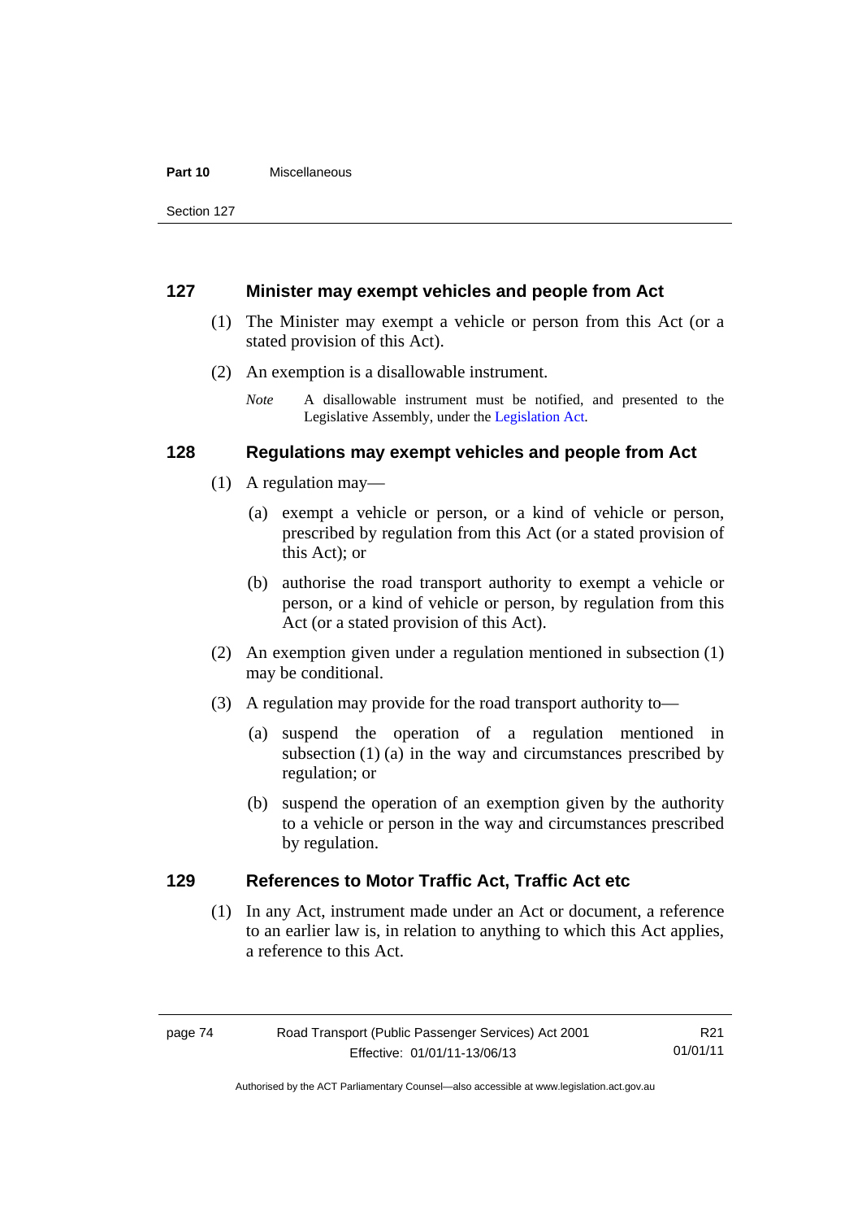## 127 Minister may exempt vehicles and people from Act

(1) The Minister may exempt a vehicle or person from this Act (or a stated provision of this Act).

(2) An exemption is a disallowable instrument.

*Note* A disallowable instrument must be notified, and presented to the Legislative Assembly, under the Legislation Act.

## 128 Regulations may exempt vehicles and people from Act

(1) A regulation may—

(a) exempt a vehicle or person, or a kind of vehicle or person, prescribed by regulation from this Act (or a stated provision of this Act); or

(b) authorise the road transport authority to exempt a vehicle or person, or a kind of vehicle or person, by regulation from this Act (or a stated provision of this Act).

(2) An exemption given under a regulation mentioned in subsection (1) may be conditional.

(3) A regulation may provide for the road transport authority to—

(a) suspend the operation of a regulation mentioned in subsection (1) (a) in the way and circumstances prescribed by regulation; or

(b) suspend the operation of an exemption given by the authority to a vehicle or person in the way and circumstances prescribed by regulation.

## 129 References to Motor Traffic Act, Traffic Act etc

(1) In any Act, instrument made under an Act or document, a reference to an earlier law is, in relation to anything to which this Act applies, a reference to this Act.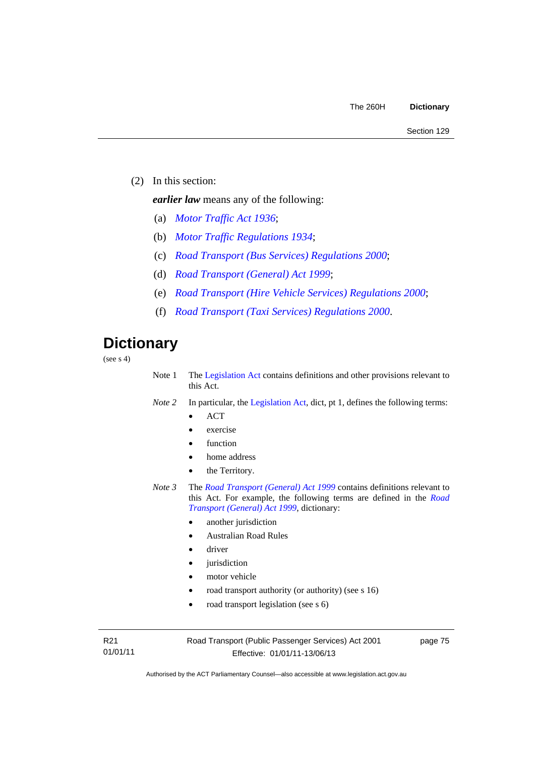(2) In this section:

***earlier law*** means any of the following:

(a) *Motor Traffic Act 1936*;

(b) *Motor Traffic Regulations 1934*;

(c) *Road Transport (Bus Services) Regulations 2000*;

(d) *Road Transport (General) Act 1999*;

(e) *Road Transport (Hire Vehicle Services) Regulations 2000*;

(f) *Road Transport (Taxi Services) Regulations 2000*.

# Dictionary

(see s 4)

Note 1 The Legislation Act contains definitions and other provisions relevant to this Act.

*Note 2* In particular, the Legislation Act, dict, pt 1, defines the following terms:

- ACT
- exercise
- function
- home address
- the Territory.

*Note 3* The *Road Transport (General) Act 1999* contains definitions relevant to this Act. For example, the following terms are defined in the *Road Transport (General) Act 1999*, dictionary:

- another jurisdiction
- Australian Road Rules
- driver
- jurisdiction
- motor vehicle
- road transport authority (or authority) (see s 16)
- road transport legislation (see s 6)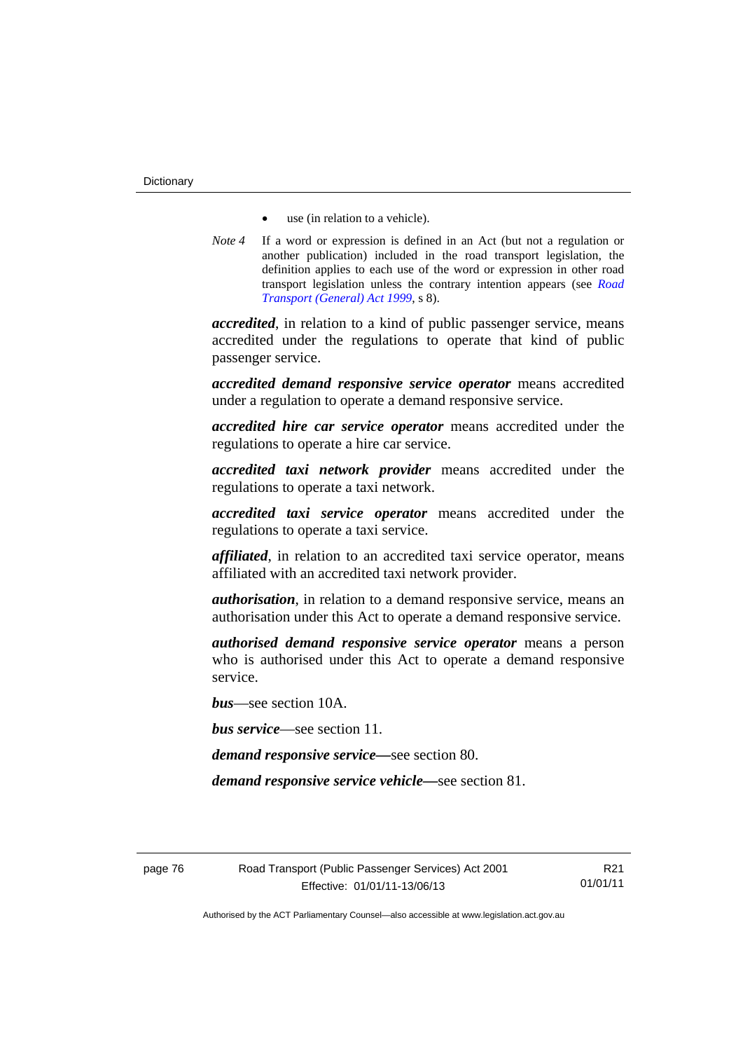- use (in relation to a vehicle).

*Note 4* If a word or expression is defined in an Act (but not a regulation or another publication) included in the road transport legislation, the definition applies to each use of the word or expression in other road transport legislation unless the contrary intention appears (see *Road Transport (General) Act 1999*, s 8).

***accredited***, in relation to a kind of public passenger service, means accredited under the regulations to operate that kind of public passenger service.

***accredited demand responsive service operator*** means accredited under a regulation to operate a demand responsive service.

***accredited hire car service operator*** means accredited under the regulations to operate a hire car service.

***accredited taxi network provider*** means accredited under the regulations to operate a taxi network.

***accredited taxi service operator*** means accredited under the regulations to operate a taxi service.

***affiliated***, in relation to an accredited taxi service operator, means affiliated with an accredited taxi network provider.

***authorisation***, in relation to a demand responsive service, means an authorisation under this Act to operate a demand responsive service.

***authorised demand responsive service operator*** means a person who is authorised under this Act to operate a demand responsive service.

***bus***—see section 10A.

***bus service***—see section 11.

***demand responsive service—***see section 80.

***demand responsive service vehicle—***see section 81.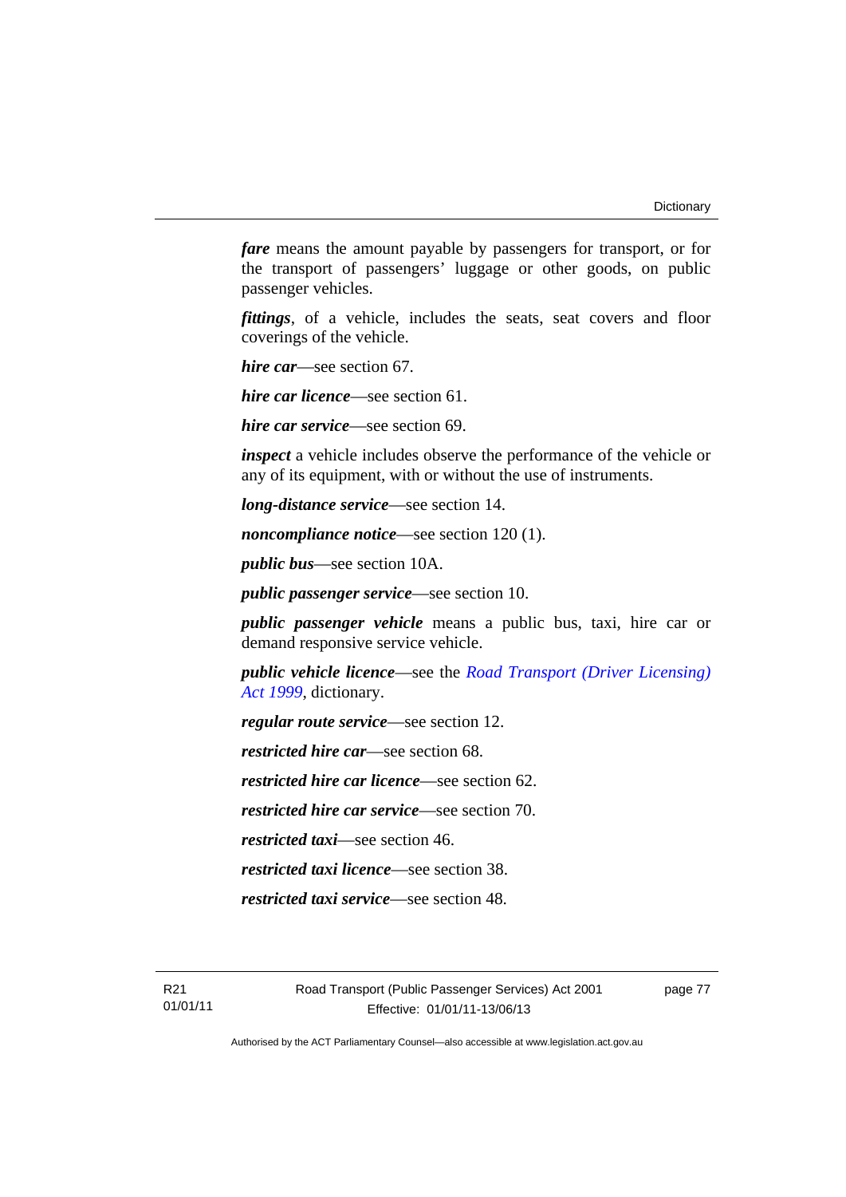***fare*** means the amount payable by passengers for transport, or for the transport of passengers' luggage or other goods, on public passenger vehicles.

***fittings***, of a vehicle, includes the seats, seat covers and floor coverings of the vehicle.

***hire car***—see section 67.

***hire car licence***—see section 61.

***hire car service***—see section 69.

***inspect*** a vehicle includes observe the performance of the vehicle or any of its equipment, with or without the use of instruments.

***long-distance service***—see section 14.

***noncompliance notice***—see section 120 (1).

***public bus***—see section 10A.

***public passenger service***—see section 10.

***public passenger vehicle*** means a public bus, taxi, hire car or demand responsive service vehicle.

***public vehicle licence***—see the *Road Transport (Driver Licensing) Act 1999*, dictionary.

***regular route service***—see section 12.

***restricted hire car***—see section 68.

***restricted hire car licence***—see section 62.

***restricted hire car service***—see section 70.

***restricted taxi***—see section 46.

***restricted taxi licence***—see section 38.

***restricted taxi service***—see section 48.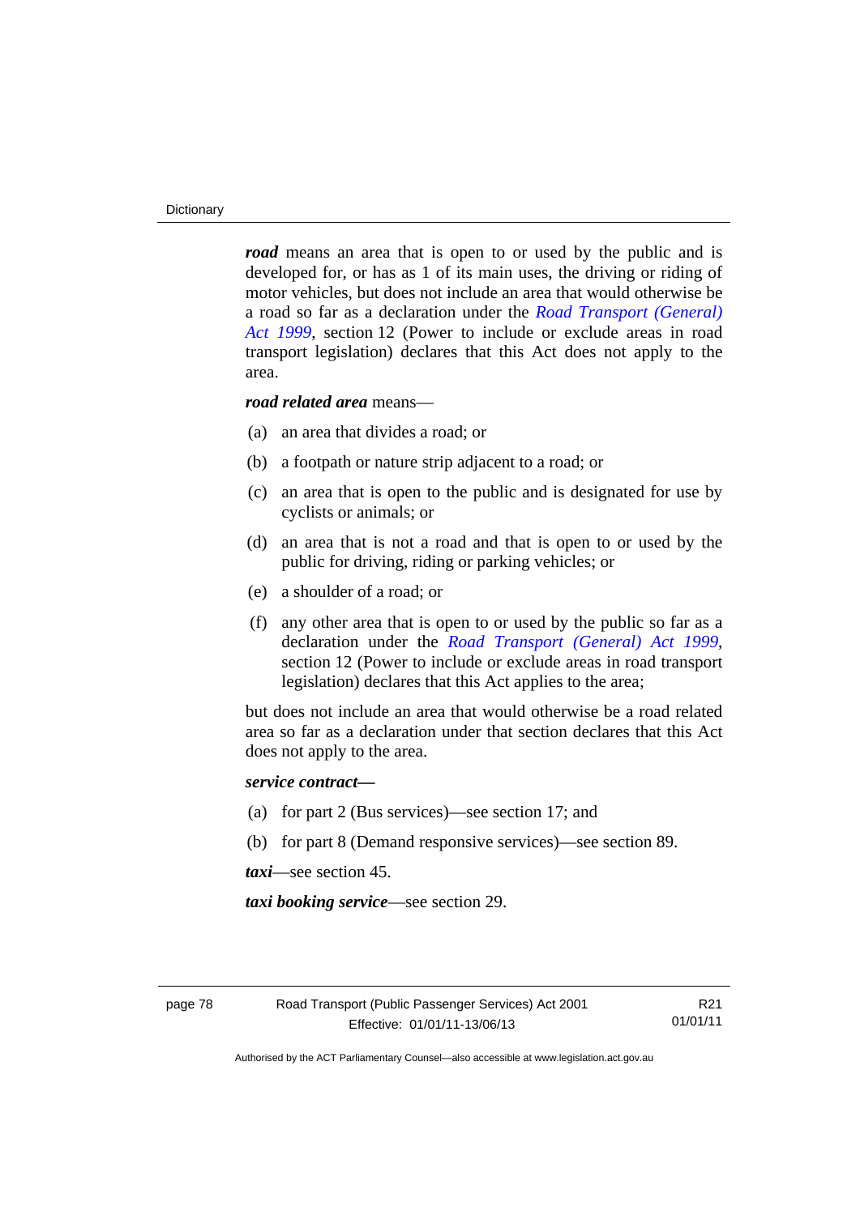***road*** means an area that is open to or used by the public and is developed for, or has as 1 of its main uses, the driving or riding of motor vehicles, but does not include an area that would otherwise be a road so far as a declaration under the *Road Transport (General) Act 1999*, section 12 (Power to include or exclude areas in road transport legislation) declares that this Act does not apply to the area.

***road related area*** means—

(a) an area that divides a road; or

(b) a footpath or nature strip adjacent to a road; or

(c) an area that is open to the public and is designated for use by cyclists or animals; or

(d) an area that is not a road and that is open to or used by the public for driving, riding or parking vehicles; or

(e) a shoulder of a road; or

(f) any other area that is open to or used by the public so far as a declaration under the *Road Transport (General) Act 1999*, section 12 (Power to include or exclude areas in road transport legislation) declares that this Act applies to the area;

but does not include an area that would otherwise be a road related area so far as a declaration under that section declares that this Act does not apply to the area.

***service contract—***

(a) for part 2 (Bus services)—see section 17; and

(b) for part 8 (Demand responsive services)—see section 89.

***taxi***—see section 45.

***taxi booking service***—see section 29.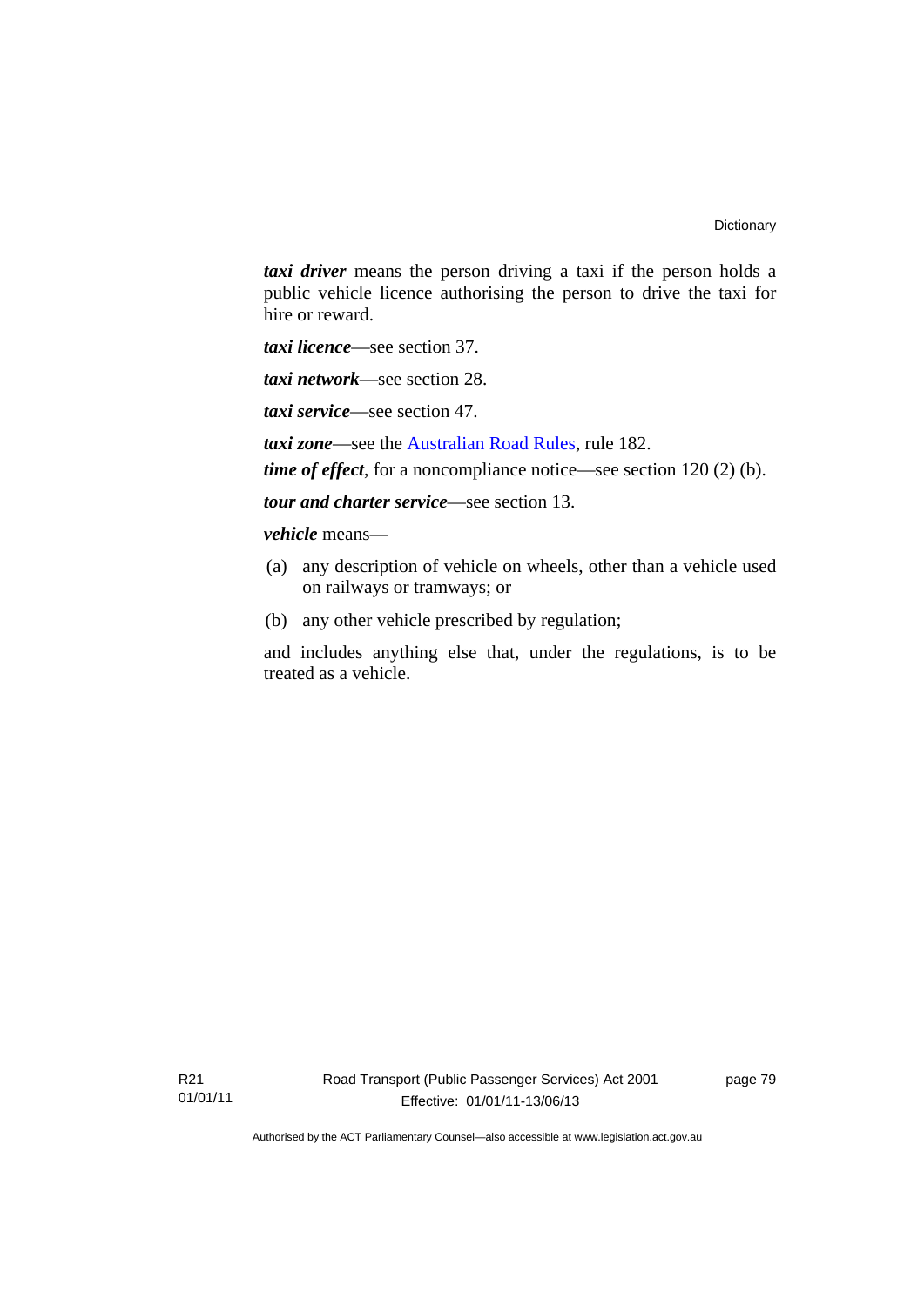***taxi driver*** means the person driving a taxi if the person holds a public vehicle licence authorising the person to drive the taxi for hire or reward.

***taxi licence***—see section 37.

***taxi network***—see section 28.

***taxi service***—see section 47.

***taxi zone***—see the Australian Road Rules, rule 182.

***time of effect***, for a noncompliance notice—see section 120 (2) (b).

***tour and charter service***—see section 13.

***vehicle*** means—

(a) any description of vehicle on wheels, other than a vehicle used on railways or tramways; or

(b) any other vehicle prescribed by regulation;

and includes anything else that, under the regulations, is to be treated as a vehicle.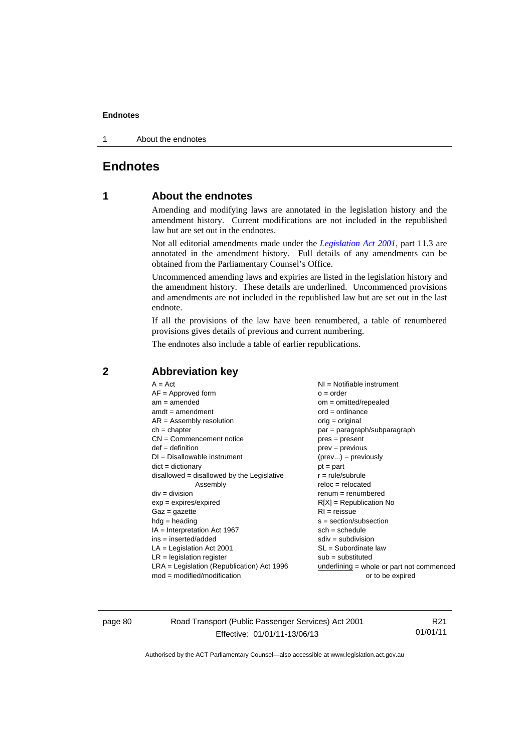# Endnotes

## 1 About the endnotes

Amending and modifying laws are annotated in the legislation history and the amendment history. Current modifications are not included in the republished law but are set out in the endnotes.

Not all editorial amendments made under the *Legislation Act 2001*, part 11.3 are annotated in the amendment history. Full details of any amendments can be obtained from the Parliamentary Counsel's Office.

Uncommenced amending laws and expiries are listed in the legislation history and the amendment history. These details are underlined. Uncommenced provisions and amendments are not included in the republished law but are set out in the last endnote.

If all the provisions of the law have been renumbered, a table of renumbered provisions gives details of previous and current numbering.

The endnotes also include a table of earlier republications.

## 2 Abbreviation key

A = Act
AF = Approved form
am = amended
amdt = amendment
AR = Assembly resolution
ch = chapter
CN = Commencement notice
def = definition
DI = Disallowable instrument
dict = dictionary
disallowed = disallowed by the Legislative Assembly
div = division
exp = expires/expired
Gaz = gazette
hdg = heading
IA = Interpretation Act 1967
ins = inserted/added
LA = Legislation Act 2001
LR = legislation register
LRA = Legislation (Republication) Act 1996
mod = modified/modification
NI = Notifiable instrument
o = order
om = omitted/repealed
ord = ordinance
orig = original
par = paragraph/subparagraph
pres = present
prev = previous
(prev...) = previously
pt = part
r = rule/subrule
reloc = relocated
renum = renumbered
R[X] = Republication No
RI = reissue
s = section/subsection
sch = schedule
sdiv = subdivision
SL = Subordinate law
sub = substituted
underlining = whole or part not commenced or to be expired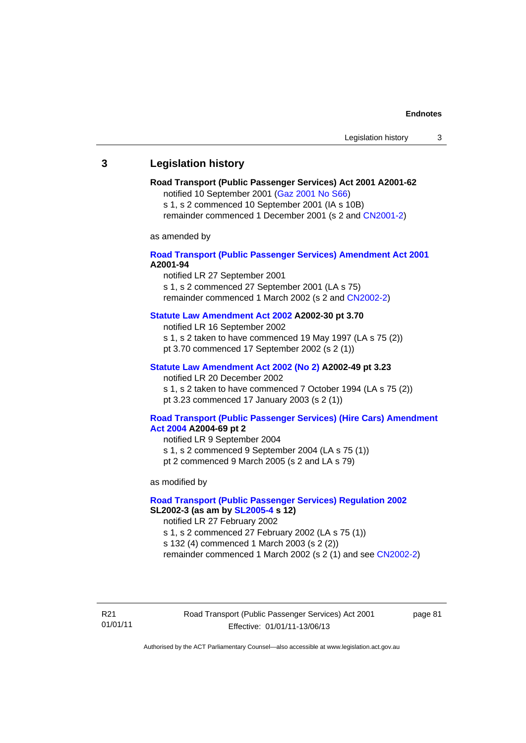## 3 Legislation history

**Road Transport (Public Passenger Services) Act 2001 A2001-62**

notified 10 September 2001 (Gaz 2001 No S66)

s 1, s 2 commenced 10 September 2001 (IA s 10B)

remainder commenced 1 December 2001 (s 2 and CN2001-2)

as amended by

**Road Transport (Public Passenger Services) Amendment Act 2001 A2001-94**

notified LR 27 September 2001

s 1, s 2 commenced 27 September 2001 (LA s 75)

remainder commenced 1 March 2002 (s 2 and CN2002-2)

**Statute Law Amendment Act 2002 A2002-30 pt 3.70**

notified LR 16 September 2002

s 1, s 2 taken to have commenced 19 May 1997 (LA s 75 (2))

pt 3.70 commenced 17 September 2002 (s 2 (1))

**Statute Law Amendment Act 2002 (No 2) A2002-49 pt 3.23**

notified LR 20 December 2002

s 1, s 2 taken to have commenced 7 October 1994 (LA s 75 (2))

pt 3.23 commenced 17 January 2003 (s 2 (1))

**Road Transport (Public Passenger Services) (Hire Cars) Amendment Act 2004 A2004-69 pt 2**

notified LR 9 September 2004

s 1, s 2 commenced 9 September 2004 (LA s 75 (1))

pt 2 commenced 9 March 2005 (s 2 and LA s 79)

as modified by

**Road Transport (Public Passenger Services) Regulation 2002 SL2002-3 (as am by SL2005-4 s 12)**

notified LR 27 February 2002

s 1, s 2 commenced 27 February 2002 (LA s 75 (1))

s 132 (4) commenced 1 March 2003 (s 2 (2))

remainder commenced 1 March 2002 (s 2 (1) and see CN2002-2)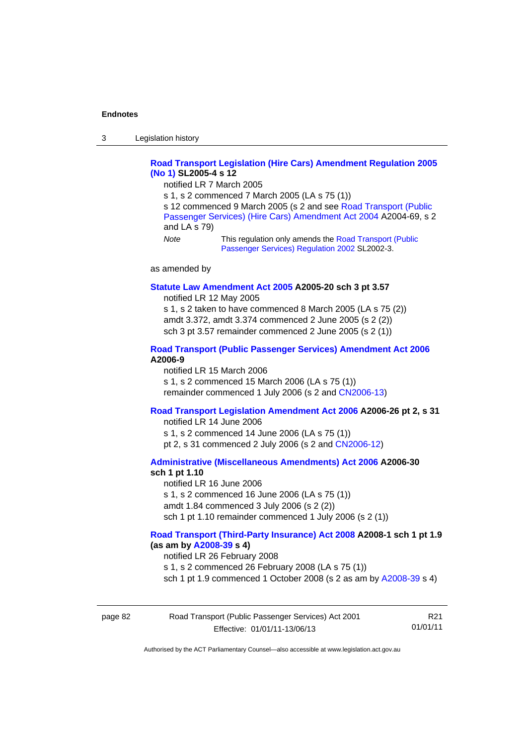**Road Transport Legislation (Hire Cars) Amendment Regulation 2005 (No 1) SL2005-4 s 12**

notified LR 7 March 2005

s 1, s 2 commenced 7 March 2005 (LA s 75 (1))

s 12 commenced 9 March 2005 (s 2 and see Road Transport (Public Passenger Services) (Hire Cars) Amendment Act 2004 A2004-69, s 2 and LA s 79)

*Note* This regulation only amends the Road Transport (Public Passenger Services) Regulation 2002 SL2002-3.

as amended by

**Statute Law Amendment Act 2005 A2005-20 sch 3 pt 3.57**

notified LR 12 May 2005

s 1, s 2 taken to have commenced 8 March 2005 (LA s 75 (2))

amdt 3.372, amdt 3.374 commenced 2 June 2005 (s 2 (2))

sch 3 pt 3.57 remainder commenced 2 June 2005 (s 2 (1))

**Road Transport (Public Passenger Services) Amendment Act 2006 A2006-9**

notified LR 15 March 2006

s 1, s 2 commenced 15 March 2006 (LA s 75 (1))

remainder commenced 1 July 2006 (s 2 and CN2006-13)

**Road Transport Legislation Amendment Act 2006 A2006-26 pt 2, s 31**

notified LR 14 June 2006

s 1, s 2 commenced 14 June 2006 (LA s 75 (1))

pt 2, s 31 commenced 2 July 2006 (s 2 and CN2006-12)

**Administrative (Miscellaneous Amendments) Act 2006 A2006-30 sch 1 pt 1.10**

notified LR 16 June 2006

s 1, s 2 commenced 16 June 2006 (LA s 75 (1))

amdt 1.84 commenced 3 July 2006 (s 2 (2))

sch 1 pt 1.10 remainder commenced 1 July 2006 (s 2 (1))

**Road Transport (Third-Party Insurance) Act 2008 A2008-1 sch 1 pt 1.9 (as am by A2008-39 s 4)**

notified LR 26 February 2008

s 1, s 2 commenced 26 February 2008 (LA s 75 (1))

sch 1 pt 1.9 commenced 1 October 2008 (s 2 as am by A2008-39 s 4)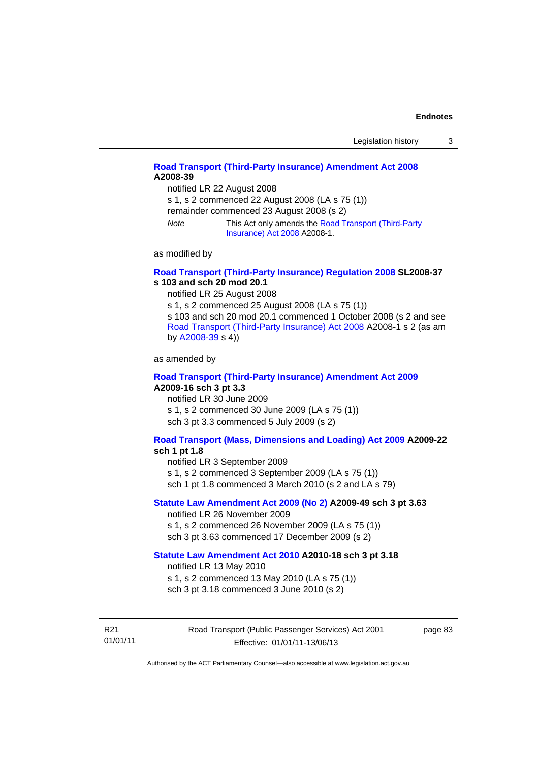**Road Transport (Third-Party Insurance) Amendment Act 2008 A2008-39**

notified LR 22 August 2008

s 1, s 2 commenced 22 August 2008 (LA s 75 (1))

remainder commenced 23 August 2008 (s 2)

*Note* This Act only amends the Road Transport (Third-Party Insurance) Act 2008 A2008-1.

as modified by

**Road Transport (Third-Party Insurance) Regulation 2008 SL2008-37 s 103 and sch 20 mod 20.1**

notified LR 25 August 2008

s 1, s 2 commenced 25 August 2008 (LA s 75 (1))

s 103 and sch 20 mod 20.1 commenced 1 October 2008 (s 2 and see Road Transport (Third-Party Insurance) Act 2008 A2008-1 s 2 (as am by A2008-39 s 4))

as amended by

**Road Transport (Third-Party Insurance) Amendment Act 2009 A2009-16 sch 3 pt 3.3**

notified LR 30 June 2009

s 1, s 2 commenced 30 June 2009 (LA s 75 (1))

sch 3 pt 3.3 commenced 5 July 2009 (s 2)

**Road Transport (Mass, Dimensions and Loading) Act 2009 A2009-22 sch 1 pt 1.8**

notified LR 3 September 2009

s 1, s 2 commenced 3 September 2009 (LA s 75 (1))

sch 1 pt 1.8 commenced 3 March 2010 (s 2 and LA s 79)

**Statute Law Amendment Act 2009 (No 2) A2009-49 sch 3 pt 3.63**

notified LR 26 November 2009

s 1, s 2 commenced 26 November 2009 (LA s 75 (1))

sch 3 pt 3.63 commenced 17 December 2009 (s 2)

**Statute Law Amendment Act 2010 A2010-18 sch 3 pt 3.18**

notified LR 13 May 2010

s 1, s 2 commenced 13 May 2010 (LA s 75 (1))

sch 3 pt 3.18 commenced 3 June 2010 (s 2)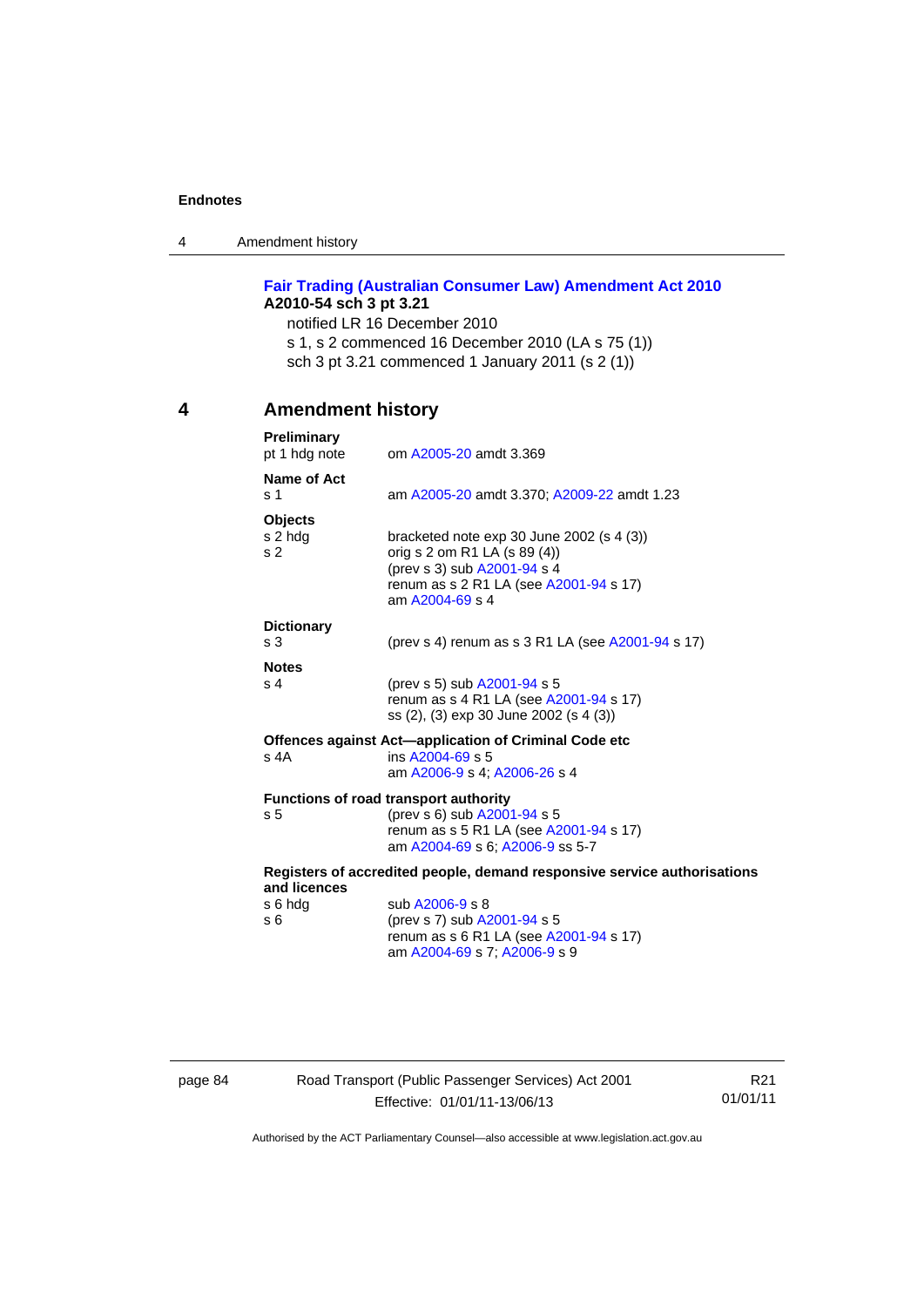**Fair Trading (Australian Consumer Law) Amendment Act 2010**
**A2010-54 sch 3 pt 3.21**

notified LR 16 December 2010
s 1, s 2 commenced 16 December 2010 (LA s 75 (1))
sch 3 pt 3.21 commenced 1 January 2011 (s 2 (1))

## 4 Amendment history

**Preliminary**
pt 1 hdg note — om A2005-20 amdt 3.369

**Name of Act**
s 1 — am A2005-20 amdt 3.370; A2009-22 amdt 1.23

**Objects**
s 2 hdg — bracketed note exp 30 June 2002 (s 4 (3))
s 2 — orig s 2 om R1 LA (s 89 (4))
(prev s 3) sub A2001-94 s 4
renum as s 2 R1 LA (see A2001-94 s 17)
am A2004-69 s 4

**Dictionary**
s 3 — (prev s 4) renum as s 3 R1 LA (see A2001-94 s 17)

**Notes**
s 4 — (prev s 5) sub A2001-94 s 5
renum as s 4 R1 LA (see A2001-94 s 17)
ss (2), (3) exp 30 June 2002 (s 4 (3))

**Offences against Act—application of Criminal Code etc**
s 4A — ins A2004-69 s 5
am A2006-9 s 4; A2006-26 s 4

**Functions of road transport authority**
s 5 — (prev s 6) sub A2001-94 s 5
renum as s 5 R1 LA (see A2001-94 s 17)
am A2004-69 s 6; A2006-9 ss 5-7

**Registers of accredited people, demand responsive service authorisations and licences**
s 6 hdg — sub A2006-9 s 8
s 6 — (prev s 7) sub A2001-94 s 5
renum as s 6 R1 LA (see A2001-94 s 17)
am A2004-69 s 7; A2006-9 s 9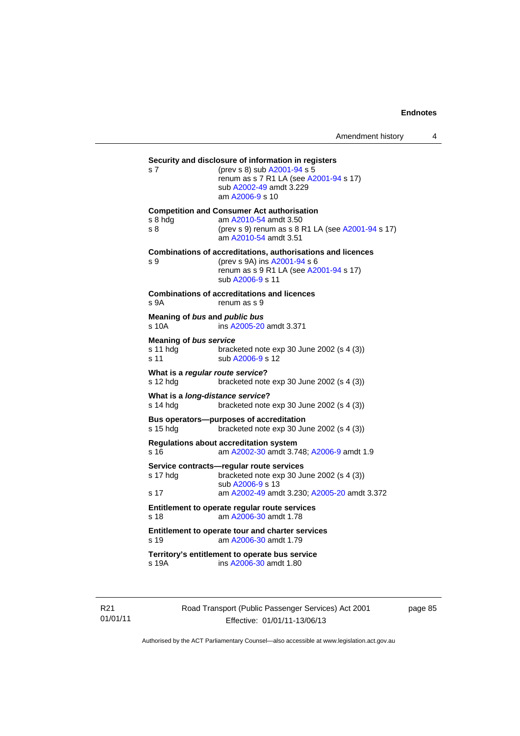**Security and disclosure of information in registers**

s 7 (prev s 8) sub A2001-94 s 5
renum as s 7 R1 LA (see A2001-94 s 17)
sub A2002-49 amdt 3.229
am A2006-9 s 10

**Competition and Consumer Act authorisation**

s 8 hdg am A2010-54 amdt 3.50
s 8 (prev s 9) renum as s 8 R1 LA (see A2001-94 s 17)
am A2010-54 amdt 3.51

**Combinations of accreditations, authorisations and licences**

s 9 (prev s 9A) ins A2001-94 s 6
renum as s 9 R1 LA (see A2001-94 s 17)
sub A2006-9 s 11

**Combinations of accreditations and licences**

s 9A renum as s 9

**Meaning of *bus* and *public bus***

s 10A ins A2005-20 amdt 3.371

**Meaning of *bus service***

s 11 hdg bracketed note exp 30 June 2002 (s 4 (3))
s 11 sub A2006-9 s 12

**What is a *regular route service*?**

s 12 hdg bracketed note exp 30 June 2002 (s 4 (3))

**What is a *long-distance service*?**

s 14 hdg bracketed note exp 30 June 2002 (s 4 (3))

**Bus operators—purposes of accreditation**

s 15 hdg bracketed note exp 30 June 2002 (s 4 (3))

**Regulations about accreditation system**

s 16 am A2002-30 amdt 3.748; A2006-9 amdt 1.9

**Service contracts—regular route services**

s 17 hdg bracketed note exp 30 June 2002 (s 4 (3))
sub A2006-9 s 13
s 17 am A2002-49 amdt 3.230; A2005-20 amdt 3.372

**Entitlement to operate regular route services**

s 18 am A2006-30 amdt 1.78

**Entitlement to operate tour and charter services**

s 19 am A2006-30 amdt 1.79

**Territory's entitlement to operate bus service**

s 19A ins A2006-30 amdt 1.80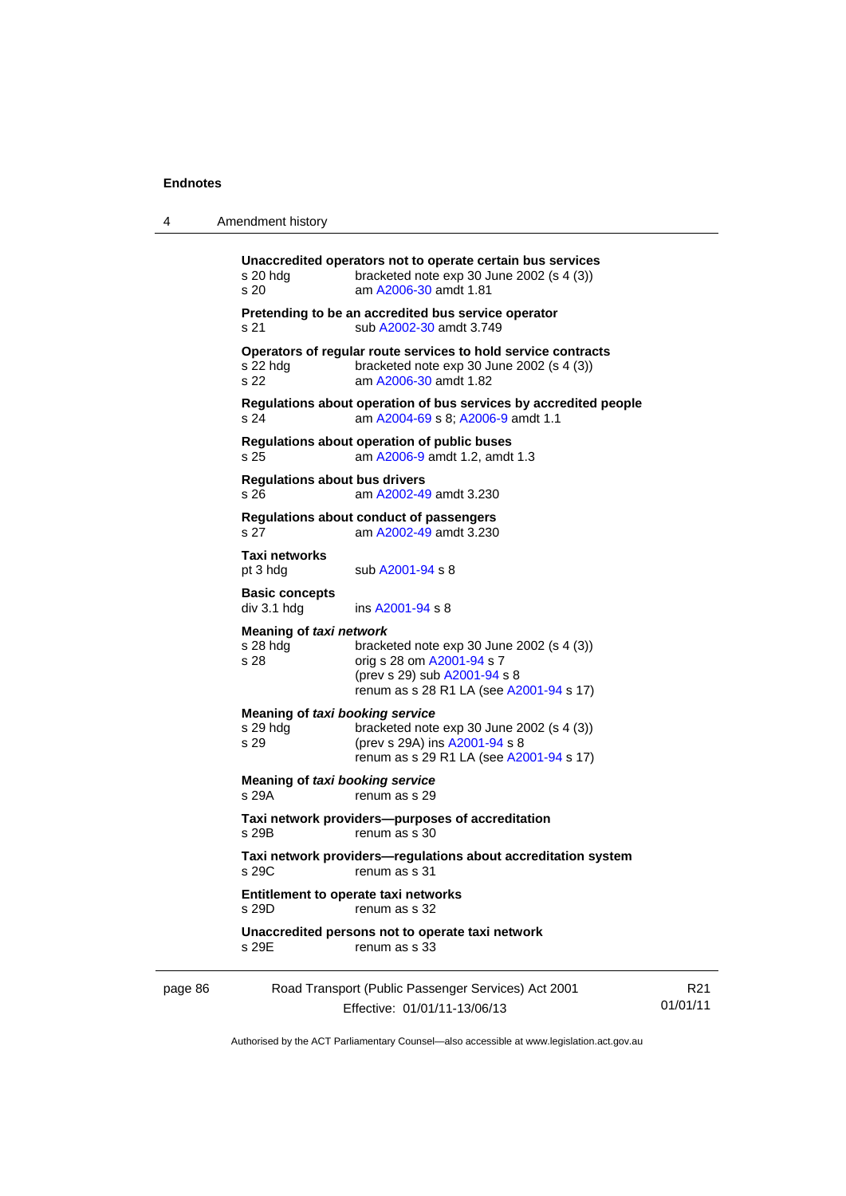**Unaccredited operators not to operate certain bus services**

s 20 hdg bracketed note exp 30 June 2002 (s 4 (3))
s 20 am A2006-30 amdt 1.81

**Pretending to be an accredited bus service operator**

s 21 sub A2002-30 amdt 3.749

**Operators of regular route services to hold service contracts**

s 22 hdg bracketed note exp 30 June 2002 (s 4 (3))
s 22 am A2006-30 amdt 1.82

**Regulations about operation of bus services by accredited people**

s 24 am A2004-69 s 8; A2006-9 amdt 1.1

**Regulations about operation of public buses**

s 25 am A2006-9 amdt 1.2, amdt 1.3

**Regulations about bus drivers**

s 26 am A2002-49 amdt 3.230

**Regulations about conduct of passengers**

s 27 am A2002-49 amdt 3.230

**Taxi networks**

pt 3 hdg sub A2001-94 s 8

**Basic concepts**

div 3.1 hdg ins A2001-94 s 8

**Meaning of *taxi network***

s 28 hdg bracketed note exp 30 June 2002 (s 4 (3))
s 28 orig s 28 om A2001-94 s 7
(prev s 29) sub A2001-94 s 8
renum as s 28 R1 LA (see A2001-94 s 17)

**Meaning of *taxi booking service***

s 29 hdg bracketed note exp 30 June 2002 (s 4 (3))
s 29 (prev s 29A) ins A2001-94 s 8
renum as s 29 R1 LA (see A2001-94 s 17)

**Meaning of *taxi booking service***

s 29A renum as s 29

**Taxi network providers—purposes of accreditation**

s 29B renum as s 30

**Taxi network providers—regulations about accreditation system**

s 29C renum as s 31

**Entitlement to operate taxi networks**

s 29D renum as s 32

**Unaccredited persons not to operate taxi network**

s 29E renum as s 33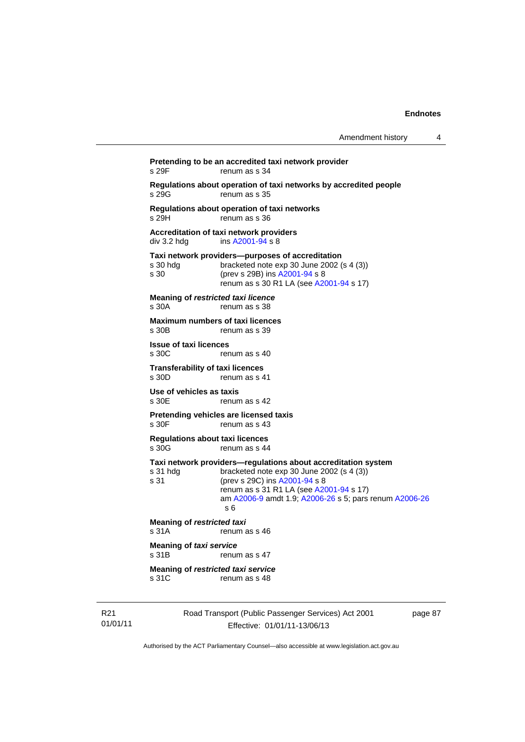**Pretending to be an accredited taxi network provider**
s 29F renum as s 34

**Regulations about operation of taxi networks by accredited people**
s 29G renum as s 35

**Regulations about operation of taxi networks**
s 29H renum as s 36

**Accreditation of taxi network providers**
div 3.2 hdg ins A2001-94 s 8

**Taxi network providers—purposes of accreditation**
s 30 hdg bracketed note exp 30 June 2002 (s 4 (3))
s 30 (prev s 29B) ins A2001-94 s 8
renum as s 30 R1 LA (see A2001-94 s 17)

**Meaning of *restricted taxi licence***
s 30A renum as s 38

**Maximum numbers of taxi licences**
s 30B renum as s 39

**Issue of taxi licences**
s 30C renum as s 40

**Transferability of taxi licences**
s 30D renum as s 41

**Use of vehicles as taxis**
s 30E renum as s 42

**Pretending vehicles are licensed taxis**
s 30F renum as s 43

**Regulations about taxi licences**
s 30G renum as s 44

**Taxi network providers—regulations about accreditation system**
s 31 hdg bracketed note exp 30 June 2002 (s 4 (3))
s 31 (prev s 29C) ins A2001-94 s 8
renum as s 31 R1 LA (see A2001-94 s 17)
am A2006-9 amdt 1.9; A2006-26 s 5; pars renum A2006-26 s 6

**Meaning of *restricted taxi***
s 31A renum as s 46

**Meaning of *taxi service***
s 31B renum as s 47

**Meaning of *restricted taxi service***
s 31C renum as s 48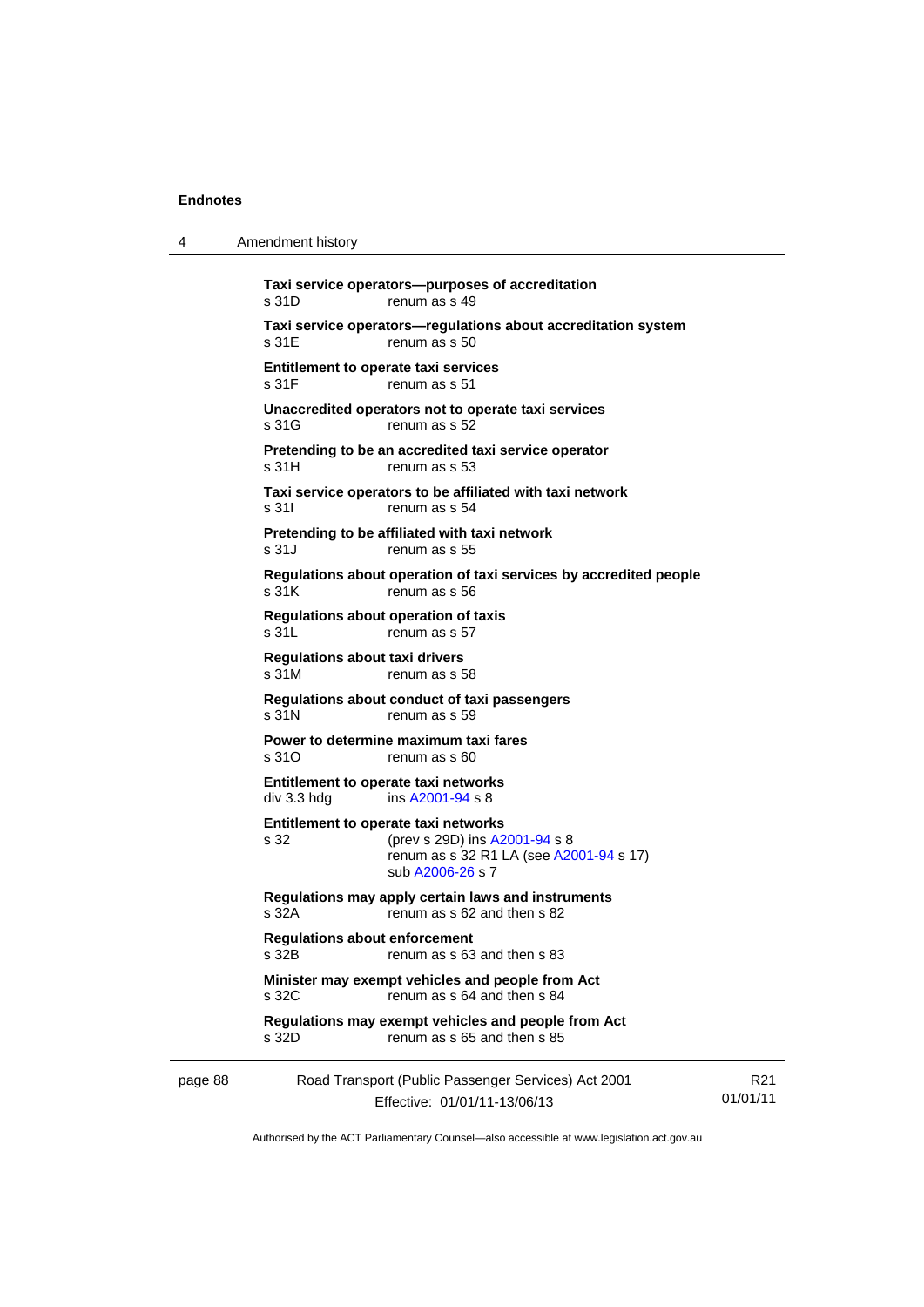**Taxi service operators—purposes of accreditation**
s 31D renum as s 49

**Taxi service operators—regulations about accreditation system**
s 31E renum as s 50

**Entitlement to operate taxi services**
s 31F renum as s 51

**Unaccredited operators not to operate taxi services**
s 31G renum as s 52

**Pretending to be an accredited taxi service operator**
s 31H renum as s 53

**Taxi service operators to be affiliated with taxi network**
s 31I renum as s 54

**Pretending to be affiliated with taxi network**
s 31J renum as s 55

**Regulations about operation of taxi services by accredited people**
s 31K renum as s 56

**Regulations about operation of taxis**
s 31L renum as s 57

**Regulations about taxi drivers**
s 31M renum as s 58

**Regulations about conduct of taxi passengers**
s 31N renum as s 59

**Power to determine maximum taxi fares**
s 31O renum as s 60

**Entitlement to operate taxi networks**
div 3.3 hdg ins A2001-94 s 8

**Entitlement to operate taxi networks**
s 32 (prev s 29D) ins A2001-94 s 8
renum as s 32 R1 LA (see A2001-94 s 17)
sub A2006-26 s 7

**Regulations may apply certain laws and instruments**
s 32A renum as s 62 and then s 82

**Regulations about enforcement**
s 32B renum as s 63 and then s 83

**Minister may exempt vehicles and people from Act**
s 32C renum as s 64 and then s 84

**Regulations may exempt vehicles and people from Act**
s 32D renum as s 65 and then s 85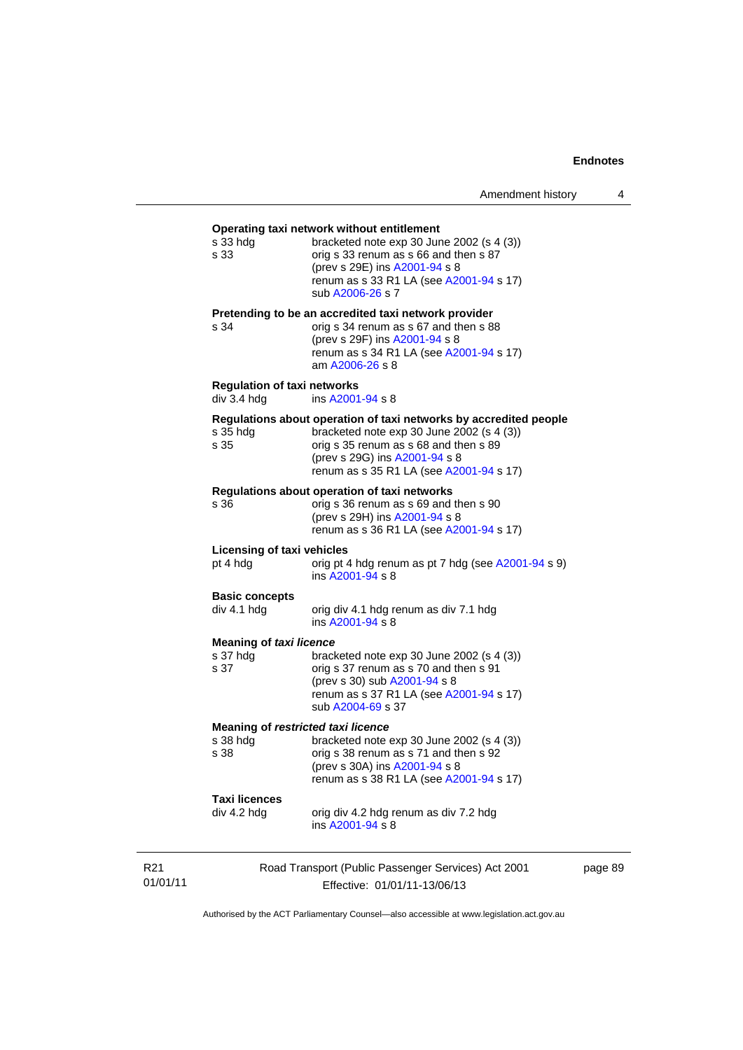**Operating taxi network without entitlement**

s 33 hdg bracketed note exp 30 June 2002 (s 4 (3))
s 33 orig s 33 renum as s 66 and then s 87
(prev s 29E) ins A2001-94 s 8
renum as s 33 R1 LA (see A2001-94 s 17)
sub A2006-26 s 7

**Pretending to be an accredited taxi network provider**

s 34 orig s 34 renum as s 67 and then s 88
(prev s 29F) ins A2001-94 s 8
renum as s 34 R1 LA (see A2001-94 s 17)
am A2006-26 s 8

**Regulation of taxi networks**

div 3.4 hdg ins A2001-94 s 8

**Regulations about operation of taxi networks by accredited people**

s 35 hdg bracketed note exp 30 June 2002 (s 4 (3))
s 35 orig s 35 renum as s 68 and then s 89
(prev s 29G) ins A2001-94 s 8
renum as s 35 R1 LA (see A2001-94 s 17)

**Regulations about operation of taxi networks**

s 36 orig s 36 renum as s 69 and then s 90
(prev s 29H) ins A2001-94 s 8
renum as s 36 R1 LA (see A2001-94 s 17)

**Licensing of taxi vehicles**

pt 4 hdg orig pt 4 hdg renum as pt 7 hdg (see A2001-94 s 9)
ins A2001-94 s 8

**Basic concepts**

div 4.1 hdg orig div 4.1 hdg renum as div 7.1 hdg
ins A2001-94 s 8

**Meaning of *taxi licence***

s 37 hdg bracketed note exp 30 June 2002 (s 4 (3))
s 37 orig s 37 renum as s 70 and then s 91
(prev s 30) sub A2001-94 s 8
renum as s 37 R1 LA (see A2001-94 s 17)
sub A2004-69 s 37

**Meaning of *restricted taxi licence***

s 38 hdg bracketed note exp 30 June 2002 (s 4 (3))
s 38 orig s 38 renum as s 71 and then s 92
(prev s 30A) ins A2001-94 s 8
renum as s 38 R1 LA (see A2001-94 s 17)

**Taxi licences**

div 4.2 hdg orig div 4.2 hdg renum as div 7.2 hdg
ins A2001-94 s 8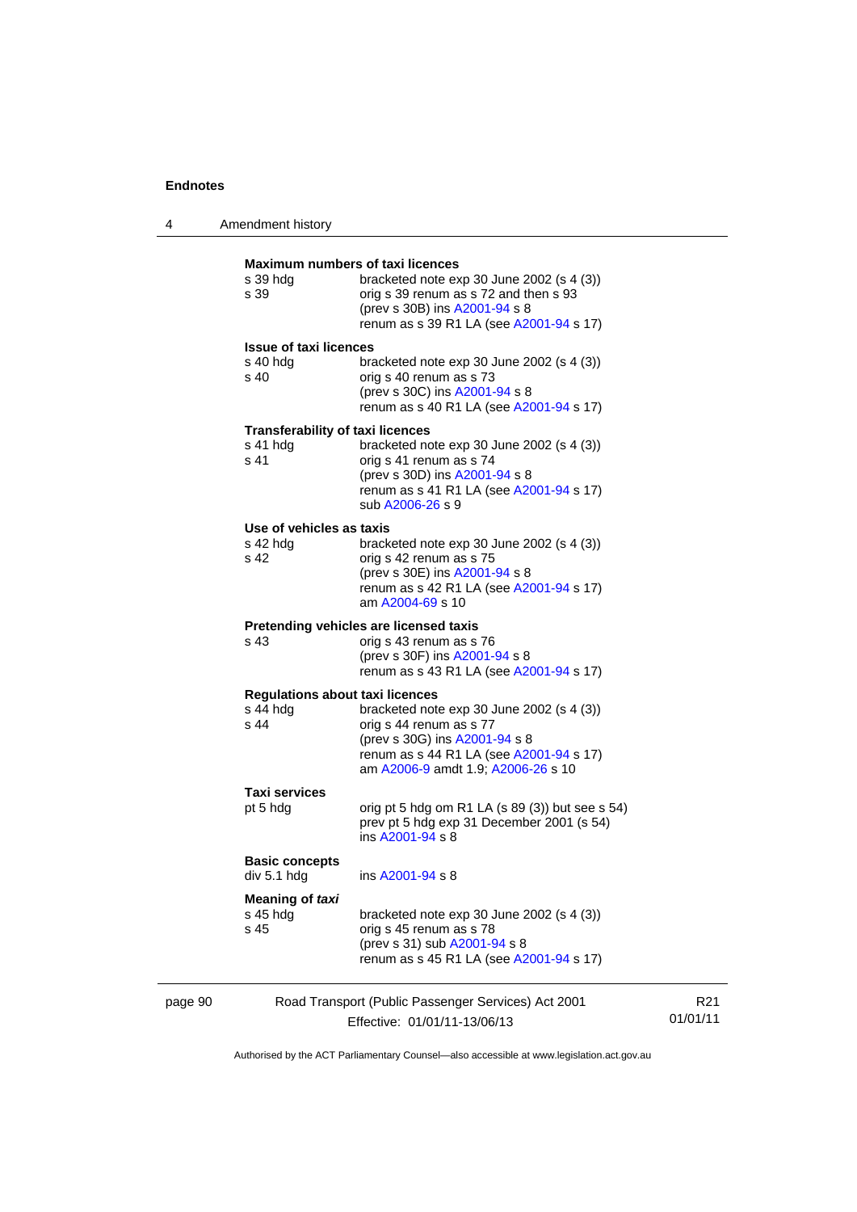**Maximum numbers of taxi licences**

s 39 hdg bracketed note exp 30 June 2002 (s 4 (3))
s 39 orig s 39 renum as s 72 and then s 93
(prev s 30B) ins A2001-94 s 8
renum as s 39 R1 LA (see A2001-94 s 17)

**Issue of taxi licences**

s 40 hdg bracketed note exp 30 June 2002 (s 4 (3))
s 40 orig s 40 renum as s 73
(prev s 30C) ins A2001-94 s 8
renum as s 40 R1 LA (see A2001-94 s 17)

**Transferability of taxi licences**

s 41 hdg bracketed note exp 30 June 2002 (s 4 (3))
s 41 orig s 41 renum as s 74
(prev s 30D) ins A2001-94 s 8
renum as s 41 R1 LA (see A2001-94 s 17)
sub A2006-26 s 9

**Use of vehicles as taxis**

s 42 hdg bracketed note exp 30 June 2002 (s 4 (3))
s 42 orig s 42 renum as s 75
(prev s 30E) ins A2001-94 s 8
renum as s 42 R1 LA (see A2001-94 s 17)
am A2004-69 s 10

**Pretending vehicles are licensed taxis**

s 43 orig s 43 renum as s 76
(prev s 30F) ins A2001-94 s 8
renum as s 43 R1 LA (see A2001-94 s 17)

**Regulations about taxi licences**

s 44 hdg bracketed note exp 30 June 2002 (s 4 (3))
s 44 orig s 44 renum as s 77
(prev s 30G) ins A2001-94 s 8
renum as s 44 R1 LA (see A2001-94 s 17)
am A2006-9 amdt 1.9; A2006-26 s 10

**Taxi services**

pt 5 hdg orig pt 5 hdg om R1 LA (s 89 (3)) but see s 54)
prev pt 5 hdg exp 31 December 2001 (s 54)
ins A2001-94 s 8

**Basic concepts**

div 5.1 hdg ins A2001-94 s 8

**Meaning of *taxi***

s 45 hdg bracketed note exp 30 June 2002 (s 4 (3))
s 45 orig s 45 renum as s 78
(prev s 31) sub A2001-94 s 8
renum as s 45 R1 LA (see A2001-94 s 17)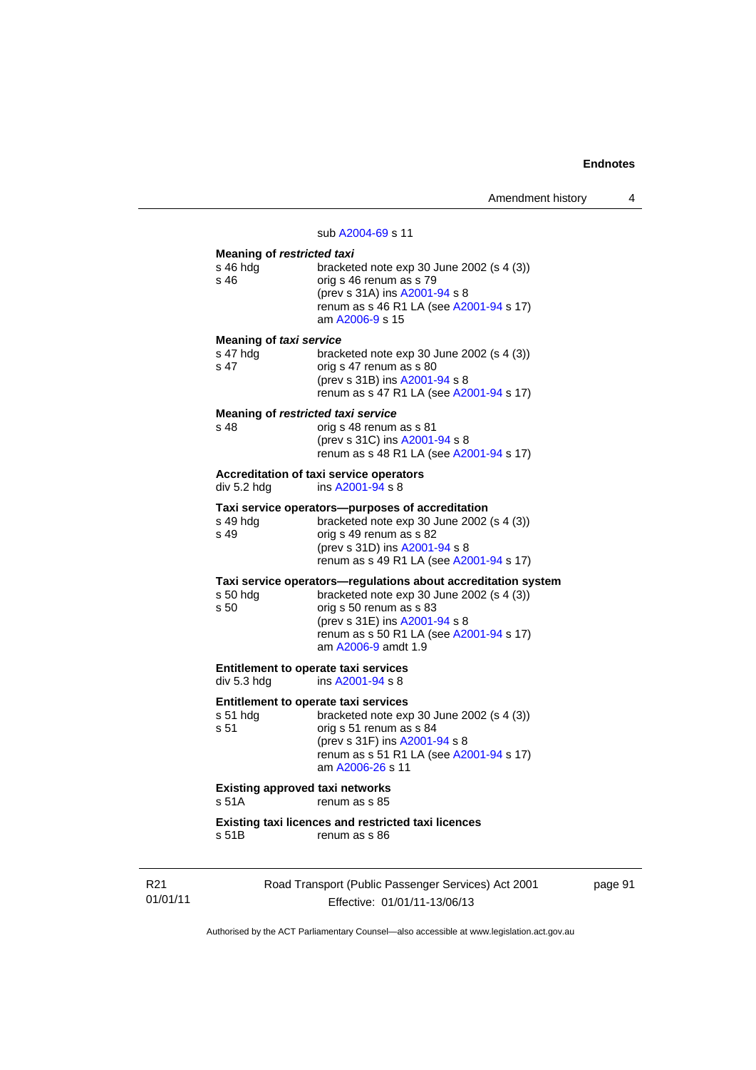sub A2004-69 s 11

**Meaning of *restricted taxi***

s 46 hdg bracketed note exp 30 June 2002 (s 4 (3))
s 46 orig s 46 renum as s 79
(prev s 31A) ins A2001-94 s 8
renum as s 46 R1 LA (see A2001-94 s 17)
am A2006-9 s 15

**Meaning of *taxi service***

s 47 hdg bracketed note exp 30 June 2002 (s 4 (3))
s 47 orig s 47 renum as s 80
(prev s 31B) ins A2001-94 s 8
renum as s 47 R1 LA (see A2001-94 s 17)

**Meaning of *restricted taxi service***

s 48 orig s 48 renum as s 81
(prev s 31C) ins A2001-94 s 8
renum as s 48 R1 LA (see A2001-94 s 17)

**Accreditation of taxi service operators**

div 5.2 hdg ins A2001-94 s 8

**Taxi service operators—purposes of accreditation**

s 49 hdg bracketed note exp 30 June 2002 (s 4 (3))
s 49 orig s 49 renum as s 82
(prev s 31D) ins A2001-94 s 8
renum as s 49 R1 LA (see A2001-94 s 17)

**Taxi service operators—regulations about accreditation system**

s 50 hdg bracketed note exp 30 June 2002 (s 4 (3))
s 50 orig s 50 renum as s 83
(prev s 31E) ins A2001-94 s 8
renum as s 50 R1 LA (see A2001-94 s 17)
am A2006-9 amdt 1.9

**Entitlement to operate taxi services**

div 5.3 hdg ins A2001-94 s 8

**Entitlement to operate taxi services**

s 51 hdg bracketed note exp 30 June 2002 (s 4 (3))
s 51 orig s 51 renum as s 84
(prev s 31F) ins A2001-94 s 8
renum as s 51 R1 LA (see A2001-94 s 17)
am A2006-26 s 11

**Existing approved taxi networks**

s 51A renum as s 85

**Existing taxi licences and restricted taxi licences**

s 51B renum as s 86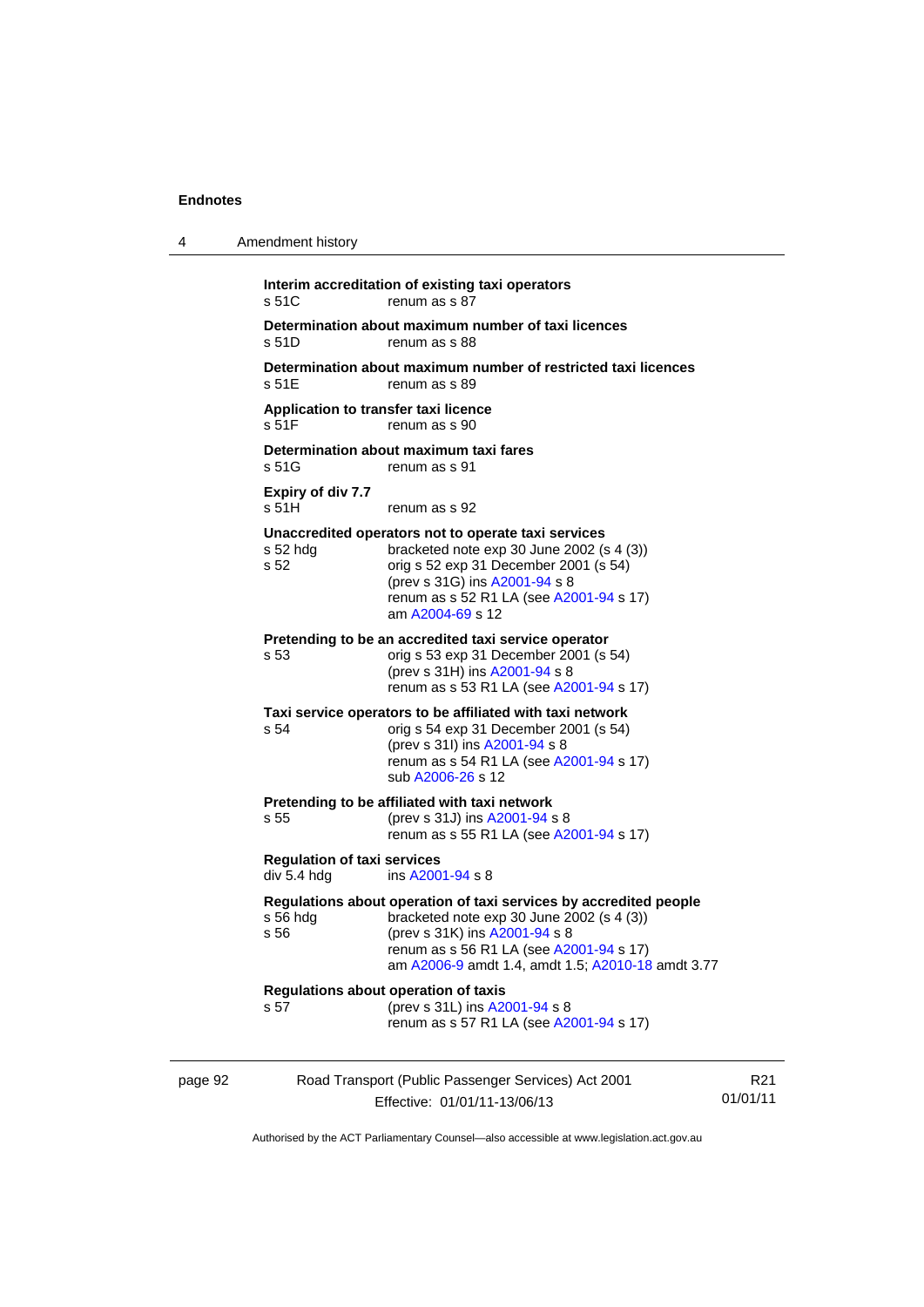**Interim accreditation of existing taxi operators**
s 51C renum as s 87

**Determination about maximum number of taxi licences**
s 51D renum as s 88

**Determination about maximum number of restricted taxi licences**
s 51E renum as s 89

**Application to transfer taxi licence**
s 51F renum as s 90

**Determination about maximum taxi fares**
s 51G renum as s 91

**Expiry of div 7.7**
s 51H renum as s 92

**Unaccredited operators not to operate taxi services**
s 52 hdg bracketed note exp 30 June 2002 (s 4 (3))
s 52 orig s 52 exp 31 December 2001 (s 54)
(prev s 31G) ins A2001-94 s 8
renum as s 52 R1 LA (see A2001-94 s 17)
am A2004-69 s 12

**Pretending to be an accredited taxi service operator**
s 53 orig s 53 exp 31 December 2001 (s 54)
(prev s 31H) ins A2001-94 s 8
renum as s 53 R1 LA (see A2001-94 s 17)

**Taxi service operators to be affiliated with taxi network**
s 54 orig s 54 exp 31 December 2001 (s 54)
(prev s 31I) ins A2001-94 s 8
renum as s 54 R1 LA (see A2001-94 s 17)
sub A2006-26 s 12

**Pretending to be affiliated with taxi network**
s 55 (prev s 31J) ins A2001-94 s 8
renum as s 55 R1 LA (see A2001-94 s 17)

**Regulation of taxi services**
div 5.4 hdg ins A2001-94 s 8

**Regulations about operation of taxi services by accredited people**
s 56 hdg bracketed note exp 30 June 2002 (s 4 (3))
s 56 (prev s 31K) ins A2001-94 s 8
renum as s 56 R1 LA (see A2001-94 s 17)
am A2006-9 amdt 1.4, amdt 1.5; A2010-18 amdt 3.77

**Regulations about operation of taxis**
s 57 (prev s 31L) ins A2001-94 s 8
renum as s 57 R1 LA (see A2001-94 s 17)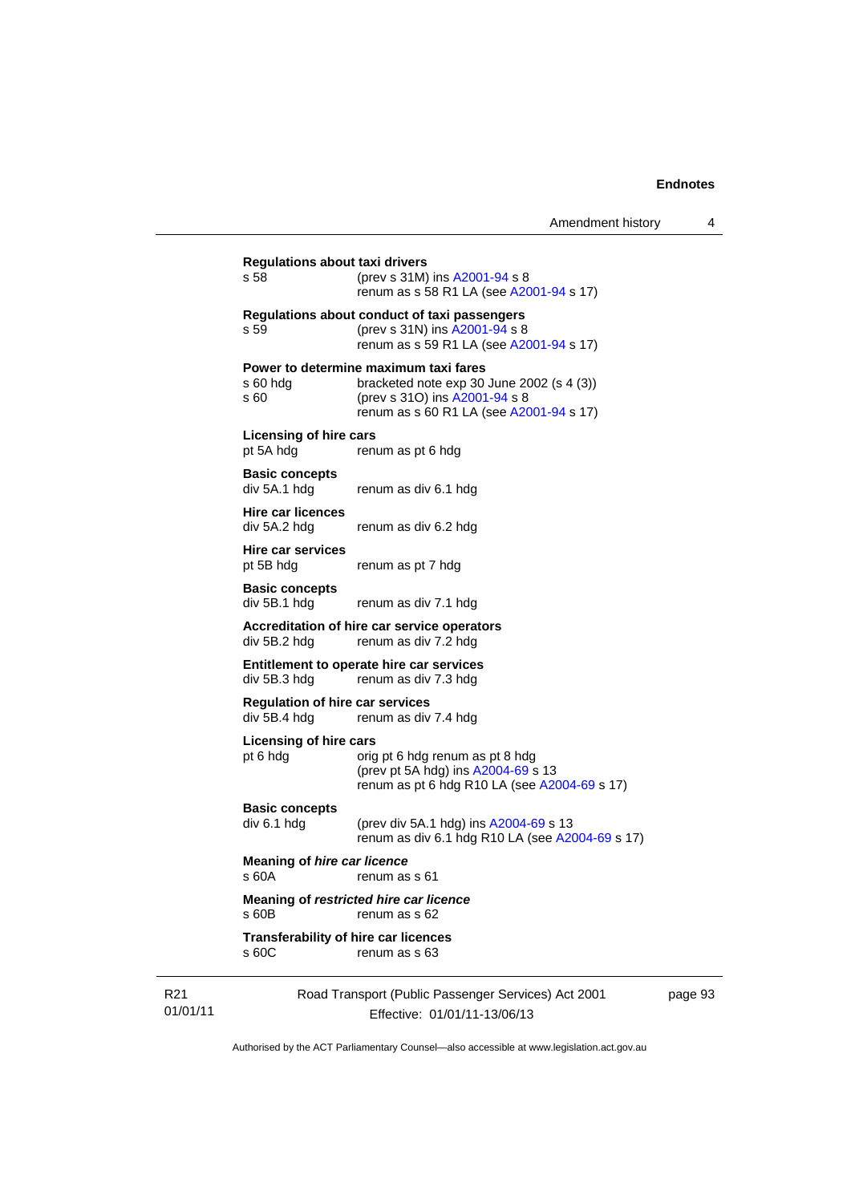**Regulations about taxi drivers**

s 58 (prev s 31M) ins A2001-94 s 8
renum as s 58 R1 LA (see A2001-94 s 17)

**Regulations about conduct of taxi passengers**

s 59 (prev s 31N) ins A2001-94 s 8
renum as s 59 R1 LA (see A2001-94 s 17)

**Power to determine maximum taxi fares**

s 60 hdg bracketed note exp 30 June 2002 (s 4 (3))
s 60 (prev s 31O) ins A2001-94 s 8
renum as s 60 R1 LA (see A2001-94 s 17)

**Licensing of hire cars**

pt 5A hdg renum as pt 6 hdg

**Basic concepts**

div 5A.1 hdg renum as div 6.1 hdg

**Hire car licences**

div 5A.2 hdg renum as div 6.2 hdg

**Hire car services**

pt 5B hdg renum as pt 7 hdg

**Basic concepts**

div 5B.1 hdg renum as div 7.1 hdg

**Accreditation of hire car service operators**

div 5B.2 hdg renum as div 7.2 hdg

**Entitlement to operate hire car services**

div 5B.3 hdg renum as div 7.3 hdg

**Regulation of hire car services**

div 5B.4 hdg renum as div 7.4 hdg

**Licensing of hire cars**

pt 6 hdg orig pt 6 hdg renum as pt 8 hdg
(prev pt 5A hdg) ins A2004-69 s 13
renum as pt 6 hdg R10 LA (see A2004-69 s 17)

**Basic concepts**

div 6.1 hdg (prev div 5A.1 hdg) ins A2004-69 s 13
renum as div 6.1 hdg R10 LA (see A2004-69 s 17)

**Meaning of *hire car licence***

s 60A renum as s 61

**Meaning of *restricted hire car licence***

s 60B renum as s 62

**Transferability of hire car licences**

s 60C renum as s 63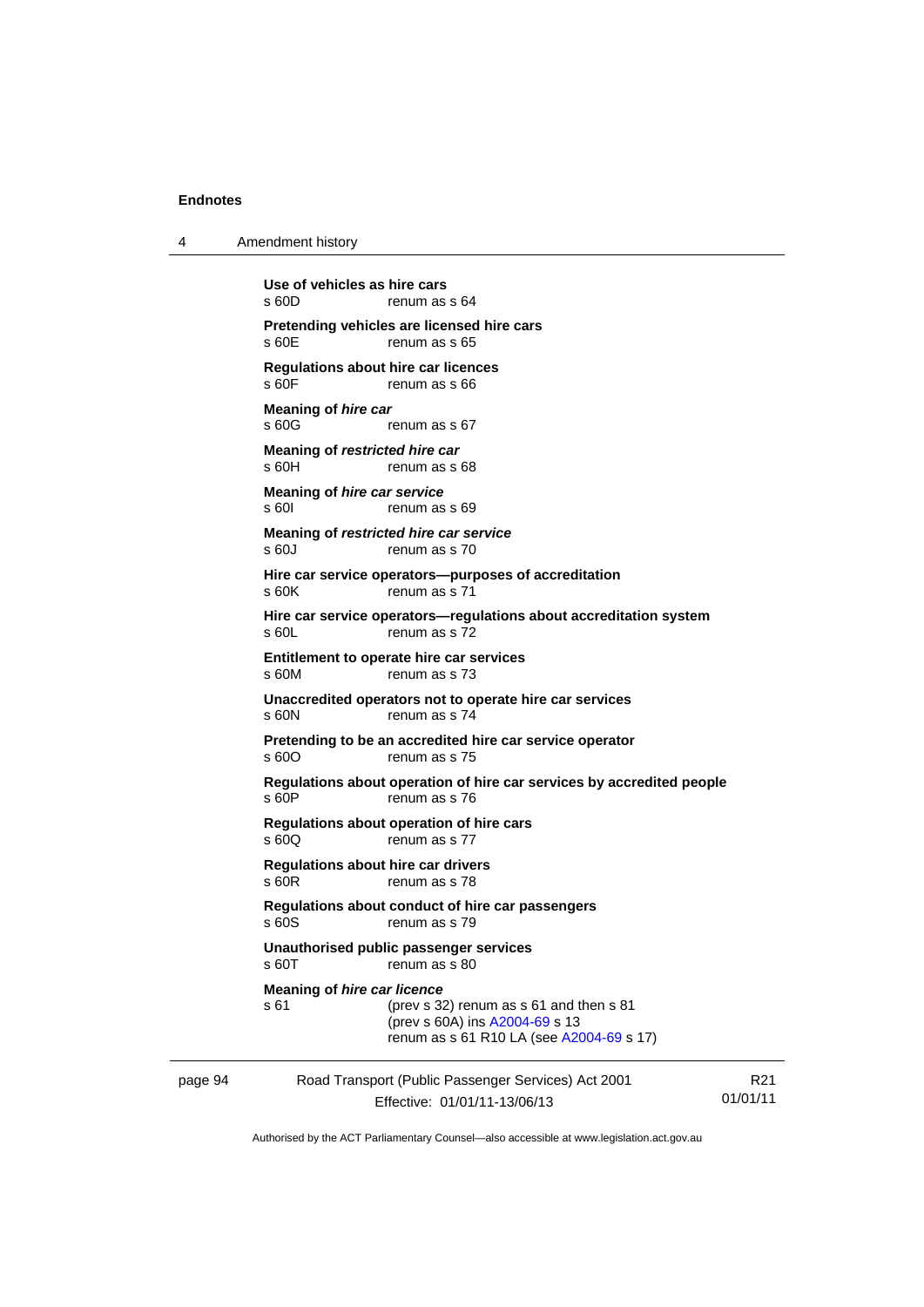**Use of vehicles as hire cars**
s 60D renum as s 64

**Pretending vehicles are licensed hire cars**
s 60E renum as s 65

**Regulations about hire car licences**
s 60F renum as s 66

**Meaning of *hire car***
s 60G renum as s 67

**Meaning of *restricted hire car***
s 60H renum as s 68

**Meaning of *hire car service***
s 60I renum as s 69

**Meaning of *restricted hire car service***
s 60J renum as s 70

**Hire car service operators—purposes of accreditation**
s 60K renum as s 71

**Hire car service operators—regulations about accreditation system**
s 60L renum as s 72

**Entitlement to operate hire car services**
s 60M renum as s 73

**Unaccredited operators not to operate hire car services**
s 60N renum as s 74

**Pretending to be an accredited hire car service operator**
s 60O renum as s 75

**Regulations about operation of hire car services by accredited people**
s 60P renum as s 76

**Regulations about operation of hire cars**
s 60Q renum as s 77

**Regulations about hire car drivers**
s 60R renum as s 78

**Regulations about conduct of hire car passengers**
s 60S renum as s 79

**Unauthorised public passenger services**
s 60T renum as s 80

**Meaning of *hire car licence***
s 61 (prev s 32) renum as s 61 and then s 81
(prev s 60A) ins A2004-69 s 13
renum as s 61 R10 LA (see A2004-69 s 17)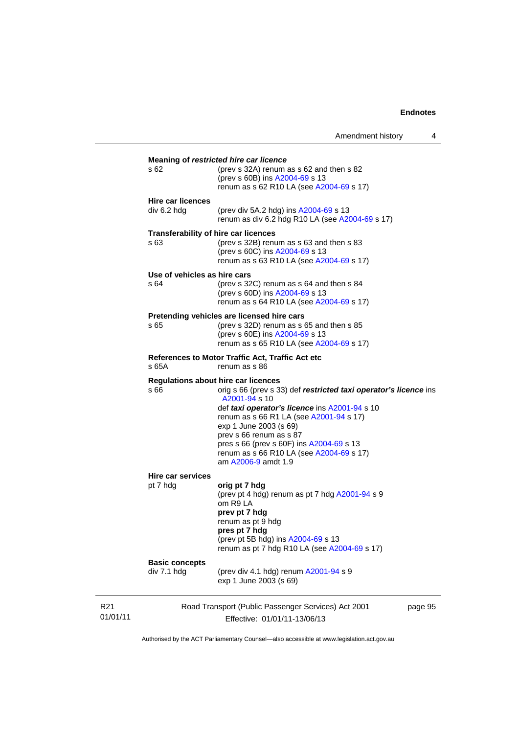**Meaning of *restricted hire car licence***

s 62 — (prev s 32A) renum as s 62 and then s 82
(prev s 60B) ins A2004-69 s 13
renum as s 62 R10 LA (see A2004-69 s 17)

**Hire car licences**

div 6.2 hdg — (prev div 5A.2 hdg) ins A2004-69 s 13
renum as div 6.2 hdg R10 LA (see A2004-69 s 17)

**Transferability of hire car licences**

s 63 — (prev s 32B) renum as s 63 and then s 83
(prev s 60C) ins A2004-69 s 13
renum as s 63 R10 LA (see A2004-69 s 17)

**Use of vehicles as hire cars**

s 64 — (prev s 32C) renum as s 64 and then s 84
(prev s 60D) ins A2004-69 s 13
renum as s 64 R10 LA (see A2004-69 s 17)

**Pretending vehicles are licensed hire cars**

s 65 — (prev s 32D) renum as s 65 and then s 85
(prev s 60E) ins A2004-69 s 13
renum as s 65 R10 LA (see A2004-69 s 17)

**References to Motor Traffic Act, Traffic Act etc**

s 65A — renum as s 86

**Regulations about hire car licences**

s 66 — orig s 66 (prev s 33) def ***restricted taxi operator's licence*** ins A2001-94 s 10
def ***taxi operator's licence*** ins A2001-94 s 10
renum as s 66 R1 LA (see A2001-94 s 17)
exp 1 June 2003 (s 69)
prev s 66 renum as s 87
pres s 66 (prev s 60F) ins A2004-69 s 13
renum as s 66 R10 LA (see A2004-69 s 17)
am A2006-9 amdt 1.9

**Hire car services**

pt 7 hdg — **orig pt 7 hdg**
(prev pt 4 hdg) renum as pt 7 hdg A2001-94 s 9
om R9 LA
**prev pt 7 hdg**
renum as pt 9 hdg
**pres pt 7 hdg**
(prev pt 5B hdg) ins A2004-69 s 13
renum as pt 7 hdg R10 LA (see A2004-69 s 17)

**Basic concepts**

div 7.1 hdg — (prev div 4.1 hdg) renum A2001-94 s 9
exp 1 June 2003 (s 69)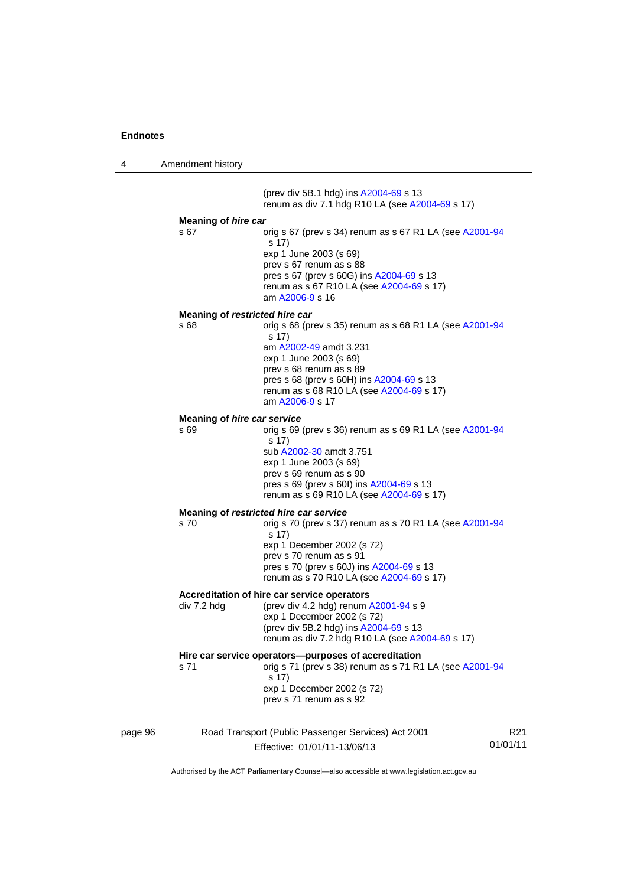(prev div 5B.1 hdg) ins A2004-69 s 13
renum as div 7.1 hdg R10 LA (see A2004-69 s 17)

**Meaning of *hire car***

s 67 orig s 67 (prev s 34) renum as s 67 R1 LA (see A2001-94 s 17)
exp 1 June 2003 (s 69)
prev s 67 renum as s 88
pres s 67 (prev s 60G) ins A2004-69 s 13
renum as s 67 R10 LA (see A2004-69 s 17)
am A2006-9 s 16

**Meaning of *restricted hire car***

s 68 orig s 68 (prev s 35) renum as s 68 R1 LA (see A2001-94 s 17)
am A2002-49 amdt 3.231
exp 1 June 2003 (s 69)
prev s 68 renum as s 89
pres s 68 (prev s 60H) ins A2004-69 s 13
renum as s 68 R10 LA (see A2004-69 s 17)
am A2006-9 s 17

**Meaning of *hire car service***

s 69 orig s 69 (prev s 36) renum as s 69 R1 LA (see A2001-94 s 17)
sub A2002-30 amdt 3.751
exp 1 June 2003 (s 69)
prev s 69 renum as s 90
pres s 69 (prev s 60I) ins A2004-69 s 13
renum as s 69 R10 LA (see A2004-69 s 17)

**Meaning of *restricted hire car service***

s 70 orig s 70 (prev s 37) renum as s 70 R1 LA (see A2001-94 s 17)
exp 1 December 2002 (s 72)
prev s 70 renum as s 91
pres s 70 (prev s 60J) ins A2004-69 s 13
renum as s 70 R10 LA (see A2004-69 s 17)

**Accreditation of hire car service operators**

div 7.2 hdg (prev div 4.2 hdg) renum A2001-94 s 9
exp 1 December 2002 (s 72)
(prev div 5B.2 hdg) ins A2004-69 s 13
renum as div 7.2 hdg R10 LA (see A2004-69 s 17)

**Hire car service operators—purposes of accreditation**

s 71 orig s 71 (prev s 38) renum as s 71 R1 LA (see A2001-94 s 17)
exp 1 December 2002 (s 72)
prev s 71 renum as s 92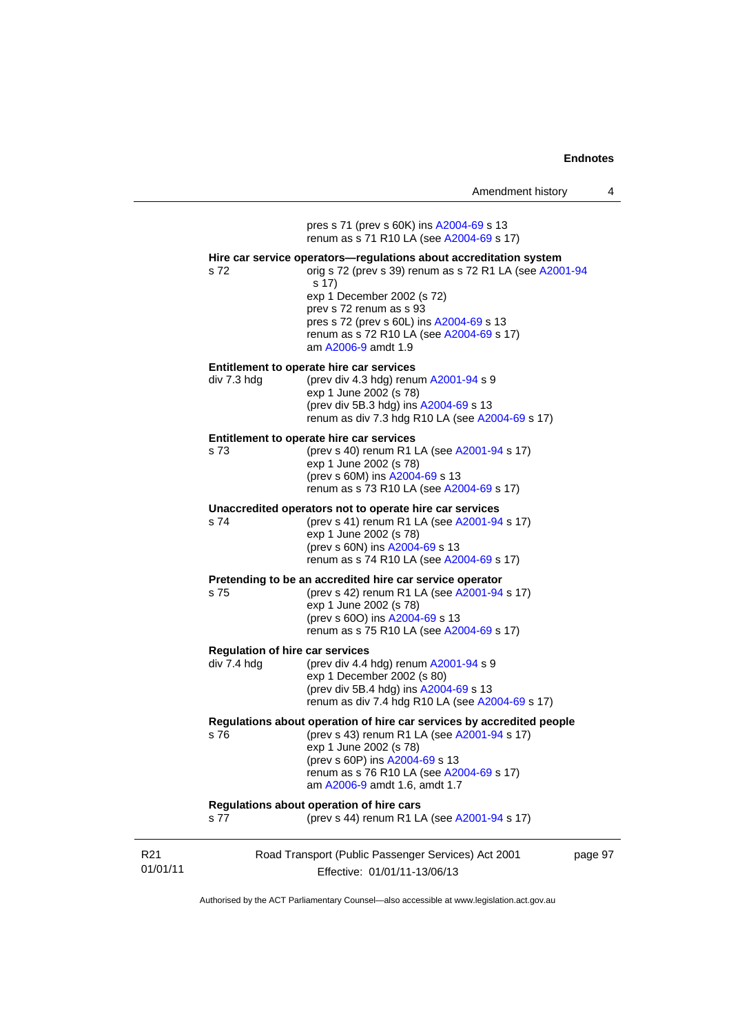pres s 71 (prev s 60K) ins A2004-69 s 13
renum as s 71 R10 LA (see A2004-69 s 17)

**Hire car service operators—regulations about accreditation system**

| | |
|---|---|
| s 72 | orig s 72 (prev s 39) renum as s 72 R1 LA (see A2001-94 s 17)<br>exp 1 December 2002 (s 72)<br>prev s 72 renum as s 93<br>pres s 72 (prev s 60L) ins A2004-69 s 13<br>renum as s 72 R10 LA (see A2004-69 s 17)<br>am A2006-9 amdt 1.9 |

**Entitlement to operate hire car services**

| | |
|---|---|
| div 7.3 hdg | (prev div 4.3 hdg) renum A2001-94 s 9<br>exp 1 June 2002 (s 78)<br>(prev div 5B.3 hdg) ins A2004-69 s 13<br>renum as div 7.3 hdg R10 LA (see A2004-69 s 17) |

**Entitlement to operate hire car services**

| | |
|---|---|
| s 73 | (prev s 40) renum R1 LA (see A2001-94 s 17)<br>exp 1 June 2002 (s 78)<br>(prev s 60M) ins A2004-69 s 13<br>renum as s 73 R10 LA (see A2004-69 s 17) |

**Unaccredited operators not to operate hire car services**

| | |
|---|---|
| s 74 | (prev s 41) renum R1 LA (see A2001-94 s 17)<br>exp 1 June 2002 (s 78)<br>(prev s 60N) ins A2004-69 s 13<br>renum as s 74 R10 LA (see A2004-69 s 17) |

**Pretending to be an accredited hire car service operator**

| | |
|---|---|
| s 75 | (prev s 42) renum R1 LA (see A2001-94 s 17)<br>exp 1 June 2002 (s 78)<br>(prev s 60O) ins A2004-69 s 13<br>renum as s 75 R10 LA (see A2004-69 s 17) |

**Regulation of hire car services**

| | |
|---|---|
| div 7.4 hdg | (prev div 4.4 hdg) renum A2001-94 s 9<br>exp 1 December 2002 (s 80)<br>(prev div 5B.4 hdg) ins A2004-69 s 13<br>renum as div 7.4 hdg R10 LA (see A2004-69 s 17) |

**Regulations about operation of hire car services by accredited people**

| | |
|---|---|
| s 76 | (prev s 43) renum R1 LA (see A2001-94 s 17)<br>exp 1 June 2002 (s 78)<br>(prev s 60P) ins A2004-69 s 13<br>renum as s 76 R10 LA (see A2004-69 s 17)<br>am A2006-9 amdt 1.6, amdt 1.7 |

**Regulations about operation of hire cars**

| | |
|---|---|
| s 77 | (prev s 44) renum R1 LA (see A2001-94 s 17) |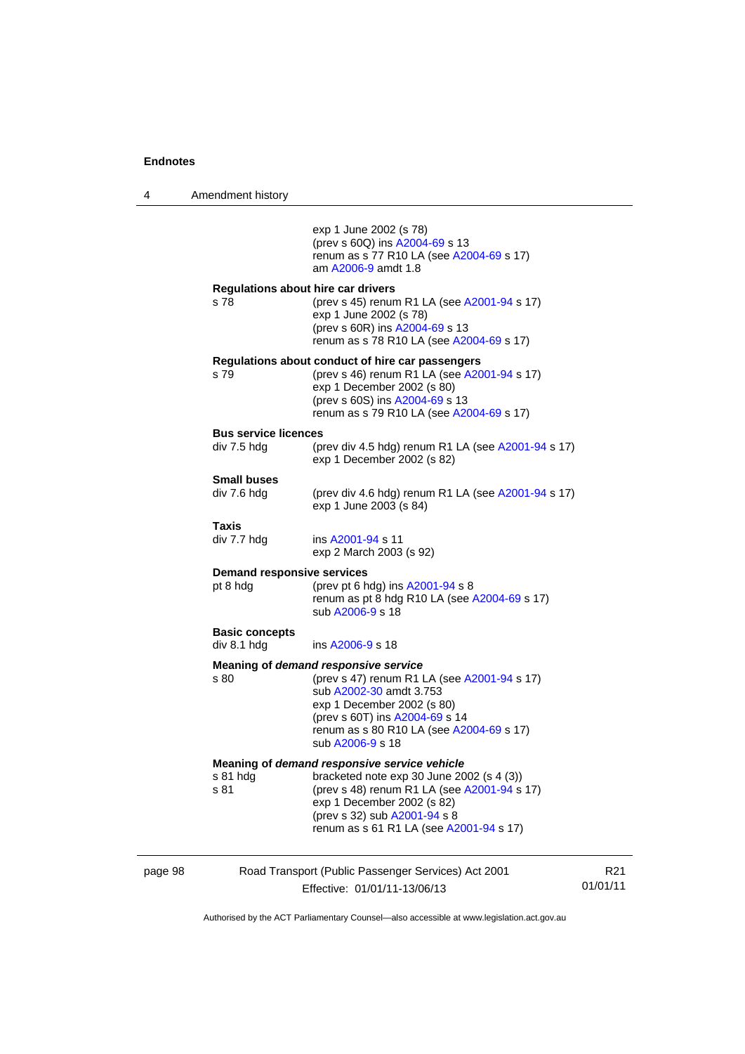exp 1 June 2002 (s 78)
(prev s 60Q) ins A2004-69 s 13
renum as s 77 R10 LA (see A2004-69 s 17)
am A2006-9 amdt 1.8

**Regulations about hire car drivers**
s 78 (prev s 45) renum R1 LA (see A2001-94 s 17)
exp 1 June 2002 (s 78)
(prev s 60R) ins A2004-69 s 13
renum as s 78 R10 LA (see A2004-69 s 17)

**Regulations about conduct of hire car passengers**
s 79 (prev s 46) renum R1 LA (see A2001-94 s 17)
exp 1 December 2002 (s 80)
(prev s 60S) ins A2004-69 s 13
renum as s 79 R10 LA (see A2004-69 s 17)

**Bus service licences**
div 7.5 hdg (prev div 4.5 hdg) renum R1 LA (see A2001-94 s 17)
exp 1 December 2002 (s 82)

**Small buses**
div 7.6 hdg (prev div 4.6 hdg) renum R1 LA (see A2001-94 s 17)
exp 1 June 2003 (s 84)

**Taxis**
div 7.7 hdg ins A2001-94 s 11
exp 2 March 2003 (s 92)

**Demand responsive services**
pt 8 hdg (prev pt 6 hdg) ins A2001-94 s 8
renum as pt 8 hdg R10 LA (see A2004-69 s 17)
sub A2006-9 s 18

**Basic concepts**
div 8.1 hdg ins A2006-9 s 18

**Meaning of *demand responsive service***
s 80 (prev s 47) renum R1 LA (see A2001-94 s 17)
sub A2002-30 amdt 3.753
exp 1 December 2002 (s 80)
(prev s 60T) ins A2004-69 s 14
renum as s 80 R10 LA (see A2004-69 s 17)
sub A2006-9 s 18

**Meaning of *demand responsive service vehicle***
s 81 hdg bracketed note exp 30 June 2002 (s 4 (3))
s 81 (prev s 48) renum R1 LA (see A2001-94 s 17)
exp 1 December 2002 (s 82)
(prev s 32) sub A2001-94 s 8
renum as s 61 R1 LA (see A2001-94 s 17)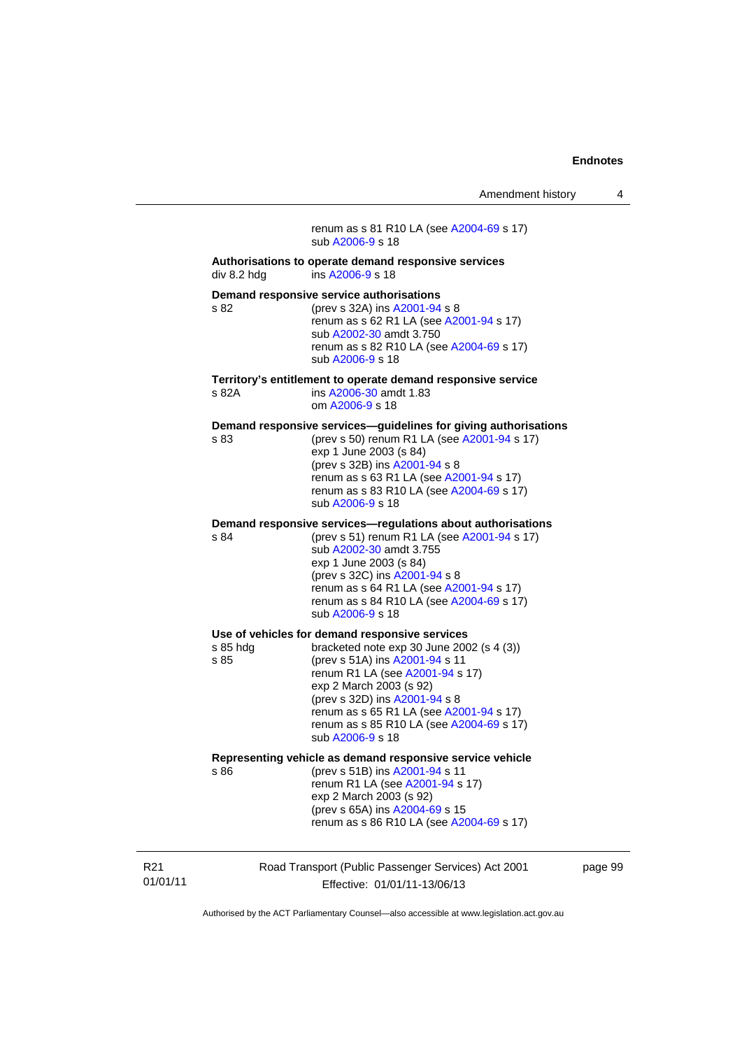renum as s 81 R10 LA (see A2004-69 s 17)
sub A2006-9 s 18

**Authorisations to operate demand responsive services**

div 8.2 hdg — ins A2006-9 s 18

**Demand responsive service authorisations**

s 82 — (prev s 32A) ins A2001-94 s 8
renum as s 62 R1 LA (see A2001-94 s 17)
sub A2002-30 amdt 3.750
renum as s 82 R10 LA (see A2004-69 s 17)
sub A2006-9 s 18

**Territory's entitlement to operate demand responsive service**

s 82A — ins A2006-30 amdt 1.83
om A2006-9 s 18

**Demand responsive services—guidelines for giving authorisations**

s 83 — (prev s 50) renum R1 LA (see A2001-94 s 17)
exp 1 June 2003 (s 84)
(prev s 32B) ins A2001-94 s 8
renum as s 63 R1 LA (see A2001-94 s 17)
renum as s 83 R10 LA (see A2004-69 s 17)
sub A2006-9 s 18

**Demand responsive services—regulations about authorisations**

s 84 — (prev s 51) renum R1 LA (see A2001-94 s 17)
sub A2002-30 amdt 3.755
exp 1 June 2003 (s 84)
(prev s 32C) ins A2001-94 s 8
renum as s 64 R1 LA (see A2001-94 s 17)
renum as s 84 R10 LA (see A2004-69 s 17)
sub A2006-9 s 18

**Use of vehicles for demand responsive services**

s 85 hdg — bracketed note exp 30 June 2002 (s 4 (3))

s 85 — (prev s 51A) ins A2001-94 s 11
renum R1 LA (see A2001-94 s 17)
exp 2 March 2003 (s 92)
(prev s 32D) ins A2001-94 s 8
renum as s 65 R1 LA (see A2001-94 s 17)
renum as s 85 R10 LA (see A2004-69 s 17)
sub A2006-9 s 18

**Representing vehicle as demand responsive service vehicle**

s 86 — (prev s 51B) ins A2001-94 s 11
renum R1 LA (see A2001-94 s 17)
exp 2 March 2003 (s 92)
(prev s 65A) ins A2004-69 s 15
renum as s 86 R10 LA (see A2004-69 s 17)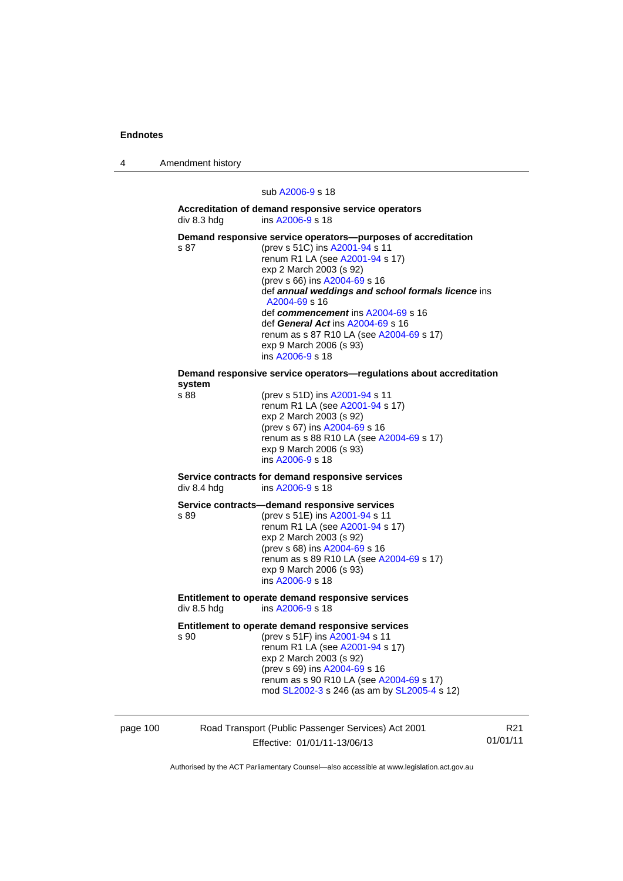sub A2006-9 s 18

**Accreditation of demand responsive service operators**
div 8.3 hdg ins A2006-9 s 18

**Demand responsive service operators—purposes of accreditation**
s 87 (prev s 51C) ins A2001-94 s 11
renum R1 LA (see A2001-94 s 17)
exp 2 March 2003 (s 92)
(prev s 66) ins A2004-69 s 16
def ***annual weddings and school formals licence*** ins A2004-69 s 16
def ***commencement*** ins A2004-69 s 16
def ***General Act*** ins A2004-69 s 16
renum as s 87 R10 LA (see A2004-69 s 17)
exp 9 March 2006 (s 93)
ins A2006-9 s 18

**Demand responsive service operators—regulations about accreditation system**
s 88 (prev s 51D) ins A2001-94 s 11
renum R1 LA (see A2001-94 s 17)
exp 2 March 2003 (s 92)
(prev s 67) ins A2004-69 s 16
renum as s 88 R10 LA (see A2004-69 s 17)
exp 9 March 2006 (s 93)
ins A2006-9 s 18

**Service contracts for demand responsive services**
div 8.4 hdg ins A2006-9 s 18

**Service contracts—demand responsive services**
s 89 (prev s 51E) ins A2001-94 s 11
renum R1 LA (see A2001-94 s 17)
exp 2 March 2003 (s 92)
(prev s 68) ins A2004-69 s 16
renum as s 89 R10 LA (see A2004-69 s 17)
exp 9 March 2006 (s 93)
ins A2006-9 s 18

**Entitlement to operate demand responsive services**
div 8.5 hdg ins A2006-9 s 18

**Entitlement to operate demand responsive services**
s 90 (prev s 51F) ins A2001-94 s 11
renum R1 LA (see A2001-94 s 17)
exp 2 March 2003 (s 92)
(prev s 69) ins A2004-69 s 16
renum as s 90 R10 LA (see A2004-69 s 17)
mod SL2002-3 s 246 (as am by SL2005-4 s 12)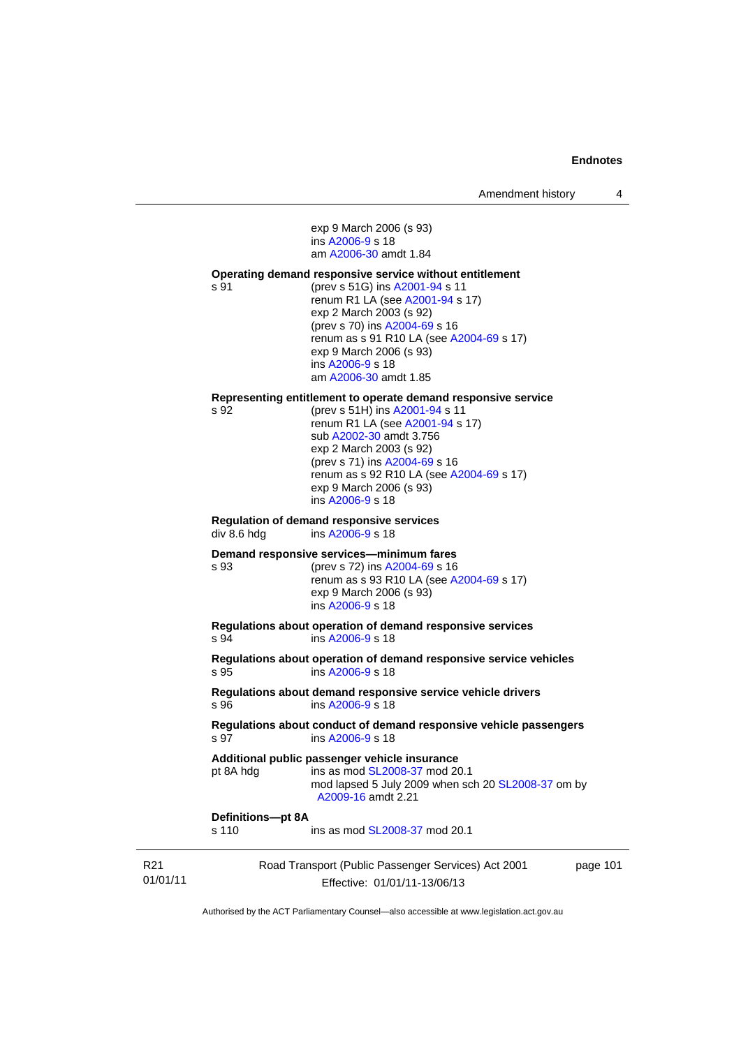exp 9 March 2006 (s 93)
ins A2006-9 s 18
am A2006-30 amdt 1.84

**Operating demand responsive service without entitlement**

s 91 (prev s 51G) ins A2001-94 s 11
renum R1 LA (see A2001-94 s 17)
exp 2 March 2003 (s 92)
(prev s 70) ins A2004-69 s 16
renum as s 91 R10 LA (see A2004-69 s 17)
exp 9 March 2006 (s 93)
ins A2006-9 s 18
am A2006-30 amdt 1.85

**Representing entitlement to operate demand responsive service**

s 92 (prev s 51H) ins A2001-94 s 11
renum R1 LA (see A2001-94 s 17)
sub A2002-30 amdt 3.756
exp 2 March 2003 (s 92)
(prev s 71) ins A2004-69 s 16
renum as s 92 R10 LA (see A2004-69 s 17)
exp 9 March 2006 (s 93)
ins A2006-9 s 18

**Regulation of demand responsive services**

div 8.6 hdg ins A2006-9 s 18

**Demand responsive services—minimum fares**

s 93 (prev s 72) ins A2004-69 s 16
renum as s 93 R10 LA (see A2004-69 s 17)
exp 9 March 2006 (s 93)
ins A2006-9 s 18

**Regulations about operation of demand responsive services**

s 94 ins A2006-9 s 18

**Regulations about operation of demand responsive service vehicles**

s 95 ins A2006-9 s 18

**Regulations about demand responsive service vehicle drivers**

s 96 ins A2006-9 s 18

**Regulations about conduct of demand responsive vehicle passengers**

s 97 ins A2006-9 s 18

**Additional public passenger vehicle insurance**

pt 8A hdg ins as mod SL2008-37 mod 20.1
mod lapsed 5 July 2009 when sch 20 SL2008-37 om by A2009-16 amdt 2.21

**Definitions—pt 8A**

s 110 ins as mod SL2008-37 mod 20.1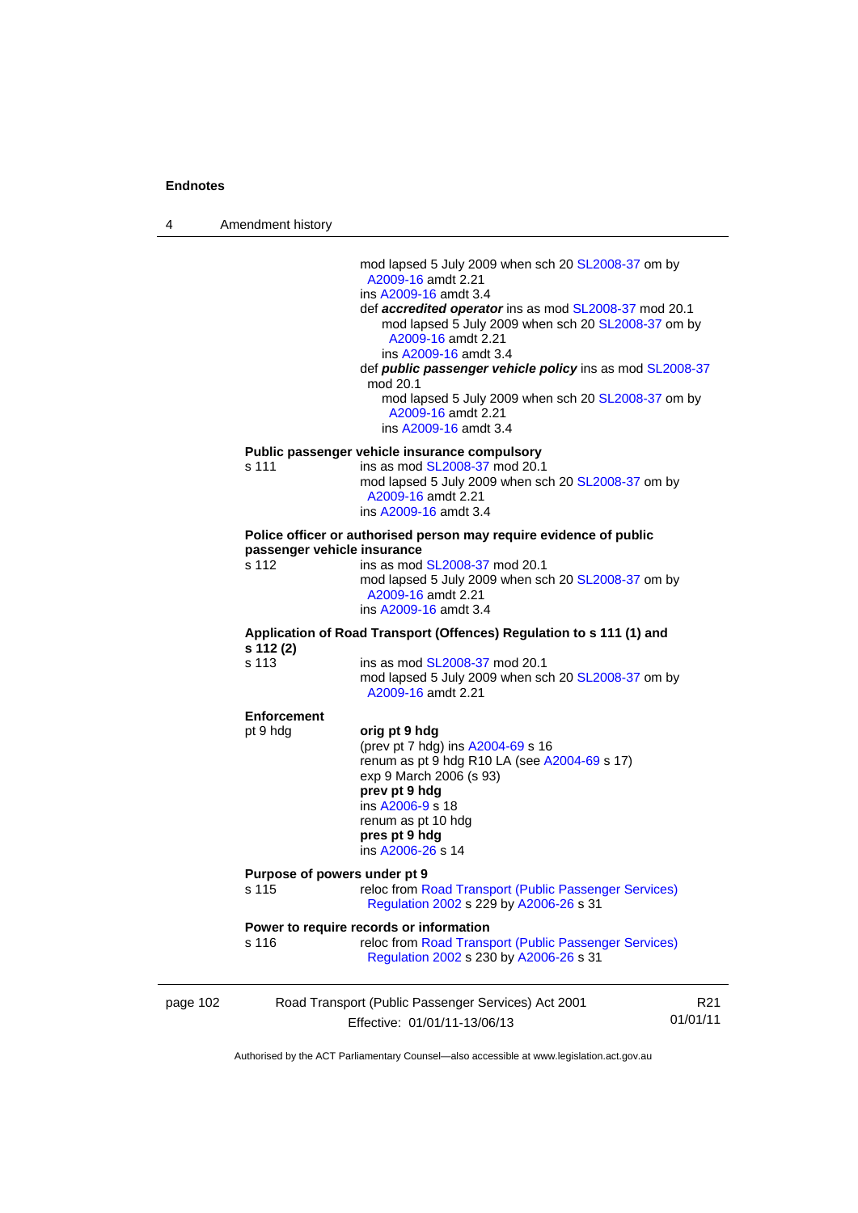mod lapsed 5 July 2009 when sch 20 SL2008-37 om by A2009-16 amdt 2.21
ins A2009-16 amdt 3.4
def ***accredited operator*** ins as mod SL2008-37 mod 20.1
mod lapsed 5 July 2009 when sch 20 SL2008-37 om by A2009-16 amdt 2.21
ins A2009-16 amdt 3.4
def ***public passenger vehicle policy*** ins as mod SL2008-37 mod 20.1
mod lapsed 5 July 2009 when sch 20 SL2008-37 om by A2009-16 amdt 2.21
ins A2009-16 amdt 3.4

**Public passenger vehicle insurance compulsory**

s 111 — ins as mod SL2008-37 mod 20.1
mod lapsed 5 July 2009 when sch 20 SL2008-37 om by A2009-16 amdt 2.21
ins A2009-16 amdt 3.4

**Police officer or authorised person may require evidence of public passenger vehicle insurance**

s 112 — ins as mod SL2008-37 mod 20.1
mod lapsed 5 July 2009 when sch 20 SL2008-37 om by A2009-16 amdt 2.21
ins A2009-16 amdt 3.4

**Application of Road Transport (Offences) Regulation to s 111 (1) and s 112 (2)**

s 113 — ins as mod SL2008-37 mod 20.1
mod lapsed 5 July 2009 when sch 20 SL2008-37 om by A2009-16 amdt 2.21

**Enforcement**

pt 9 hdg — **orig pt 9 hdg**
(prev pt 7 hdg) ins A2004-69 s 16
renum as pt 9 hdg R10 LA (see A2004-69 s 17)
exp 9 March 2006 (s 93)
**prev pt 9 hdg**
ins A2006-9 s 18
renum as pt 10 hdg
**pres pt 9 hdg**
ins A2006-26 s 14

**Purpose of powers under pt 9**

s 115 — reloc from Road Transport (Public Passenger Services) Regulation 2002 s 229 by A2006-26 s 31

**Power to require records or information**

s 116 — reloc from Road Transport (Public Passenger Services) Regulation 2002 s 230 by A2006-26 s 31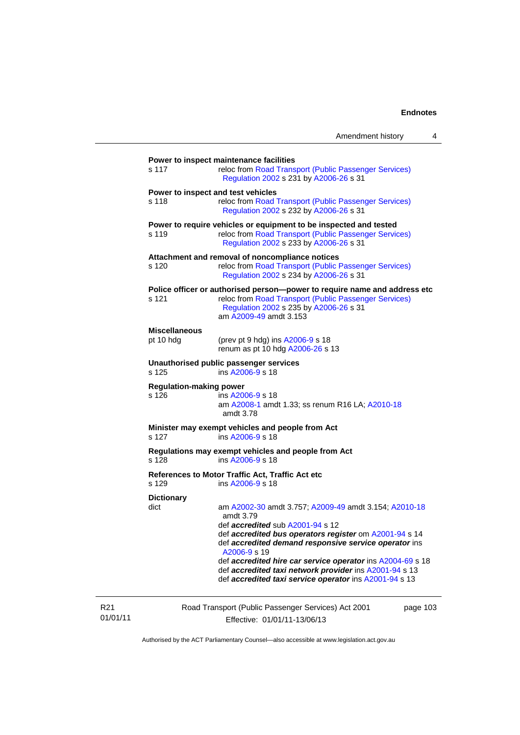**Power to inspect maintenance facilities**

s 117 — reloc from Road Transport (Public Passenger Services) Regulation 2002 s 231 by A2006-26 s 31

**Power to inspect and test vehicles**

s 118 — reloc from Road Transport (Public Passenger Services) Regulation 2002 s 232 by A2006-26 s 31

**Power to require vehicles or equipment to be inspected and tested**

s 119 — reloc from Road Transport (Public Passenger Services) Regulation 2002 s 233 by A2006-26 s 31

**Attachment and removal of noncompliance notices**

s 120 — reloc from Road Transport (Public Passenger Services) Regulation 2002 s 234 by A2006-26 s 31

**Police officer or authorised person—power to require name and address etc**

s 121 — reloc from Road Transport (Public Passenger Services) Regulation 2002 s 235 by A2006-26 s 31
am A2009-49 amdt 3.153

**Miscellaneous**

pt 10 hdg — (prev pt 9 hdg) ins A2006-9 s 18
renum as pt 10 hdg A2006-26 s 13

**Unauthorised public passenger services**

s 125 — ins A2006-9 s 18

**Regulation-making power**

s 126 — ins A2006-9 s 18
am A2008-1 amdt 1.33; ss renum R16 LA; A2010-18 amdt 3.78

**Minister may exempt vehicles and people from Act**

s 127 — ins A2006-9 s 18

**Regulations may exempt vehicles and people from Act**

s 128 — ins A2006-9 s 18

**References to Motor Traffic Act, Traffic Act etc**

s 129 — ins A2006-9 s 18

**Dictionary**

dict — am A2002-30 amdt 3.757; A2009-49 amdt 3.154; A2010-18 amdt 3.79
def ***accredited*** sub A2001-94 s 12
def ***accredited bus operators register*** om A2001-94 s 14
def ***accredited demand responsive service operator*** ins A2006-9 s 19
def ***accredited hire car service operator*** ins A2004-69 s 18
def ***accredited taxi network provider*** ins A2001-94 s 13
def ***accredited taxi service operator*** ins A2001-94 s 13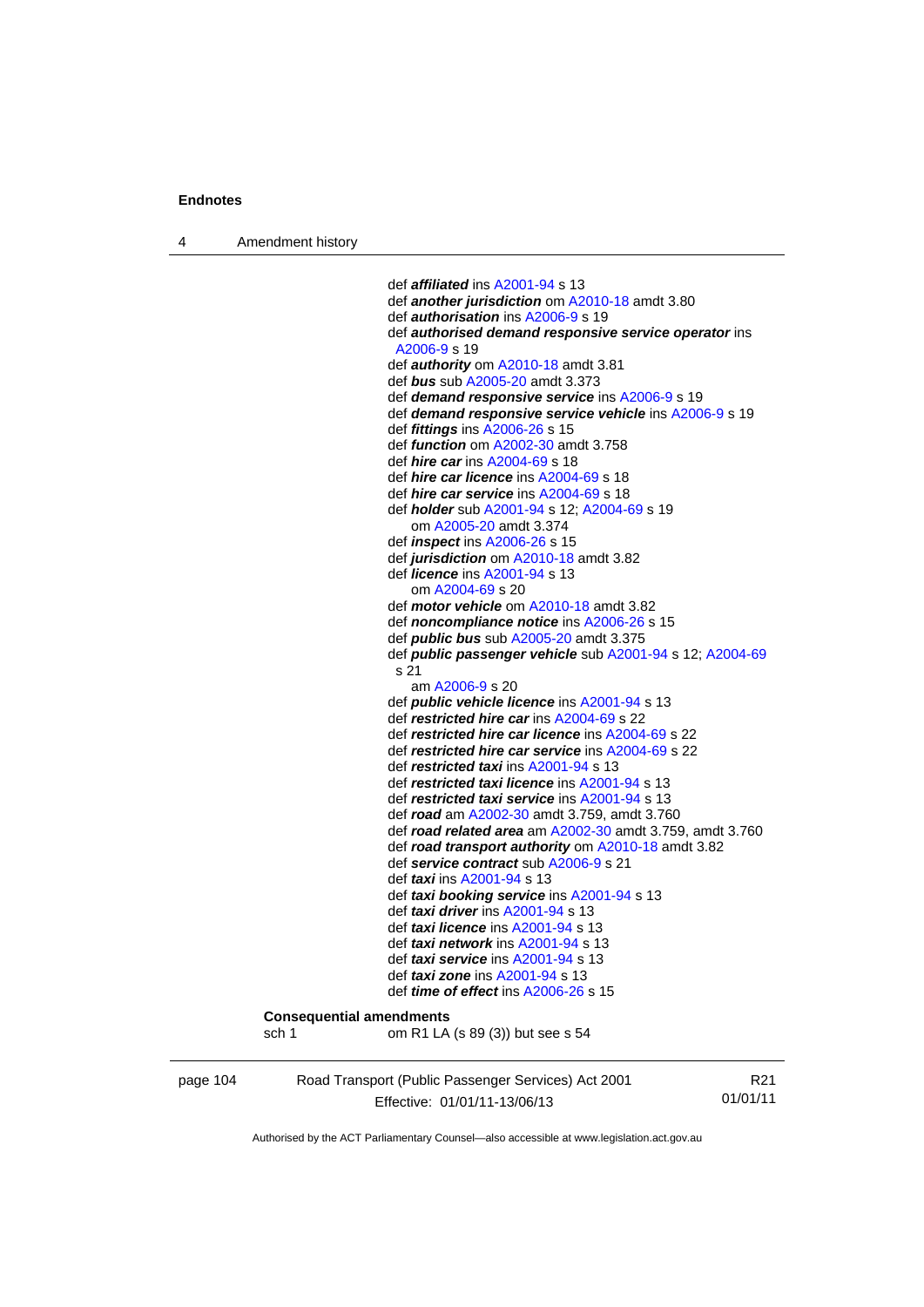def ***affiliated*** ins A2001-94 s 13
def ***another jurisdiction*** om A2010-18 amdt 3.80
def ***authorisation*** ins A2006-9 s 19
def ***authorised demand responsive service operator*** ins A2006-9 s 19
def ***authority*** om A2010-18 amdt 3.81
def ***bus*** sub A2005-20 amdt 3.373
def ***demand responsive service*** ins A2006-9 s 19
def ***demand responsive service vehicle*** ins A2006-9 s 19
def ***fittings*** ins A2006-26 s 15
def ***function*** om A2002-30 amdt 3.758
def ***hire car*** ins A2004-69 s 18
def ***hire car licence*** ins A2004-69 s 18
def ***hire car service*** ins A2004-69 s 18
def ***holder*** sub A2001-94 s 12; A2004-69 s 19
om A2005-20 amdt 3.374
def ***inspect*** ins A2006-26 s 15
def ***jurisdiction*** om A2010-18 amdt 3.82
def ***licence*** ins A2001-94 s 13
om A2004-69 s 20
def ***motor vehicle*** om A2010-18 amdt 3.82
def ***noncompliance notice*** ins A2006-26 s 15
def ***public bus*** sub A2005-20 amdt 3.375
def ***public passenger vehicle*** sub A2001-94 s 12; A2004-69 s 21
am A2006-9 s 20
def ***public vehicle licence*** ins A2001-94 s 13
def ***restricted hire car*** ins A2004-69 s 22
def ***restricted hire car licence*** ins A2004-69 s 22
def ***restricted hire car service*** ins A2004-69 s 22
def ***restricted taxi*** ins A2001-94 s 13
def ***restricted taxi licence*** ins A2001-94 s 13
def ***restricted taxi service*** ins A2001-94 s 13
def ***road*** am A2002-30 amdt 3.759, amdt 3.760
def ***road related area*** am A2002-30 amdt 3.759, amdt 3.760
def ***road transport authority*** om A2010-18 amdt 3.82
def ***service contract*** sub A2006-9 s 21
def ***taxi*** ins A2001-94 s 13
def ***taxi booking service*** ins A2001-94 s 13
def ***taxi driver*** ins A2001-94 s 13
def ***taxi licence*** ins A2001-94 s 13
def ***taxi network*** ins A2001-94 s 13
def ***taxi service*** ins A2001-94 s 13
def ***taxi zone*** ins A2001-94 s 13
def ***time of effect*** ins A2006-26 s 15

**Consequential amendments**

sch 1 om R1 LA (s 89 (3)) but see s 54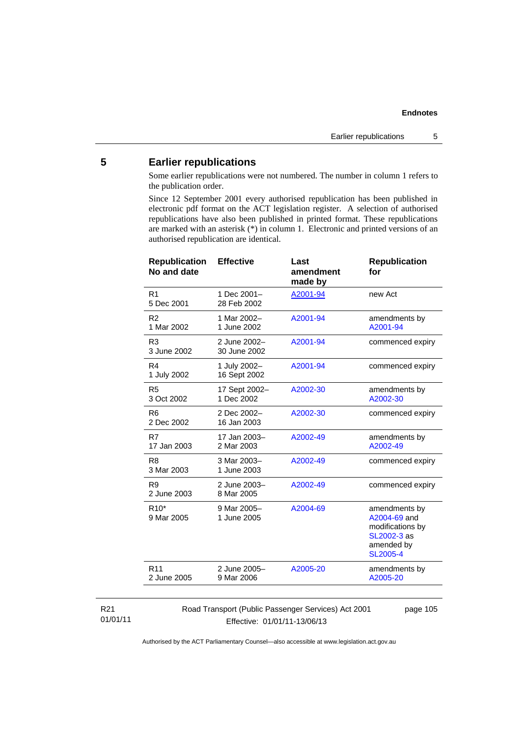## 5 Earlier republications

Some earlier republications were not numbered. The number in column 1 refers to the publication order.

Since 12 September 2001 every authorised republication has been published in electronic pdf format on the ACT legislation register. A selection of authorised republications have also been published in printed format. These republications are marked with an asterisk (*) in column 1. Electronic and printed versions of an authorised republication are identical.

| Republication No and date | Effective | Last amendment made by | Republication for |
|---|---|---|---|
| R1<br>5 Dec 2001 | 1 Dec 2001–<br>28 Feb 2002 | A2001-94 | new Act |
| R2<br>1 Mar 2002 | 1 Mar 2002–<br>1 June 2002 | A2001-94 | amendments by A2001-94 |
| R3<br>3 June 2002 | 2 June 2002–<br>30 June 2002 | A2001-94 | commenced expiry |
| R4<br>1 July 2002 | 1 July 2002–<br>16 Sept 2002 | A2001-94 | commenced expiry |
| R5<br>3 Oct 2002 | 17 Sept 2002–<br>1 Dec 2002 | A2002-30 | amendments by A2002-30 |
| R6<br>2 Dec 2002 | 2 Dec 2002–<br>16 Jan 2003 | A2002-30 | commenced expiry |
| R7<br>17 Jan 2003 | 17 Jan 2003–<br>2 Mar 2003 | A2002-49 | amendments by A2002-49 |
| R8<br>3 Mar 2003 | 3 Mar 2003–<br>1 June 2003 | A2002-49 | commenced expiry |
| R9<br>2 June 2003 | 2 June 2003–<br>8 Mar 2005 | A2002-49 | commenced expiry |
| R10*<br>9 Mar 2005 | 9 Mar 2005–<br>1 June 2005 | A2004-69 | amendments by A2004-69 and modifications by SL2002-3 as amended by SL2005-4 |
| R11<br>2 June 2005 | 2 June 2005–<br>9 Mar 2006 | A2005-20 | amendments by A2005-20 |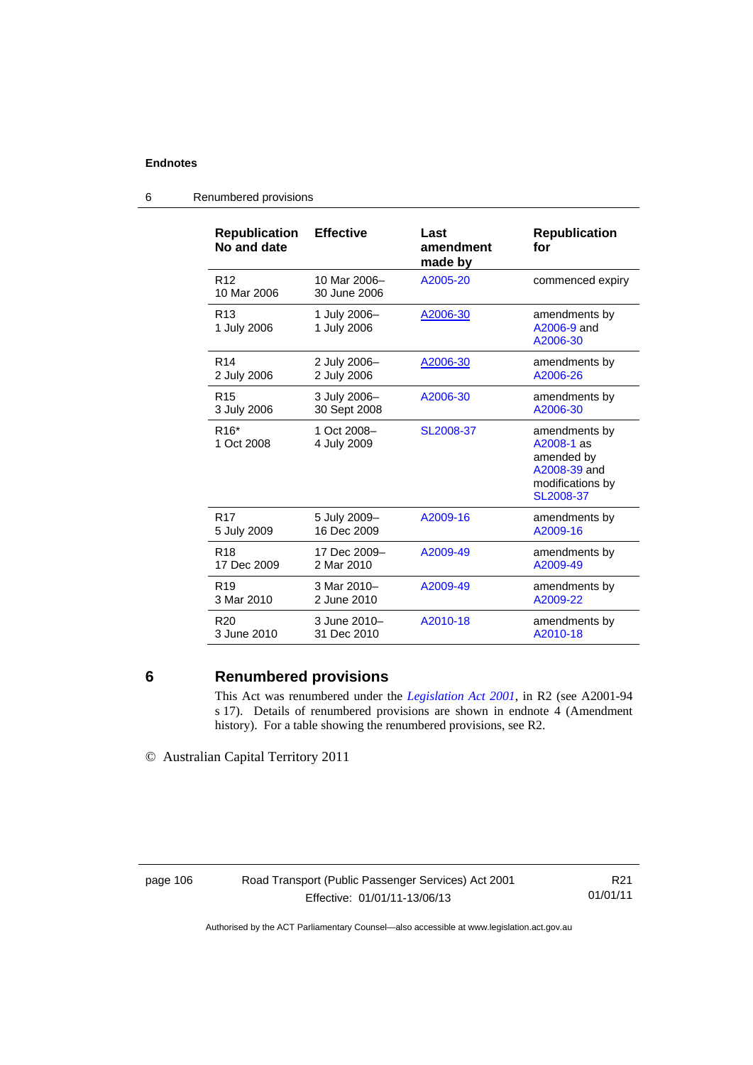| Republication No and date | Effective | Last amendment made by | Republication for |
|---|---|---|---|
| R12<br>10 Mar 2006 | 10 Mar 2006–<br>30 June 2006 | A2005-20 | commenced expiry |
| R13<br>1 July 2006 | 1 July 2006–<br>1 July 2006 | A2006-30 | amendments by A2006-9 and A2006-30 |
| R14<br>2 July 2006 | 2 July 2006–<br>2 July 2006 | A2006-30 | amendments by A2006-26 |
| R15<br>3 July 2006 | 3 July 2006–<br>30 Sept 2008 | A2006-30 | amendments by A2006-30 |
| R16*<br>1 Oct 2008 | 1 Oct 2008–<br>4 July 2009 | SL2008-37 | amendments by A2008-1 as amended by A2008-39 and modifications by SL2008-37 |
| R17<br>5 July 2009 | 5 July 2009–<br>16 Dec 2009 | A2009-16 | amendments by A2009-16 |
| R18<br>17 Dec 2009 | 17 Dec 2009–<br>2 Mar 2010 | A2009-49 | amendments by A2009-49 |
| R19<br>3 Mar 2010 | 3 Mar 2010–<br>2 June 2010 | A2009-49 | amendments by A2009-22 |
| R20<br>3 June 2010 | 3 June 2010–<br>31 Dec 2010 | A2010-18 | amendments by A2010-18 |

## 6 Renumbered provisions

This Act was renumbered under the *Legislation Act 2001*, in R2 (see A2001-94 s 17). Details of renumbered provisions are shown in endnote 4 (Amendment history). For a table showing the renumbered provisions, see R2.

© Australian Capital Territory 2011